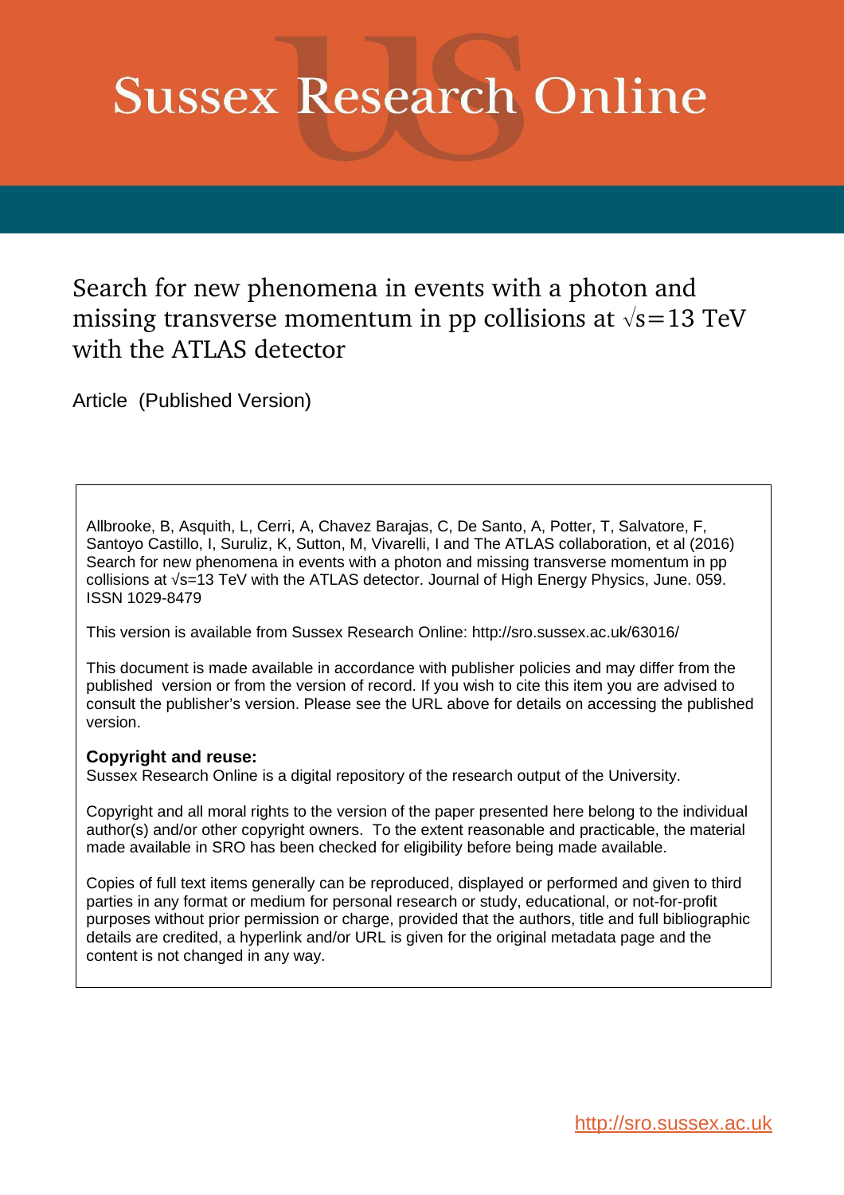# Sussex Research Online

## Search for new phenomena in events with a photon and missing transverse momentum in pp collisions at $\sqrt{s}=13$ TeV with the ATLAS detector

Article (Published Version)

Allbrooke, B, Asquith, L, Cerri, A, Chavez Barajas, C, De Santo, A, Potter, T, Salvatore, F, Santoyo Castillo, I, Suruliz, K, Sutton, M, Vivarelli, I and The ATLAS collaboration, et al (2016) Search for new phenomena in events with a photon and missing transverse momentum in pp collisions at $\sqrt{s}=13$ TeV with the ATLAS detector. Journal of High Energy Physics, June. 059. ISSN 1029-8479

This version is available from Sussex Research Online: http://sro.sussex.ac.uk/63016/

This document is made available in accordance with publisher policies and may differ from the published version or from the version of record. If you wish to cite this item you are advised to consult the publisher's version. Please see the URL above for details on accessing the published version.

**Copyright and reuse:**
Sussex Research Online is a digital repository of the research output of the University.

Copyright and all moral rights to the version of the paper presented here belong to the individual author(s) and/or other copyright owners. To the extent reasonable and practicable, the material made available in SRO has been checked for eligibility before being made available.

Copies of full text items generally can be reproduced, displayed or performed and given to third parties in any format or medium for personal research or study, educational, or not-for-profit purposes without prior permission or charge, provided that the authors, title and full bibliographic details are credited, a hyperlink and/or URL is given for the original metadata page and the content is not changed in any way.

http://sro.sussex.ac.uk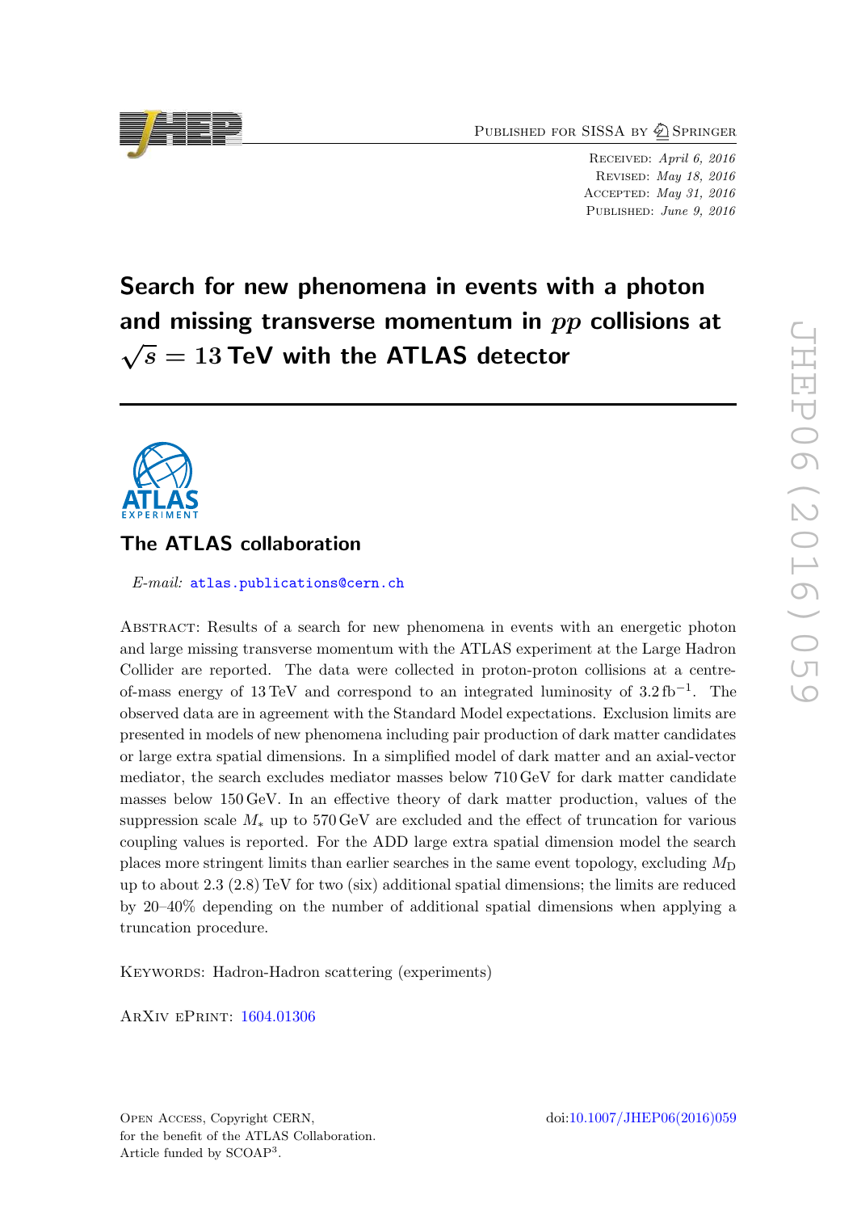# Search for new phenomena in events with a photon and missing transverse momentum in $pp$ collisions at $\sqrt{s} = 13$ TeV with the ATLAS detector

## The ATLAS collaboration

*E-mail:* atlas.publications@cern.ch

Abstract: Results of a search for new phenomena in events with an energetic photon and large missing transverse momentum with the ATLAS experiment at the Large Hadron Collider are reported. The data were collected in proton-proton collisions at a centre-of-mass energy of 13 TeV and correspond to an integrated luminosity of 3.2 fb$^{-1}$. The observed data are in agreement with the Standard Model expectations. Exclusion limits are presented in models of new phenomena including pair production of dark matter candidates or large extra spatial dimensions. In a simplified model of dark matter and an axial-vector mediator, the search excludes mediator masses below 710 GeV for dark matter candidate masses below 150 GeV. In an effective theory of dark matter production, values of the suppression scale $M_*$ up to 570 GeV are excluded and the effect of truncation for various coupling values is reported. For the ADD large extra spatial dimension model the search places more stringent limits than earlier searches in the same event topology, excluding $M_{\mathrm{D}}$ up to about 2.3 (2.8) TeV for two (six) additional spatial dimensions; the limits are reduced by 20–40% depending on the number of additional spatial dimensions when applying a truncation procedure.

Keywords: Hadron-Hadron scattering (experiments)

ArXiv ePrint: 1604.01306

Open Access, Copyright CERN, for the benefit of the ATLAS Collaboration. Article funded by SCOAP[3].

doi:10.1007/JHEP06(2016)059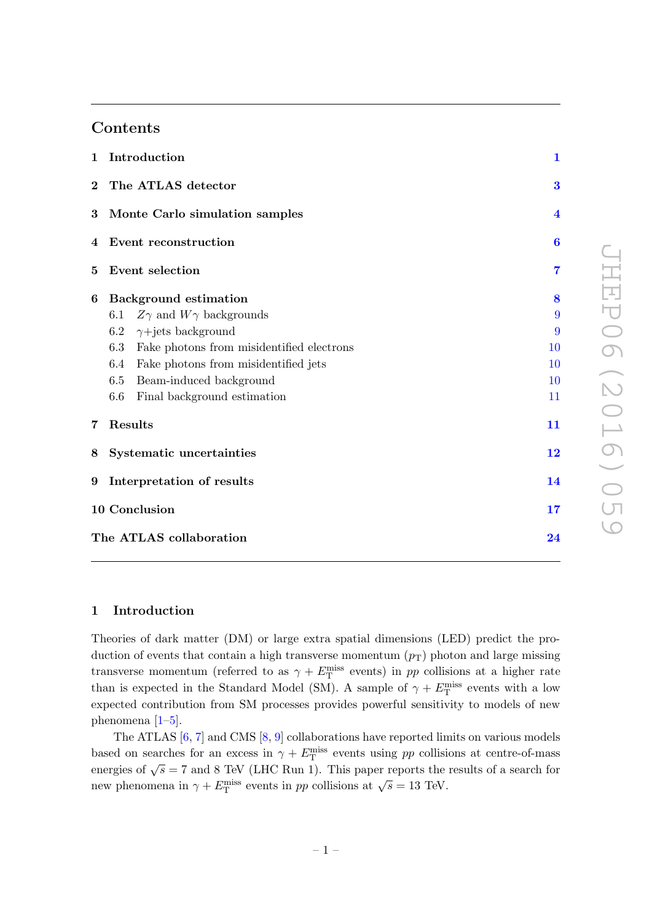## Contents

| | | |
|---|---|---|
| **1** | **Introduction** | **1** |
| **2** | **The ATLAS detector** | **3** |
| **3** | **Monte Carlo simulation samples** | **4** |
| **4** | **Event reconstruction** | **6** |
| **5** | **Event selection** | **7** |
| **6** | **Background estimation** | **8** |
| 6.1 | $Z\gamma$ and $W\gamma$ backgrounds | 9 |
| 6.2 | $\gamma$+jets background | 9 |
| 6.3 | Fake photons from misidentified electrons | 10 |
| 6.4 | Fake photons from misidentified jets | 10 |
| 6.5 | Beam-induced background | 10 |
| 6.6 | Final background estimation | 11 |
| **7** | **Results** | **11** |
| **8** | **Systematic uncertainties** | **12** |
| **9** | **Interpretation of results** | **14** |
| **10** | **Conclusion** | **17** |
| | **The ATLAS collaboration** | **24** |

## 1 Introduction

Theories of dark matter (DM) or large extra spatial dimensions (LED) predict the production of events that contain a high transverse momentum ($p_{\mathrm{T}}$) photon and large missing transverse momentum (referred to as $\gamma + E_{\mathrm{T}}^{\mathrm{miss}}$ events) in $pp$ collisions at a higher rate than is expected in the Standard Model (SM). A sample of $\gamma + E_{\mathrm{T}}^{\mathrm{miss}}$ events with a low expected contribution from SM processes provides powerful sensitivity to models of new phenomena [1–5].

The ATLAS [6, 7] and CMS [8, 9] collaborations have reported limits on various models based on searches for an excess in $\gamma + E_{\mathrm{T}}^{\mathrm{miss}}$ events using $pp$ collisions at centre-of-mass energies of $\sqrt{s} = 7$ and 8 TeV (LHC Run 1). This paper reports the results of a search for new phenomena in $\gamma + E_{\mathrm{T}}^{\mathrm{miss}}$ events in $pp$ collisions at $\sqrt{s} = 13$ TeV.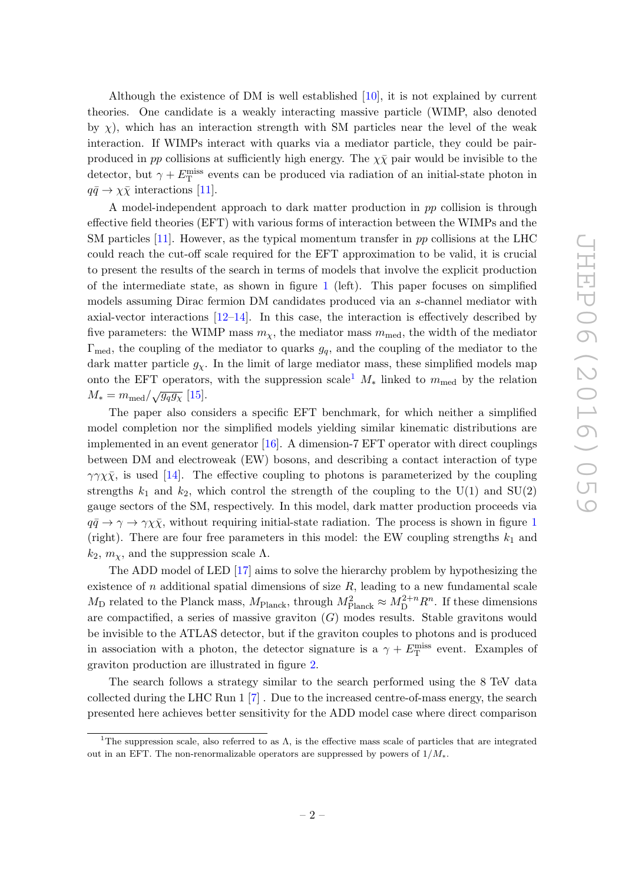Although the existence of DM is well established [10], it is not explained by current theories. One candidate is a weakly interacting massive particle (WIMP, also denoted by $\chi$), which has an interaction strength with SM particles near the level of the weak interaction. If WIMPs interact with quarks via a mediator particle, they could be pair-produced in $pp$ collisions at sufficiently high energy. The $\chi\bar{\chi}$ pair would be invisible to the detector, but $\gamma + E_{\mathrm{T}}^{\mathrm{miss}}$ events can be produced via radiation of an initial-state photon in $q\bar{q} \to \chi\bar{\chi}$ interactions [11].

A model-independent approach to dark matter production in $pp$ collision is through effective field theories (EFT) with various forms of interaction between the WIMPs and the SM particles [11]. However, as the typical momentum transfer in $pp$ collisions at the LHC could reach the cut-off scale required for the EFT approximation to be valid, it is crucial to present the results of the search in terms of models that involve the explicit production of the intermediate state, as shown in figure 1 (left). This paper focuses on simplified models assuming Dirac fermion DM candidates produced via an $s$-channel mediator with axial-vector interactions [12–14]. In this case, the interaction is effectively described by five parameters: the WIMP mass $m_\chi$, the mediator mass $m_{\mathrm{med}}$, the width of the mediator $\Gamma_{\mathrm{med}}$, the coupling of the mediator to quarks $g_q$, and the coupling of the mediator to the dark matter particle $g_\chi$. In the limit of large mediator mass, these simplified models map onto the EFT operators, with the suppression scale[1] $M_*$ linked to $m_{\mathrm{med}}$ by the relation $M_* = m_{\mathrm{med}}/\sqrt{g_q g_\chi}$ [15].

The paper also considers a specific EFT benchmark, for which neither a simplified model completion nor the simplified models yielding similar kinematic distributions are implemented in an event generator [16]. A dimension-7 EFT operator with direct couplings between DM and electroweak (EW) bosons, and describing a contact interaction of type $\gamma\gamma\chi\bar{\chi}$, is used [14]. The effective coupling to photons is parameterized by the coupling strengths $k_1$ and $k_2$, which control the strength of the coupling to the U(1) and SU(2) gauge sectors of the SM, respectively. In this model, dark matter production proceeds via $q\bar{q} \to \gamma \to \gamma\chi\bar{\chi}$, without requiring initial-state radiation. The process is shown in figure 1 (right). There are four free parameters in this model: the EW coupling strengths $k_1$ and $k_2$, $m_\chi$, and the suppression scale $\Lambda$.

The ADD model of LED [17] aims to solve the hierarchy problem by hypothesizing the existence of $n$ additional spatial dimensions of size $R$, leading to a new fundamental scale $M_{\mathrm{D}}$ related to the Planck mass, $M_{\mathrm{Planck}}$, through $M_{\mathrm{Planck}}^2 \approx M_{\mathrm{D}}^{2+n} R^n$. If these dimensions are compactified, a series of massive graviton ($G$) modes results. Stable gravitons would be invisible to the ATLAS detector, but if the graviton couples to photons and is produced in association with a photon, the detector signature is a $\gamma + E_{\mathrm{T}}^{\mathrm{miss}}$ event. Examples of graviton production are illustrated in figure 2.

The search follows a strategy similar to the search performed using the 8 TeV data collected during the LHC Run 1 [7] . Due to the increased centre-of-mass energy, the search presented here achieves better sensitivity for the ADD model case where direct comparison

[1] The suppression scale, also referred to as $\Lambda$, is the effective mass scale of particles that are integrated out in an EFT. The non-renormalizable operators are suppressed by powers of $1/M_*$.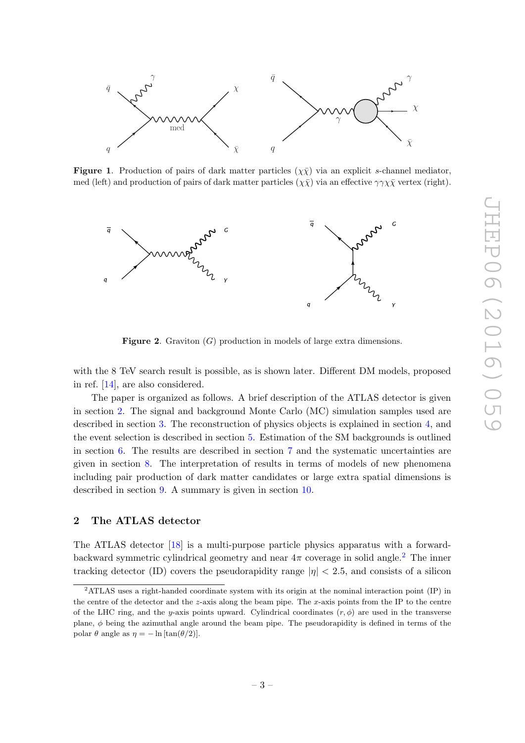**Figure 1**. Production of pairs of dark matter particles ($\chi\bar{\chi}$) via an explicit $s$-channel mediator, med (left) and production of pairs of dark matter particles ($\chi\bar{\chi}$) via an effective $\gamma\gamma\chi\bar{\chi}$ vertex (right).

**Figure 2**. Graviton ($G$) production in models of large extra dimensions.

with the 8 TeV search result is possible, as is shown later. Different DM models, proposed in ref. [14], are also considered.

The paper is organized as follows. A brief description of the ATLAS detector is given in section 2. The signal and background Monte Carlo (MC) simulation samples used are described in section 3. The reconstruction of physics objects is explained in section 4, and the event selection is described in section 5. Estimation of the SM backgrounds is outlined in section 6. The results are described in section 7 and the systematic uncertainties are given in section 8. The interpretation of results in terms of models of new phenomena including pair production of dark matter candidates or large extra spatial dimensions is described in section 9. A summary is given in section 10.

## 2 The ATLAS detector

The ATLAS detector [18] is a multi-purpose particle physics apparatus with a forward-backward symmetric cylindrical geometry and near $4\pi$ coverage in solid angle.[2] The inner tracking detector (ID) covers the pseudorapidity range $|\eta| < 2.5$, and consists of a silicon

[2] ATLAS uses a right-handed coordinate system with its origin at the nominal interaction point (IP) in the centre of the detector and the $z$-axis along the beam pipe. The $x$-axis points from the IP to the centre of the LHC ring, and the $y$-axis points upward. Cylindrical coordinates $(r, \phi)$ are used in the transverse plane, $\phi$ being the azimuthal angle around the beam pipe. The pseudorapidity is defined in terms of the polar $\theta$ angle as $\eta = -\ln[\tan(\theta/2)]$.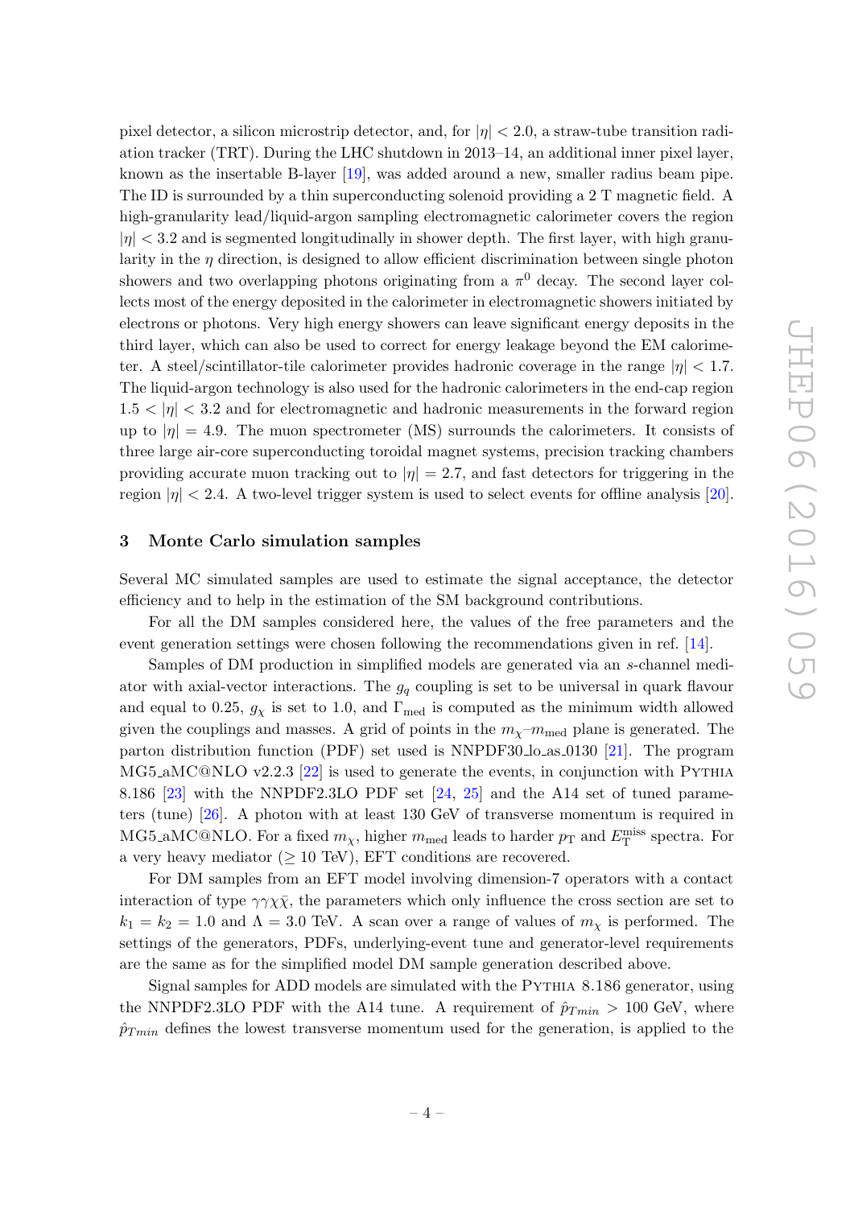pixel detector, a silicon microstrip detector, and, for $|\eta| < 2.0$, a straw-tube transition radiation tracker (TRT). During the LHC shutdown in 2013–14, an additional inner pixel layer, known as the insertable B-layer [19], was added around a new, smaller radius beam pipe. The ID is surrounded by a thin superconducting solenoid providing a 2 T magnetic field. A high-granularity lead/liquid-argon sampling electromagnetic calorimeter covers the region $|\eta| < 3.2$ and is segmented longitudinally in shower depth. The first layer, with high granularity in the $\eta$ direction, is designed to allow efficient discrimination between single photon showers and two overlapping photons originating from a $\pi^0$ decay. The second layer collects most of the energy deposited in the calorimeter in electromagnetic showers initiated by electrons or photons. Very high energy showers can leave significant energy deposits in the third layer, which can also be used to correct for energy leakage beyond the EM calorimeter. A steel/scintillator-tile calorimeter provides hadronic coverage in the range $|\eta| < 1.7$. The liquid-argon technology is also used for the hadronic calorimeters in the end-cap region $1.5 < |\eta| < 3.2$ and for electromagnetic and hadronic measurements in the forward region up to $|\eta| = 4.9$. The muon spectrometer (MS) surrounds the calorimeters. It consists of three large air-core superconducting toroidal magnet systems, precision tracking chambers providing accurate muon tracking out to $|\eta| = 2.7$, and fast detectors for triggering in the region $|\eta| < 2.4$. A two-level trigger system is used to select events for offline analysis [20].

## 3 Monte Carlo simulation samples

Several MC simulated samples are used to estimate the signal acceptance, the detector efficiency and to help in the estimation of the SM background contributions.

For all the DM samples considered here, the values of the free parameters and the event generation settings were chosen following the recommendations given in ref. [14].

Samples of DM production in simplified models are generated via an $s$-channel mediator with axial-vector interactions. The $g_q$ coupling is set to be universal in quark flavour and equal to 0.25, $g_\chi$ is set to 1.0, and $\Gamma_{\text{med}}$ is computed as the minimum width allowed given the couplings and masses. A grid of points in the $m_\chi$–$m_{\text{med}}$ plane is generated. The parton distribution function (PDF) set used is NNPDF30_lo_as_0130 [21]. The program MG5_aMC@NLO v2.2.3 [22] is used to generate the events, in conjunction with PYTHIA 8.186 [23] with the NNPDF2.3LO PDF set [24, 25] and the A14 set of tuned parameters (tune) [26]. A photon with at least 130 GeV of transverse momentum is required in MG5_aMC@NLO. For a fixed $m_\chi$, higher $m_{\text{med}}$ leads to harder $p_{\text{T}}$ and $E_{\text{T}}^{\text{miss}}$ spectra. For a very heavy mediator ($\geq 10$ TeV), EFT conditions are recovered.

For DM samples from an EFT model involving dimension-7 operators with a contact interaction of type $\gamma\gamma\chi\bar{\chi}$, the parameters which only influence the cross section are set to $k_1 = k_2 = 1.0$ and $\Lambda = 3.0$ TeV. A scan over a range of values of $m_\chi$ is performed. The settings of the generators, PDFs, underlying-event tune and generator-level requirements are the same as for the simplified model DM sample generation described above.

Signal samples for ADD models are simulated with the PYTHIA 8.186 generator, using the NNPDF2.3LO PDF with the A14 tune. A requirement of $\hat{p}_{Tmin} > 100$ GeV, where $\hat{p}_{Tmin}$ defines the lowest transverse momentum used for the generation, is applied to the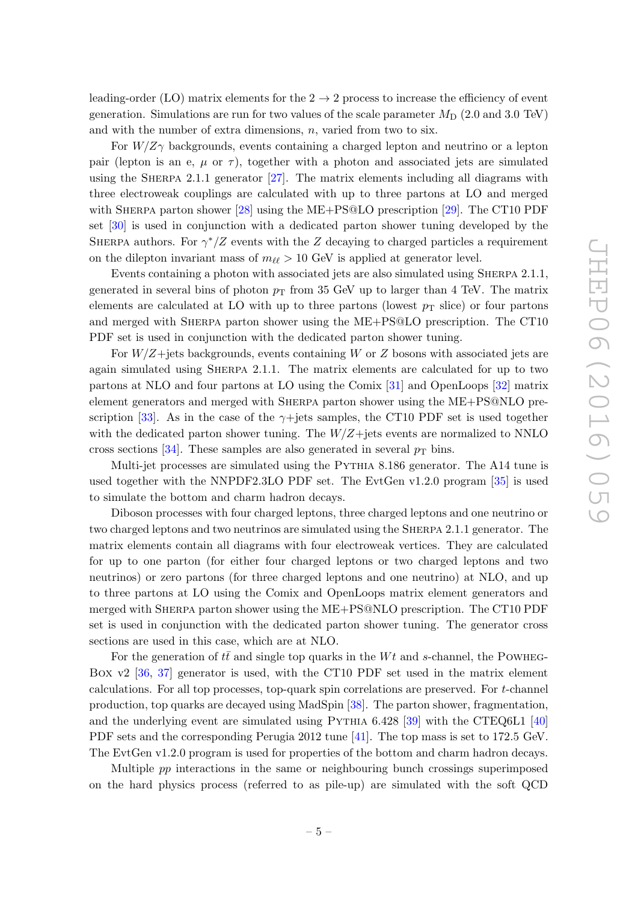leading-order (LO) matrix elements for the $2 \to 2$ process to increase the efficiency of event generation. Simulations are run for two values of the scale parameter $M_{\mathrm{D}}$ (2.0 and 3.0 TeV) and with the number of extra dimensions, $n$, varied from two to six.

For $W/Z\gamma$ backgrounds, events containing a charged lepton and neutrino or a lepton pair (lepton is an e, $\mu$ or $\tau$), together with a photon and associated jets are simulated using the SHERPA 2.1.1 generator [27]. The matrix elements including all diagrams with three electroweak couplings are calculated with up to three partons at LO and merged with SHERPA parton shower [28] using the ME+PS@LO prescription [29]. The CT10 PDF set [30] is used in conjunction with a dedicated parton shower tuning developed by the SHERPA authors. For $\gamma^*/Z$ events with the $Z$ decaying to charged particles a requirement on the dilepton invariant mass of $m_{\ell\ell} > 10$ GeV is applied at generator level.

Events containing a photon with associated jets are also simulated using SHERPA 2.1.1, generated in several bins of photon $p_{\mathrm{T}}$ from 35 GeV up to larger than 4 TeV. The matrix elements are calculated at LO with up to three partons (lowest $p_{\mathrm{T}}$ slice) or four partons and merged with SHERPA parton shower using the ME+PS@LO prescription. The CT10 PDF set is used in conjunction with the dedicated parton shower tuning.

For $W/Z$+jets backgrounds, events containing $W$ or $Z$ bosons with associated jets are again simulated using SHERPA 2.1.1. The matrix elements are calculated for up to two partons at NLO and four partons at LO using the Comix [31] and OpenLoops [32] matrix element generators and merged with SHERPA parton shower using the ME+PS@NLO prescription [33]. As in the case of the $\gamma$+jets samples, the CT10 PDF set is used together with the dedicated parton shower tuning. The $W/Z$+jets events are normalized to NNLO cross sections [34]. These samples are also generated in several $p_{\mathrm{T}}$ bins.

Multi-jet processes are simulated using the PYTHIA 8.186 generator. The A14 tune is used together with the NNPDF2.3LO PDF set. The EvtGen v1.2.0 program [35] is used to simulate the bottom and charm hadron decays.

Diboson processes with four charged leptons, three charged leptons and one neutrino or two charged leptons and two neutrinos are simulated using the SHERPA 2.1.1 generator. The matrix elements contain all diagrams with four electroweak vertices. They are calculated for up to one parton (for either four charged leptons or two charged leptons and two neutrinos) or zero partons (for three charged leptons and one neutrino) at NLO, and up to three partons at LO using the Comix and OpenLoops matrix element generators and merged with SHERPA parton shower using the ME+PS@NLO prescription. The CT10 PDF set is used in conjunction with the dedicated parton shower tuning. The generator cross sections are used in this case, which are at NLO.

For the generation of $t\bar{t}$ and single top quarks in the $Wt$ and $s$-channel, the POWHEG-BOX v2 [36, 37] generator is used, with the CT10 PDF set used in the matrix element calculations. For all top processes, top-quark spin correlations are preserved. For $t$-channel production, top quarks are decayed using MadSpin [38]. The parton shower, fragmentation, and the underlying event are simulated using PYTHIA 6.428 [39] with the CTEQ6L1 [40] PDF sets and the corresponding Perugia 2012 tune [41]. The top mass is set to 172.5 GeV. The EvtGen v1.2.0 program is used for properties of the bottom and charm hadron decays.

Multiple $pp$ interactions in the same or neighbouring bunch crossings superimposed on the hard physics process (referred to as pile-up) are simulated with the soft QCD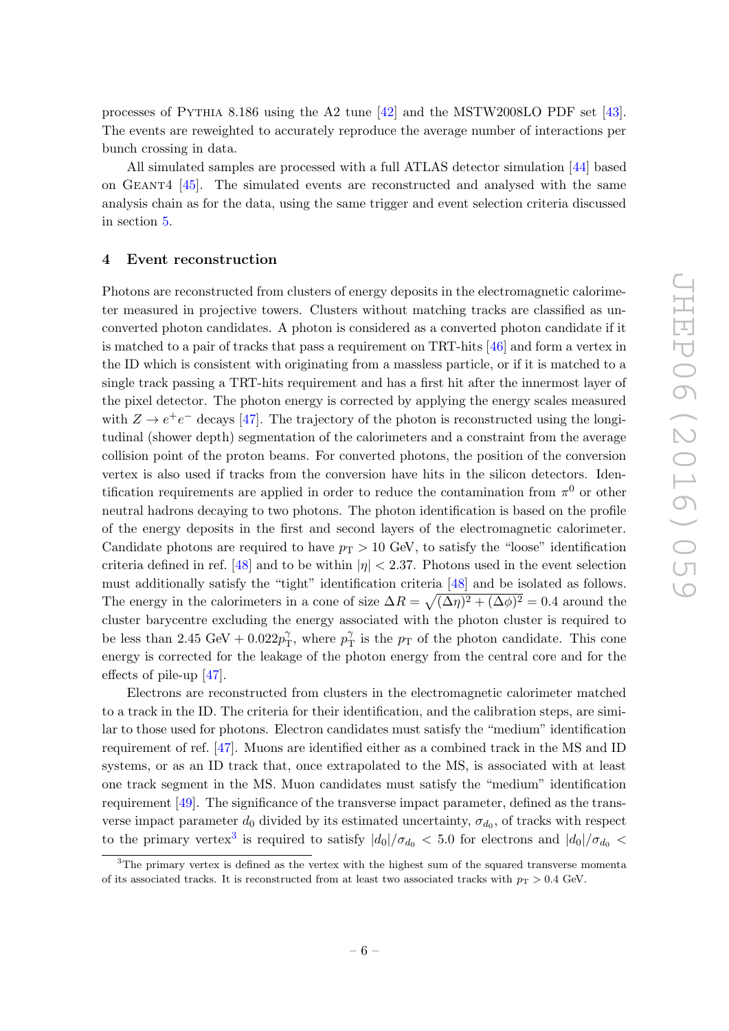processes of PYTHIA 8.186 using the A2 tune [42] and the MSTW2008LO PDF set [43]. The events are reweighted to accurately reproduce the average number of interactions per bunch crossing in data.

All simulated samples are processed with a full ATLAS detector simulation [44] based on GEANT4 [45]. The simulated events are reconstructed and analysed with the same analysis chain as for the data, using the same trigger and event selection criteria discussed in section 5.

## 4 Event reconstruction

Photons are reconstructed from clusters of energy deposits in the electromagnetic calorimeter measured in projective towers. Clusters without matching tracks are classified as unconverted photon candidates. A photon is considered as a converted photon candidate if it is matched to a pair of tracks that pass a requirement on TRT-hits [46] and form a vertex in the ID which is consistent with originating from a massless particle, or if it is matched to a single track passing a TRT-hits requirement and has a first hit after the innermost layer of the pixel detector. The photon energy is corrected by applying the energy scales measured with $Z \to e^+e^-$ decays [47]. The trajectory of the photon is reconstructed using the longitudinal (shower depth) segmentation of the calorimeters and a constraint from the average collision point of the proton beams. For converted photons, the position of the conversion vertex is also used if tracks from the conversion have hits in the silicon detectors. Identification requirements are applied in order to reduce the contamination from $\pi^0$ or other neutral hadrons decaying to two photons. The photon identification is based on the profile of the energy deposits in the first and second layers of the electromagnetic calorimeter. Candidate photons are required to have $p_{\mathrm{T}} > 10$ GeV, to satisfy the "loose" identification criteria defined in ref. [48] and to be within $|\eta| < 2.37$. Photons used in the event selection must additionally satisfy the "tight" identification criteria [48] and be isolated as follows. The energy in the calorimeters in a cone of size $\Delta R = \sqrt{(\Delta\eta)^2 + (\Delta\phi)^2} = 0.4$ around the cluster barycentre excluding the energy associated with the photon cluster is required to be less than 2.45 GeV $+ 0.022 p_{\mathrm{T}}^{\gamma}$, where $p_{\mathrm{T}}^{\gamma}$ is the $p_{\mathrm{T}}$ of the photon candidate. This cone energy is corrected for the leakage of the photon energy from the central core and for the effects of pile-up [47].

Electrons are reconstructed from clusters in the electromagnetic calorimeter matched to a track in the ID. The criteria for their identification, and the calibration steps, are similar to those used for photons. Electron candidates must satisfy the "medium" identification requirement of ref. [47]. Muons are identified either as a combined track in the MS and ID systems, or as an ID track that, once extrapolated to the MS, is associated with at least one track segment in the MS. Muon candidates must satisfy the "medium" identification requirement [49]. The significance of the transverse impact parameter, defined as the transverse impact parameter $d_0$ divided by its estimated uncertainty, $\sigma_{d_0}$, of tracks with respect to the primary vertex[3] is required to satisfy $|d_0|/\sigma_{d_0} < 5.0$ for electrons and $|d_0|/\sigma_{d_0} <$

[3]The primary vertex is defined as the vertex with the highest sum of the squared transverse momenta of its associated tracks. It is reconstructed from at least two associated tracks with $p_{\mathrm{T}} > 0.4$ GeV.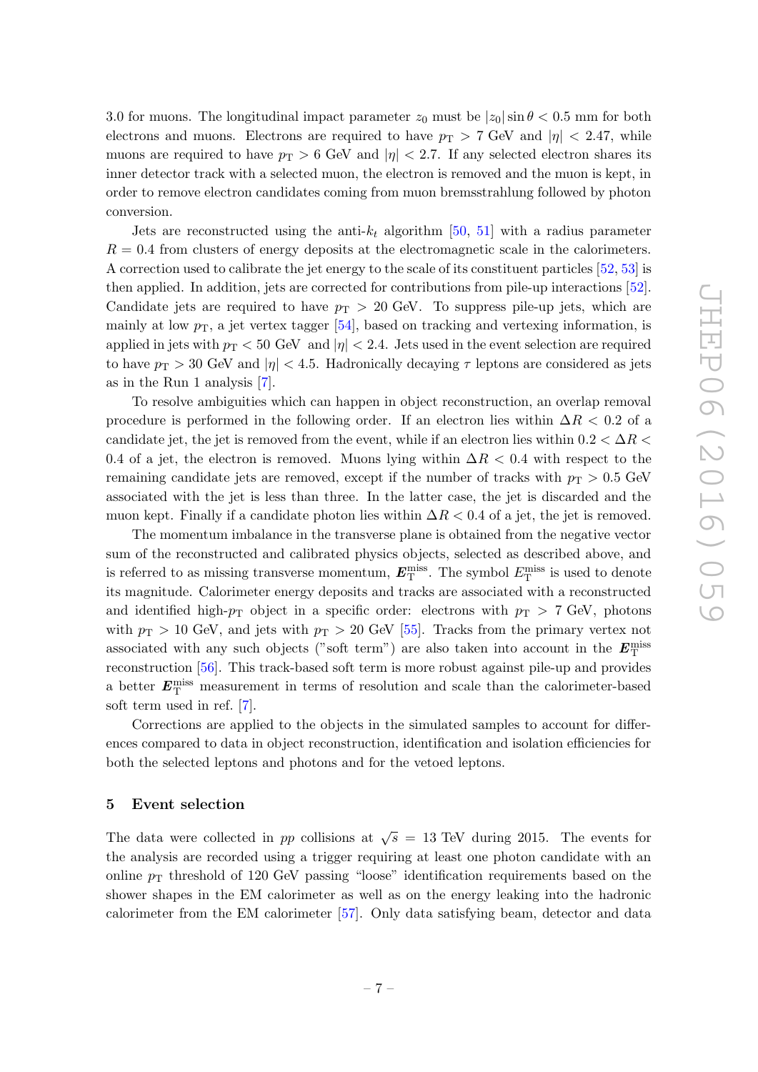3.0 for muons. The longitudinal impact parameter $z_0$ must be $|z_0| \sin\theta < 0.5$ mm for both electrons and muons. Electrons are required to have $p_{\mathrm{T}} > 7$ GeV and $|\eta| < 2.47$, while muons are required to have $p_{\mathrm{T}} > 6$ GeV and $|\eta| < 2.7$. If any selected electron shares its inner detector track with a selected muon, the electron is removed and the muon is kept, in order to remove electron candidates coming from muon bremsstrahlung followed by photon conversion.

Jets are reconstructed using the anti-$k_t$ algorithm [50, 51] with a radius parameter $R = 0.4$ from clusters of energy deposits at the electromagnetic scale in the calorimeters. A correction used to calibrate the jet energy to the scale of its constituent particles [52, 53] is then applied. In addition, jets are corrected for contributions from pile-up interactions [52]. Candidate jets are required to have $p_{\mathrm{T}} > 20$ GeV. To suppress pile-up jets, which are mainly at low $p_{\mathrm{T}}$, a jet vertex tagger [54], based on tracking and vertexing information, is applied in jets with $p_{\mathrm{T}} < 50$ GeV and $|\eta| < 2.4$. Jets used in the event selection are required to have $p_{\mathrm{T}} > 30$ GeV and $|\eta| < 4.5$. Hadronically decaying $\tau$ leptons are considered as jets as in the Run 1 analysis [7].

To resolve ambiguities which can happen in object reconstruction, an overlap removal procedure is performed in the following order. If an electron lies within $\Delta R < 0.2$ of a candidate jet, the jet is removed from the event, while if an electron lies within $0.2 < \Delta R < 0.4$ of a jet, the electron is removed. Muons lying within $\Delta R < 0.4$ with respect to the remaining candidate jets are removed, except if the number of tracks with $p_{\mathrm{T}} > 0.5$ GeV associated with the jet is less than three. In the latter case, the jet is discarded and the muon kept. Finally if a candidate photon lies within $\Delta R < 0.4$ of a jet, the jet is removed.

The momentum imbalance in the transverse plane is obtained from the negative vector sum of the reconstructed and calibrated physics objects, selected as described above, and is referred to as missing transverse momentum, $\boldsymbol{E}_{\mathrm{T}}^{\mathrm{miss}}$. The symbol $E_{\mathrm{T}}^{\mathrm{miss}}$ is used to denote its magnitude. Calorimeter energy deposits and tracks are associated with a reconstructed and identified high-$p_{\mathrm{T}}$ object in a specific order: electrons with $p_{\mathrm{T}} > 7$ GeV, photons with $p_{\mathrm{T}} > 10$ GeV, and jets with $p_{\mathrm{T}} > 20$ GeV [55]. Tracks from the primary vertex not associated with any such objects ("soft term") are also taken into account in the $\boldsymbol{E}_{\mathrm{T}}^{\mathrm{miss}}$ reconstruction [56]. This track-based soft term is more robust against pile-up and provides a better $\boldsymbol{E}_{\mathrm{T}}^{\mathrm{miss}}$ measurement in terms of resolution and scale than the calorimeter-based soft term used in ref. [7].

Corrections are applied to the objects in the simulated samples to account for differences compared to data in object reconstruction, identification and isolation efficiencies for both the selected leptons and photons and for the vetoed leptons.

## 5 Event selection

The data were collected in $pp$ collisions at $\sqrt{s} = 13$ TeV during 2015. The events for the analysis are recorded using a trigger requiring at least one photon candidate with an online $p_{\mathrm{T}}$ threshold of 120 GeV passing "loose" identification requirements based on the shower shapes in the EM calorimeter as well as on the energy leaking into the hadronic calorimeter from the EM calorimeter [57]. Only data satisfying beam, detector and data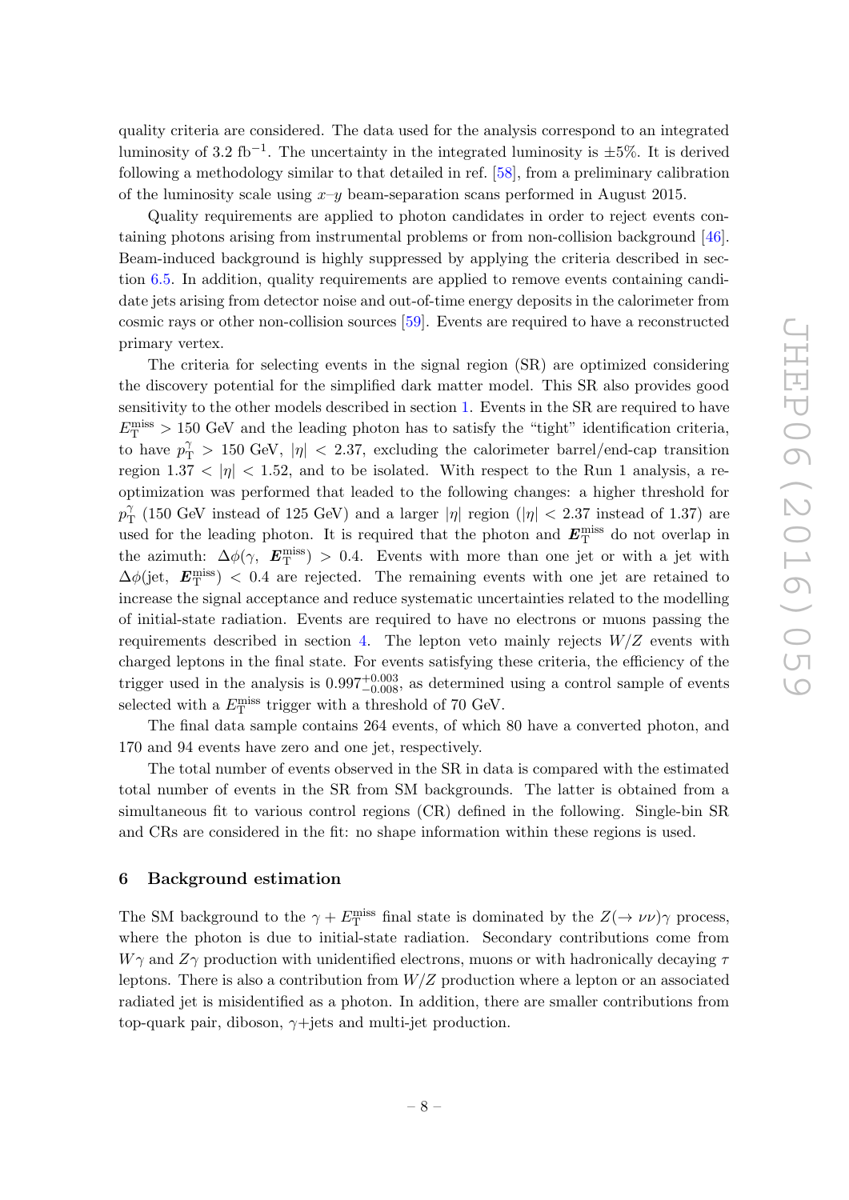quality criteria are considered. The data used for the analysis correspond to an integrated luminosity of 3.2 fb$^{-1}$. The uncertainty in the integrated luminosity is $\pm 5\%$. It is derived following a methodology similar to that detailed in ref. [58], from a preliminary calibration of the luminosity scale using $x$–$y$ beam-separation scans performed in August 2015.

Quality requirements are applied to photon candidates in order to reject events containing photons arising from instrumental problems or from non-collision background [46]. Beam-induced background is highly suppressed by applying the criteria described in section 6.5. In addition, quality requirements are applied to remove events containing candidate jets arising from detector noise and out-of-time energy deposits in the calorimeter from cosmic rays or other non-collision sources [59]. Events are required to have a reconstructed primary vertex.

The criteria for selecting events in the signal region (SR) are optimized considering the discovery potential for the simplified dark matter model. This SR also provides good sensitivity to the other models described in section 1. Events in the SR are required to have $E_{\mathrm{T}}^{\mathrm{miss}} > 150$ GeV and the leading photon has to satisfy the "tight" identification criteria, to have $p_{\mathrm{T}}^{\gamma} > 150$ GeV, $|\eta| < 2.37$, excluding the calorimeter barrel/end-cap transition region $1.37 < |\eta| < 1.52$, and to be isolated. With respect to the Run 1 analysis, a re-optimization was performed that leaded to the following changes: a higher threshold for $p_{\mathrm{T}}^{\gamma}$ (150 GeV instead of 125 GeV) and a larger $|\eta|$ region ($|\eta| < 2.37$ instead of 1.37) are used for the leading photon. It is required that the photon and $\boldsymbol{E}_{\mathrm{T}}^{\mathrm{miss}}$ do not overlap in the azimuth: $\Delta\phi(\gamma,\ \boldsymbol{E}_{\mathrm{T}}^{\mathrm{miss}}) > 0.4$. Events with more than one jet or with a jet with $\Delta\phi(\mathrm{jet},\ \boldsymbol{E}_{\mathrm{T}}^{\mathrm{miss}}) < 0.4$ are rejected. The remaining events with one jet are retained to increase the signal acceptance and reduce systematic uncertainties related to the modelling of initial-state radiation. Events are required to have no electrons or muons passing the requirements described in section 4. The lepton veto mainly rejects $W/Z$ events with charged leptons in the final state. For events satisfying these criteria, the efficiency of the trigger used in the analysis is $0.997^{+0.003}_{-0.008}$, as determined using a control sample of events selected with a $E_{\mathrm{T}}^{\mathrm{miss}}$ trigger with a threshold of 70 GeV.

The final data sample contains 264 events, of which 80 have a converted photon, and 170 and 94 events have zero and one jet, respectively.

The total number of events observed in the SR in data is compared with the estimated total number of events in the SR from SM backgrounds. The latter is obtained from a simultaneous fit to various control regions (CR) defined in the following. Single-bin SR and CRs are considered in the fit: no shape information within these regions is used.

## 6 Background estimation

The SM background to the $\gamma + E_{\mathrm{T}}^{\mathrm{miss}}$ final state is dominated by the $Z(\rightarrow \nu\nu)\gamma$ process, where the photon is due to initial-state radiation. Secondary contributions come from $W\gamma$ and $Z\gamma$ production with unidentified electrons, muons or with hadronically decaying $\tau$ leptons. There is also a contribution from $W/Z$ production where a lepton or an associated radiated jet is misidentified as a photon. In addition, there are smaller contributions from top-quark pair, diboson, $\gamma$+jets and multi-jet production.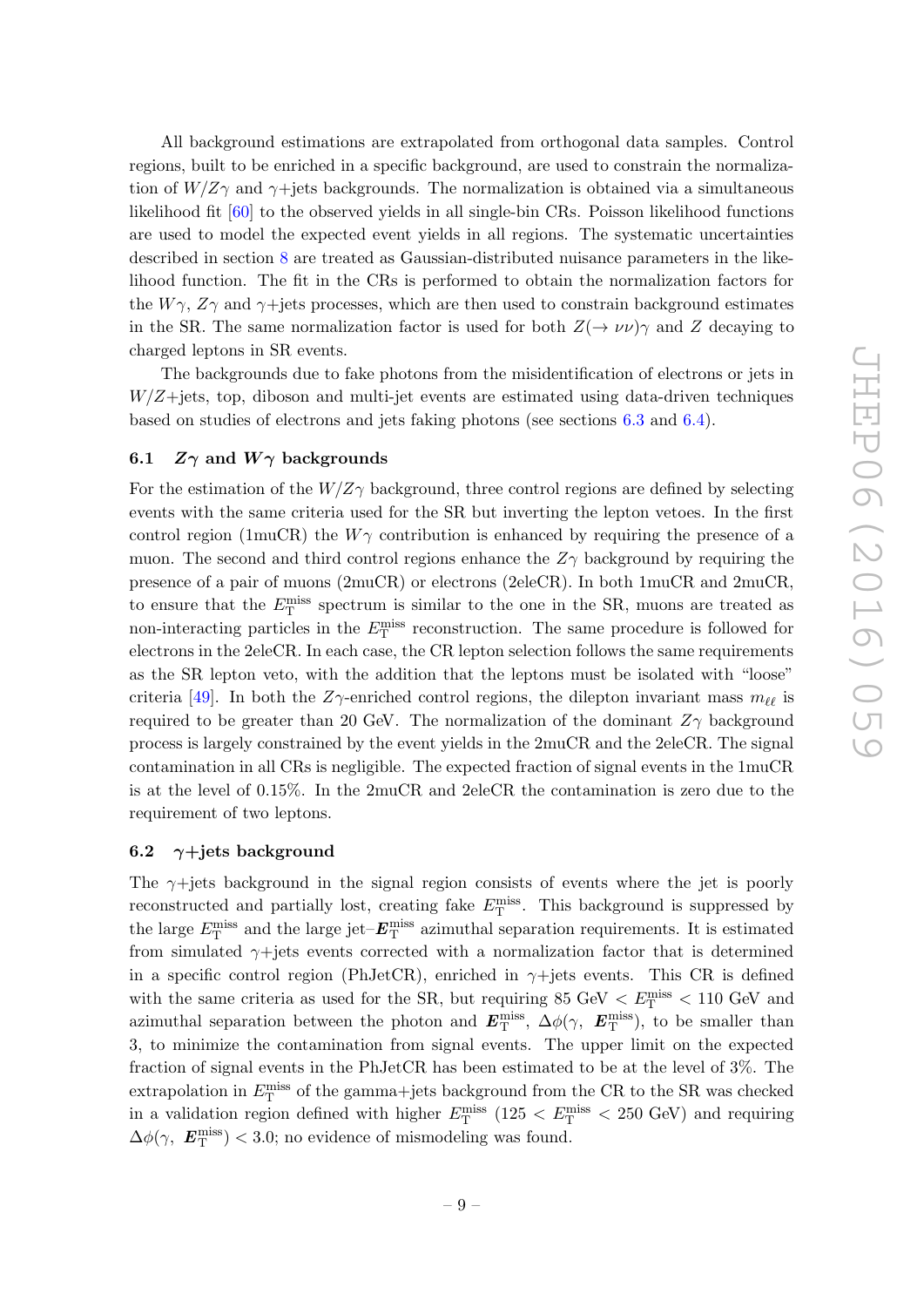All background estimations are extrapolated from orthogonal data samples. Control regions, built to be enriched in a specific background, are used to constrain the normalization of $W/Z\gamma$ and $\gamma$+jets backgrounds. The normalization is obtained via a simultaneous likelihood fit [60] to the observed yields in all single-bin CRs. Poisson likelihood functions are used to model the expected event yields in all regions. The systematic uncertainties described in section 8 are treated as Gaussian-distributed nuisance parameters in the likelihood function. The fit in the CRs is performed to obtain the normalization factors for the $W\gamma$, $Z\gamma$ and $\gamma$+jets processes, which are then used to constrain background estimates in the SR. The same normalization factor is used for both $Z(\rightarrow \nu\nu)\gamma$ and $Z$ decaying to charged leptons in SR events.

The backgrounds due to fake photons from the misidentification of electrons or jets in $W/Z$+jets, top, diboson and multi-jet events are estimated using data-driven techniques based on studies of electrons and jets faking photons (see sections 6.3 and 6.4).

## 6.1 $Z\gamma$ and $W\gamma$ backgrounds

For the estimation of the $W/Z\gamma$ background, three control regions are defined by selecting events with the same criteria used for the SR but inverting the lepton vetoes. In the first control region (1muCR) the $W\gamma$ contribution is enhanced by requiring the presence of a muon. The second and third control regions enhance the $Z\gamma$ background by requiring the presence of a pair of muons (2muCR) or electrons (2eleCR). In both 1muCR and 2muCR, to ensure that the $E_{\mathrm{T}}^{\mathrm{miss}}$ spectrum is similar to the one in the SR, muons are treated as non-interacting particles in the $E_{\mathrm{T}}^{\mathrm{miss}}$ reconstruction. The same procedure is followed for electrons in the 2eleCR. In each case, the CR lepton selection follows the same requirements as the SR lepton veto, with the addition that the leptons must be isolated with "loose" criteria [49]. In both the $Z\gamma$-enriched control regions, the dilepton invariant mass $m_{\ell\ell}$ is required to be greater than 20 GeV. The normalization of the dominant $Z\gamma$ background process is largely constrained by the event yields in the 2muCR and the 2eleCR. The signal contamination in all CRs is negligible. The expected fraction of signal events in the 1muCR is at the level of 0.15%. In the 2muCR and 2eleCR the contamination is zero due to the requirement of two leptons.

## 6.2 $\gamma$+jets background

The $\gamma$+jets background in the signal region consists of events where the jet is poorly reconstructed and partially lost, creating fake $E_{\mathrm{T}}^{\mathrm{miss}}$. This background is suppressed by the large $E_{\mathrm{T}}^{\mathrm{miss}}$ and the large jet–$\boldsymbol{E}_{\mathrm{T}}^{\mathrm{miss}}$ azimuthal separation requirements. It is estimated from simulated $\gamma$+jets events corrected with a normalization factor that is determined in a specific control region (PhJetCR), enriched in $\gamma$+jets events. This CR is defined with the same criteria as used for the SR, but requiring 85 GeV $< E_{\mathrm{T}}^{\mathrm{miss}} <$ 110 GeV and azimuthal separation between the photon and $\boldsymbol{E}_{\mathrm{T}}^{\mathrm{miss}}$, $\Delta\phi(\gamma,\ \boldsymbol{E}_{\mathrm{T}}^{\mathrm{miss}})$, to be smaller than 3, to minimize the contamination from signal events. The upper limit on the expected fraction of signal events in the PhJetCR has been estimated to be at the level of 3%. The extrapolation in $E_{\mathrm{T}}^{\mathrm{miss}}$ of the gamma+jets background from the CR to the SR was checked in a validation region defined with higher $E_{\mathrm{T}}^{\mathrm{miss}}$ ($125 < E_{\mathrm{T}}^{\mathrm{miss}} < 250$ GeV) and requiring $\Delta\phi(\gamma,\ \boldsymbol{E}_{\mathrm{T}}^{\mathrm{miss}}) < 3.0$; no evidence of mismodeling was found.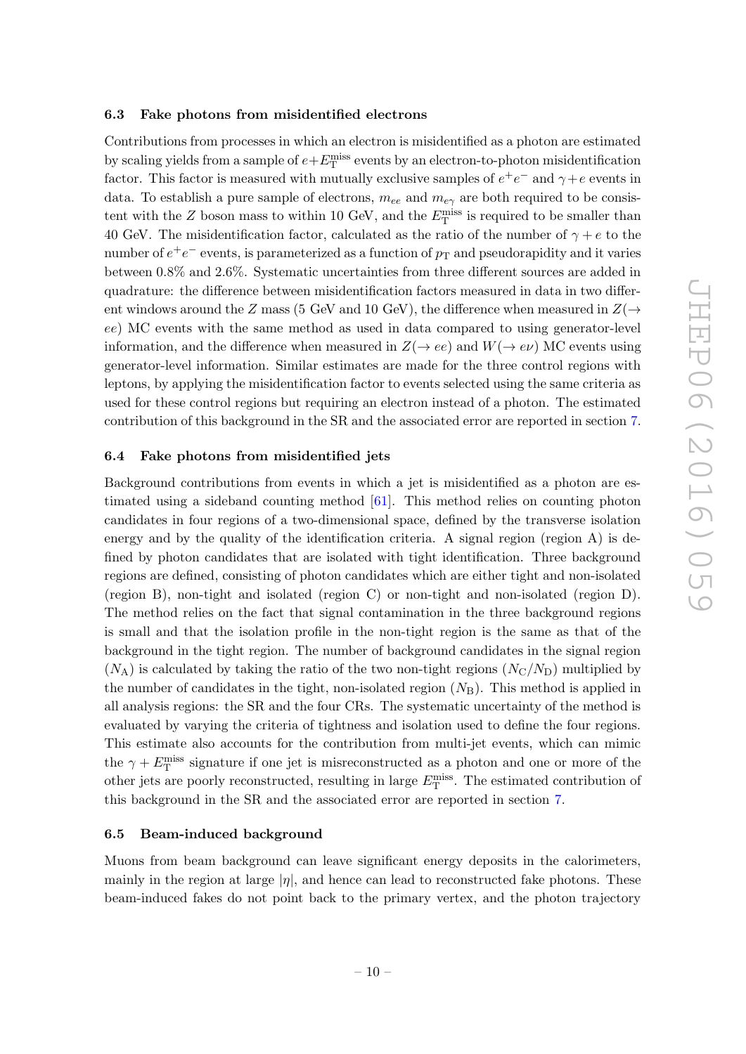### 6.3 Fake photons from misidentified electrons

Contributions from processes in which an electron is misidentified as a photon are estimated by scaling yields from a sample of $e+E_{\mathrm{T}}^{\mathrm{miss}}$ events by an electron-to-photon misidentification factor. This factor is measured with mutually exclusive samples of $e^+e^-$ and $\gamma+e$ events in data. To establish a pure sample of electrons, $m_{ee}$ and $m_{e\gamma}$ are both required to be consistent with the $Z$ boson mass to within 10 GeV, and the $E_{\mathrm{T}}^{\mathrm{miss}}$ is required to be smaller than 40 GeV. The misidentification factor, calculated as the ratio of the number of $\gamma+e$ to the number of $e^+e^-$ events, is parameterized as a function of $p_{\mathrm{T}}$ and pseudorapidity and it varies between 0.8% and 2.6%. Systematic uncertainties from three different sources are added in quadrature: the difference between misidentification factors measured in data in two different windows around the $Z$ mass (5 GeV and 10 GeV), the difference when measured in $Z(\rightarrow ee)$ MC events with the same method as used in data compared to using generator-level information, and the difference when measured in $Z(\rightarrow ee)$ and $W(\rightarrow e\nu)$ MC events using generator-level information. Similar estimates are made for the three control regions with leptons, by applying the misidentification factor to events selected using the same criteria as used for these control regions but requiring an electron instead of a photon. The estimated contribution of this background in the SR and the associated error are reported in section 7.

### 6.4 Fake photons from misidentified jets

Background contributions from events in which a jet is misidentified as a photon are estimated using a sideband counting method [61]. This method relies on counting photon candidates in four regions of a two-dimensional space, defined by the transverse isolation energy and by the quality of the identification criteria. A signal region (region A) is defined by photon candidates that are isolated with tight identification. Three background regions are defined, consisting of photon candidates which are either tight and non-isolated (region B), non-tight and isolated (region C) or non-tight and non-isolated (region D). The method relies on the fact that signal contamination in the three background regions is small and that the isolation profile in the non-tight region is the same as that of the background in the tight region. The number of background candidates in the signal region ($N_{\mathrm{A}}$) is calculated by taking the ratio of the two non-tight regions ($N_{\mathrm{C}}/N_{\mathrm{D}}$) multiplied by the number of candidates in the tight, non-isolated region ($N_{\mathrm{B}}$). This method is applied in all analysis regions: the SR and the four CRs. The systematic uncertainty of the method is evaluated by varying the criteria of tightness and isolation used to define the four regions. This estimate also accounts for the contribution from multi-jet events, which can mimic the $\gamma+E_{\mathrm{T}}^{\mathrm{miss}}$ signature if one jet is misreconstructed as a photon and one or more of the other jets are poorly reconstructed, resulting in large $E_{\mathrm{T}}^{\mathrm{miss}}$. The estimated contribution of this background in the SR and the associated error are reported in section 7.

### 6.5 Beam-induced background

Muons from beam background can leave significant energy deposits in the calorimeters, mainly in the region at large $|\eta|$, and hence can lead to reconstructed fake photons. These beam-induced fakes do not point back to the primary vertex, and the photon trajectory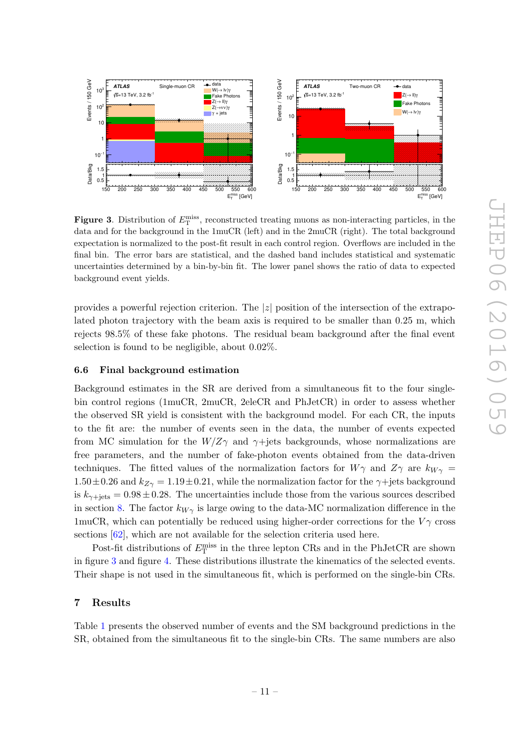**Figure 3**. Distribution of $E_{\mathrm{T}}^{\mathrm{miss}}$, reconstructed treating muons as non-interacting particles, in the data and for the background in the 1muCR (left) and in the 2muCR (right). The total background expectation is normalized to the post-fit result in each control region. Overflows are included in the final bin. The error bars are statistical, and the dashed band includes statistical and systematic uncertainties determined by a bin-by-bin fit. The lower panel shows the ratio of data to expected background event yields.

provides a powerful rejection criterion. The $|z|$ position of the intersection of the extrapolated photon trajectory with the beam axis is required to be smaller than 0.25 m, which rejects 98.5% of these fake photons. The residual beam background after the final event selection is found to be negligible, about 0.02%.

### 6.6 Final background estimation

Background estimates in the SR are derived from a simultaneous fit to the four single-bin control regions (1muCR, 2muCR, 2eleCR and PhJetCR) in order to assess whether the observed SR yield is consistent with the background model. For each CR, the inputs to the fit are: the number of events seen in the data, the number of events expected from MC simulation for the $W/Z\gamma$ and $\gamma$+jets backgrounds, whose normalizations are free parameters, and the number of fake-photon events obtained from the data-driven techniques. The fitted values of the normalization factors for $W\gamma$ and $Z\gamma$ are $k_{W\gamma} = 1.50 \pm 0.26$ and $k_{Z\gamma} = 1.19 \pm 0.21$, while the normalization factor for the $\gamma$+jets background is $k_{\gamma+\mathrm{jets}} = 0.98 \pm 0.28$. The uncertainties include those from the various sources described in section 8. The factor $k_{W\gamma}$ is large owing to the data-MC normalization difference in the 1muCR, which can potentially be reduced using higher-order corrections for the $V\gamma$ cross sections [62], which are not available for the selection criteria used here.

Post-fit distributions of $E_{\mathrm{T}}^{\mathrm{miss}}$ in the three lepton CRs and in the PhJetCR are shown in figure 3 and figure 4. These distributions illustrate the kinematics of the selected events. Their shape is not used in the simultaneous fit, which is performed on the single-bin CRs.

## 7 Results

Table 1 presents the observed number of events and the SM background predictions in the SR, obtained from the simultaneous fit to the single-bin CRs. The same numbers are also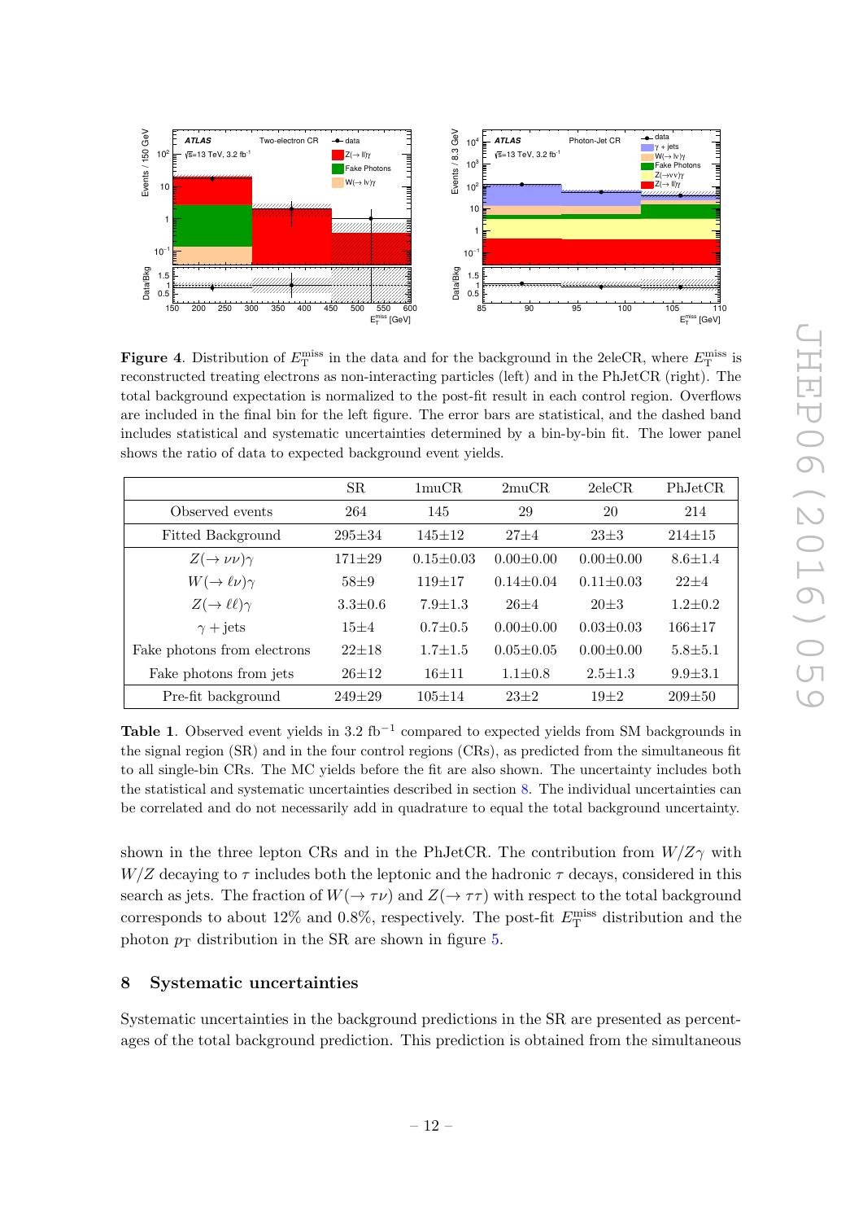**Figure 4**. Distribution of $E_{\mathrm{T}}^{\mathrm{miss}}$ in the data and for the background in the 2eleCR, where $E_{\mathrm{T}}^{\mathrm{miss}}$ is reconstructed treating electrons as non-interacting particles (left) and in the PhJetCR (right). The total background expectation is normalized to the post-fit result in each control region. Overflows are included in the final bin for the left figure. The error bars are statistical, and the dashed band includes statistical and systematic uncertainties determined by a bin-by-bin fit. The lower panel shows the ratio of data to expected background event yields.

| | SR | 1muCR | 2muCR | 2eleCR | PhJetCR |
|---|---|---|---|---|---|
| Observed events | 264 | 145 | 29 | 20 | 214 |
| Fitted Background | 295±34 | 145±12 | 27±4 | 23±3 | 214±15 |
| $Z(\rightarrow \nu\nu)\gamma$ | 171±29 | 0.15±0.03 | 0.00±0.00 | 0.00±0.00 | 8.6±1.4 |
| $W(\rightarrow \ell\nu)\gamma$ | 58±9 | 119±17 | 0.14±0.04 | 0.11±0.03 | 22±4 |
| $Z(\rightarrow \ell\ell)\gamma$ | 3.3±0.6 | 7.9±1.3 | 26±4 | 20±3 | 1.2±0.2 |
| $\gamma+\text{jets}$ | 15±4 | 0.7±0.5 | 0.00±0.00 | 0.03±0.03 | 166±17 |
| Fake photons from electrons | 22±18 | 1.7±1.5 | 0.05±0.05 | 0.00±0.00 | 5.8±5.1 |
| Fake photons from jets | 26±12 | 16±11 | 1.1±0.8 | 2.5±1.3 | 9.9±3.1 |
| Pre-fit background | 249±29 | 105±14 | 23±2 | 19±2 | 209±50 |

**Table 1**. Observed event yields in 3.2 fb$^{-1}$ compared to expected yields from SM backgrounds in the signal region (SR) and in the four control regions (CRs), as predicted from the simultaneous fit to all single-bin CRs. The MC yields before the fit are also shown. The uncertainty includes both the statistical and systematic uncertainties described in section 8. The individual uncertainties can be correlated and do not necessarily add in quadrature to equal the total background uncertainty.

shown in the three lepton CRs and in the PhJetCR. The contribution from $W/Z\gamma$ with $W/Z$ decaying to $\tau$ includes both the leptonic and the hadronic $\tau$ decays, considered in this search as jets. The fraction of $W(\rightarrow \tau\nu)$ and $Z(\rightarrow \tau\tau)$ with respect to the total background corresponds to about 12% and 0.8%, respectively. The post-fit $E_{\mathrm{T}}^{\mathrm{miss}}$ distribution and the photon $p_{\mathrm{T}}$ distribution in the SR are shown in figure 5.

## 8 Systematic uncertainties

Systematic uncertainties in the background predictions in the SR are presented as percentages of the total background prediction. This prediction is obtained from the simultaneous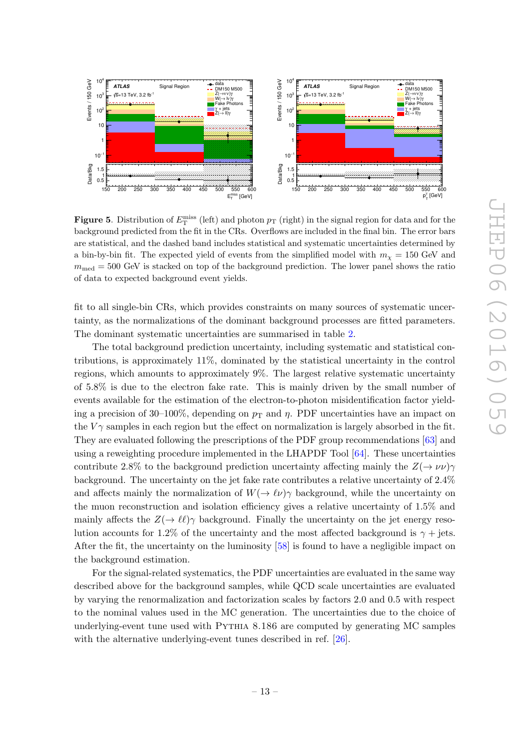**Figure 5**. Distribution of $E_{\mathrm{T}}^{\mathrm{miss}}$ (left) and photon $p_{\mathrm{T}}$ (right) in the signal region for data and for the background predicted from the fit in the CRs. Overflows are included in the final bin. The error bars are statistical, and the dashed band includes statistical and systematic uncertainties determined by a bin-by-bin fit. The expected yield of events from the simplified model with $m_\chi = 150$ GeV and $m_{\mathrm{med}} = 500$ GeV is stacked on top of the background prediction. The lower panel shows the ratio of data to expected background event yields.

fit to all single-bin CRs, which provides constraints on many sources of systematic uncertainty, as the normalizations of the dominant background processes are fitted parameters. The dominant systematic uncertainties are summarised in table 2.

The total background prediction uncertainty, including systematic and statistical contributions, is approximately 11%, dominated by the statistical uncertainty in the control regions, which amounts to approximately 9%. The largest relative systematic uncertainty of 5.8% is due to the electron fake rate. This is mainly driven by the small number of events available for the estimation of the electron-to-photon misidentification factor yielding a precision of 30–100%, depending on $p_{\mathrm{T}}$ and $\eta$. PDF uncertainties have an impact on the $V\gamma$ samples in each region but the effect on normalization is largely absorbed in the fit. They are evaluated following the prescriptions of the PDF group recommendations [63] and using a reweighting procedure implemented in the LHAPDF Tool [64]. These uncertainties contribute 2.8% to the background prediction uncertainty affecting mainly the $Z(\to \nu\nu)\gamma$ background. The uncertainty on the jet fake rate contributes a relative uncertainty of 2.4% and affects mainly the normalization of $W(\to \ell\nu)\gamma$ background, while the uncertainty on the muon reconstruction and isolation efficiency gives a relative uncertainty of 1.5% and mainly affects the $Z(\to \ell\ell)\gamma$ background. Finally the uncertainty on the jet energy resolution accounts for 1.2% of the uncertainty and the most affected background is $\gamma +$ jets. After the fit, the uncertainty on the luminosity [58] is found to have a negligible impact on the background estimation.

For the signal-related systematics, the PDF uncertainties are evaluated in the same way described above for the background samples, while QCD scale uncertainties are evaluated by varying the renormalization and factorization scales by factors 2.0 and 0.5 with respect to the nominal values used in the MC generation. The uncertainties due to the choice of underlying-event tune used with PYTHIA 8.186 are computed by generating MC samples with the alternative underlying-event tunes described in ref. [26].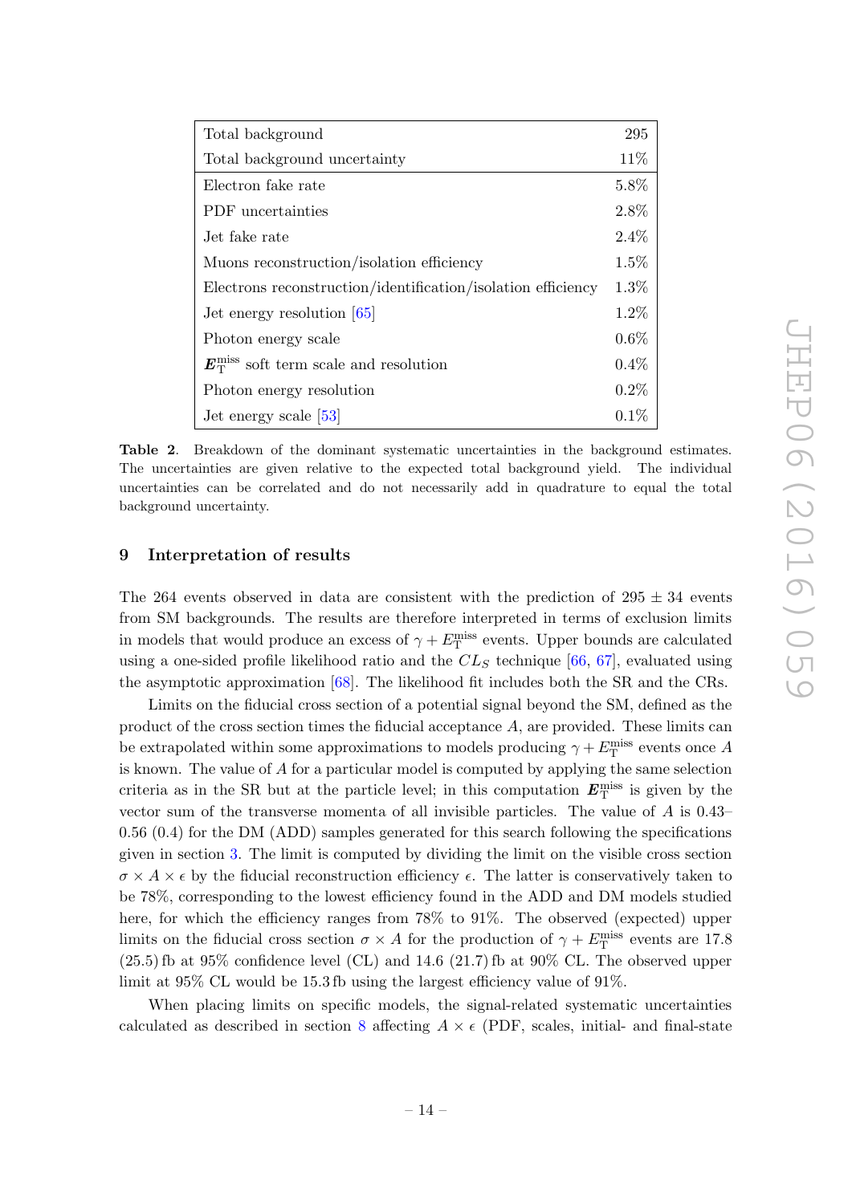| Total background | 295 |
|---|---|
| Total background uncertainty | 11% |
| Electron fake rate | 5.8% |
| PDF uncertainties | 2.8% |
| Jet fake rate | 2.4% |
| Muons reconstruction/isolation efficiency | 1.5% |
| Electrons reconstruction/identification/isolation efficiency | 1.3% |
| Jet energy resolution [65] | 1.2% |
| Photon energy scale | 0.6% |
| $\boldsymbol{E}_{\mathrm{T}}^{\mathrm{miss}}$ soft term scale and resolution | 0.4% |
| Photon energy resolution | 0.2% |
| Jet energy scale [53] | 0.1% |

**Table 2**. Breakdown of the dominant systematic uncertainties in the background estimates. The uncertainties are given relative to the expected total background yield. The individual uncertainties can be correlated and do not necessarily add in quadrature to equal the total background uncertainty.

## 9 Interpretation of results

The 264 events observed in data are consistent with the prediction of 295 ± 34 events from SM backgrounds. The results are therefore interpreted in terms of exclusion limits in models that would produce an excess of $\gamma + E_{\mathrm{T}}^{\mathrm{miss}}$ events. Upper bounds are calculated using a one-sided profile likelihood ratio and the $CL_S$ technique [66, 67], evaluated using the asymptotic approximation [68]. The likelihood fit includes both the SR and the CRs.

Limits on the fiducial cross section of a potential signal beyond the SM, defined as the product of the cross section times the fiducial acceptance $A$, are provided. These limits can be extrapolated within some approximations to models producing $\gamma + E_{\mathrm{T}}^{\mathrm{miss}}$ events once $A$ is known. The value of $A$ for a particular model is computed by applying the same selection criteria as in the SR but at the particle level; in this computation $\boldsymbol{E}_{\mathrm{T}}^{\mathrm{miss}}$ is given by the vector sum of the transverse momenta of all invisible particles. The value of $A$ is 0.43–0.56 (0.4) for the DM (ADD) samples generated for this search following the specifications given in section 3. The limit is computed by dividing the limit on the visible cross section $\sigma \times A \times \epsilon$ by the fiducial reconstruction efficiency $\epsilon$. The latter is conservatively taken to be 78%, corresponding to the lowest efficiency found in the ADD and DM models studied here, for which the efficiency ranges from 78% to 91%. The observed (expected) upper limits on the fiducial cross section $\sigma \times A$ for the production of $\gamma + E_{\mathrm{T}}^{\mathrm{miss}}$ events are 17.8 (25.5) fb at 95% confidence level (CL) and 14.6 (21.7) fb at 90% CL. The observed upper limit at 95% CL would be 15.3 fb using the largest efficiency value of 91%.

When placing limits on specific models, the signal-related systematic uncertainties calculated as described in section 8 affecting $A \times \epsilon$ (PDF, scales, initial- and final-state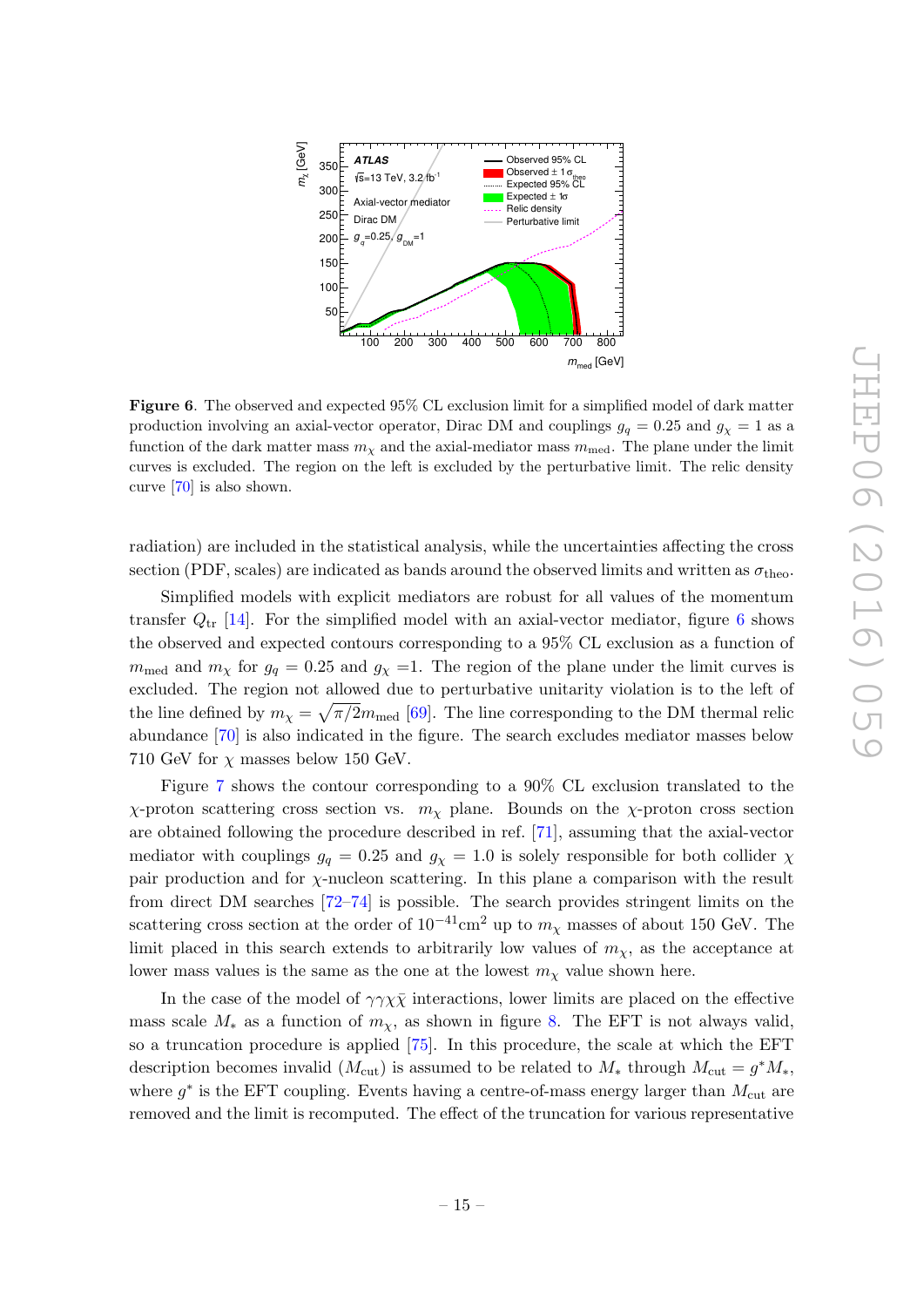**Figure 6**. The observed and expected 95% CL exclusion limit for a simplified model of dark matter production involving an axial-vector operator, Dirac DM and couplings $g_q = 0.25$ and $g_\chi = 1$ as a function of the dark matter mass $m_\chi$ and the axial-mediator mass $m_{\text{med}}$. The plane under the limit curves is excluded. The region on the left is excluded by the perturbative limit. The relic density curve [70] is also shown.

radiation) are included in the statistical analysis, while the uncertainties affecting the cross section (PDF, scales) are indicated as bands around the observed limits and written as $\sigma_{\text{theo}}$.

Simplified models with explicit mediators are robust for all values of the momentum transfer $Q_{\text{tr}}$ [14]. For the simplified model with an axial-vector mediator, figure 6 shows the observed and expected contours corresponding to a 95% CL exclusion as a function of $m_{\text{med}}$ and $m_\chi$ for $g_q = 0.25$ and $g_\chi = 1$. The region of the plane under the limit curves is excluded. The region not allowed due to perturbative unitarity violation is to the left of the line defined by $m_\chi = \sqrt{\pi/2}m_{\text{med}}$ [69]. The line corresponding to the DM thermal relic abundance [70] is also indicated in the figure. The search excludes mediator masses below 710 GeV for $\chi$ masses below 150 GeV.

Figure 7 shows the contour corresponding to a 90% CL exclusion translated to the $\chi$-proton scattering cross section vs. $m_\chi$ plane. Bounds on the $\chi$-proton cross section are obtained following the procedure described in ref. [71], assuming that the axial-vector mediator with couplings $g_q = 0.25$ and $g_\chi = 1.0$ is solely responsible for both collider $\chi$ pair production and for $\chi$-nucleon scattering. In this plane a comparison with the result from direct DM searches [72–74] is possible. The search provides stringent limits on the scattering cross section at the order of $10^{-41}\text{cm}^2$ up to $m_\chi$ masses of about 150 GeV. The limit placed in this search extends to arbitrarily low values of $m_\chi$, as the acceptance at lower mass values is the same as the one at the lowest $m_\chi$ value shown here.

In the case of the model of $\gamma\gamma\chi\bar{\chi}$ interactions, lower limits are placed on the effective mass scale $M_*$ as a function of $m_\chi$, as shown in figure 8. The EFT is not always valid, so a truncation procedure is applied [75]. In this procedure, the scale at which the EFT description becomes invalid ($M_{\text{cut}}$) is assumed to be related to $M_*$ through $M_{\text{cut}} = g^* M_*$, where $g^*$ is the EFT coupling. Events having a centre-of-mass energy larger than $M_{\text{cut}}$ are removed and the limit is recomputed. The effect of the truncation for various representative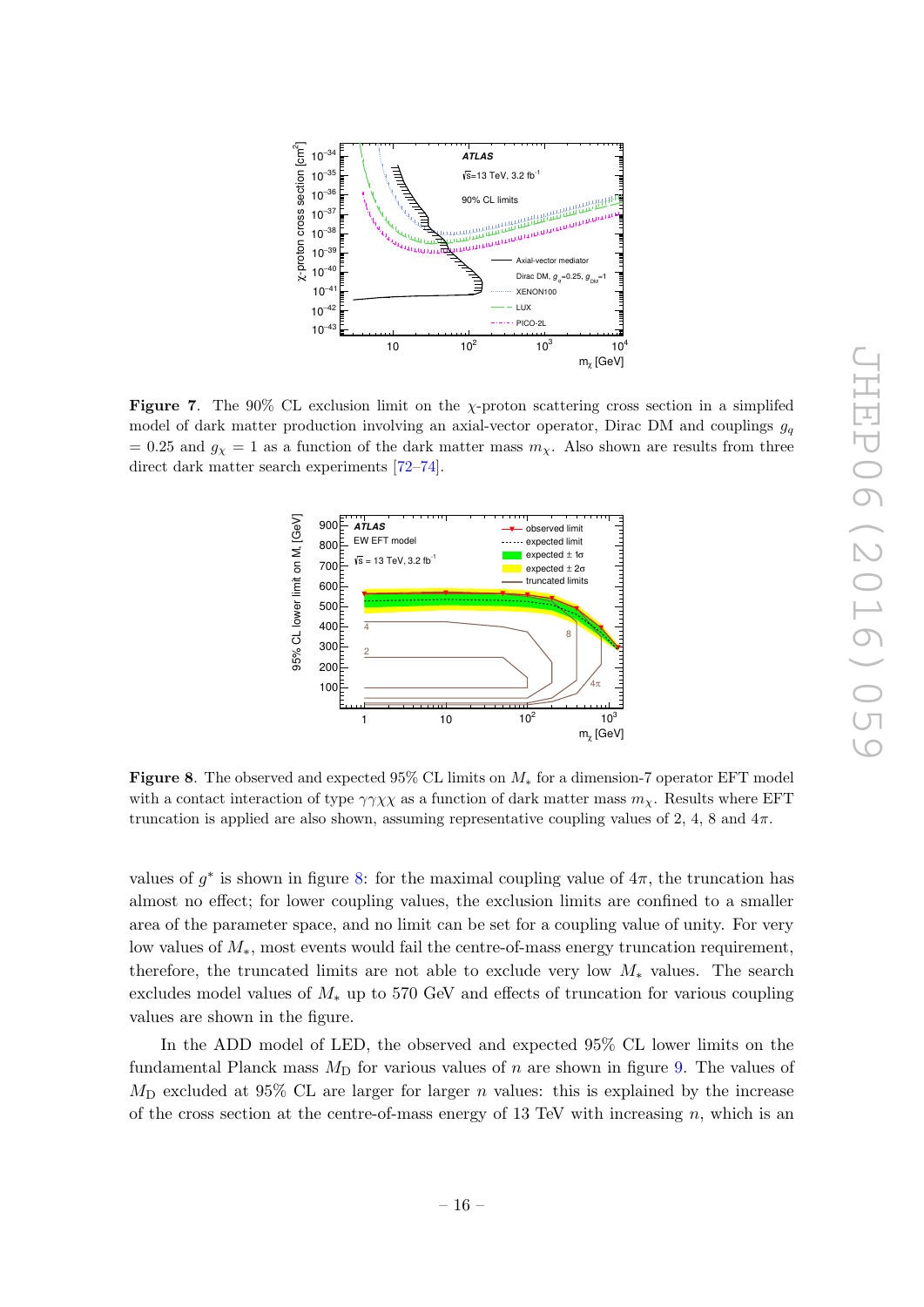**Figure 7**. The 90% CL exclusion limit on the $\chi$-proton scattering cross section in a simplifed model of dark matter production involving an axial-vector operator, Dirac DM and couplings $g_q = 0.25$ and $g_\chi = 1$ as a function of the dark matter mass $m_\chi$. Also shown are results from three direct dark matter search experiments [72–74].

**Figure 8**. The observed and expected 95% CL limits on $M_*$ for a dimension-7 operator EFT model with a contact interaction of type $\gamma\gamma\chi\chi$ as a function of dark matter mass $m_\chi$. Results where EFT truncation is applied are also shown, assuming representative coupling values of 2, 4, 8 and $4\pi$.

values of $g^*$ is shown in figure 8: for the maximal coupling value of $4\pi$, the truncation has almost no effect; for lower coupling values, the exclusion limits are confined to a smaller area of the parameter space, and no limit can be set for a coupling value of unity. For very low values of $M_*$, most events would fail the centre-of-mass energy truncation requirement, therefore, the truncated limits are not able to exclude very low $M_*$ values. The search excludes model values of $M_*$ up to 570 GeV and effects of truncation for various coupling values are shown in the figure.

In the ADD model of LED, the observed and expected 95% CL lower limits on the fundamental Planck mass $M_\mathrm{D}$ for various values of $n$ are shown in figure 9. The values of $M_\mathrm{D}$ excluded at 95% CL are larger for larger $n$ values: this is explained by the increase of the cross section at the centre-of-mass energy of 13 TeV with increasing $n$, which is an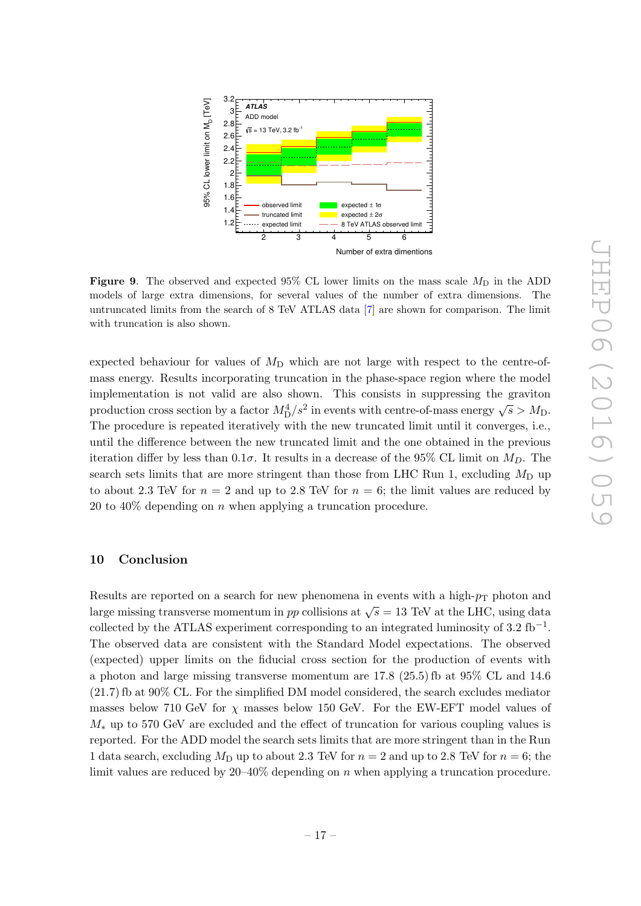**Figure 9**. The observed and expected 95% CL lower limits on the mass scale $M_{\mathrm{D}}$ in the ADD models of large extra dimensions, for several values of the number of extra dimensions. The untruncated limits from the search of 8 TeV ATLAS data [7] are shown for comparison. The limit with truncation is also shown.

expected behaviour for values of $M_{\mathrm{D}}$ which are not large with respect to the centre-of-mass energy. Results incorporating truncation in the phase-space region where the model implementation is not valid are also shown. This consists in suppressing the graviton production cross section by a factor $M_{\mathrm{D}}^4/s^2$ in events with centre-of-mass energy $\sqrt{s} > M_{\mathrm{D}}$. The procedure is repeated iteratively with the new truncated limit until it converges, i.e., until the difference between the new truncated limit and the one obtained in the previous iteration differ by less than $0.1\sigma$. It results in a decrease of the 95% CL limit on $M_D$. The search sets limits that are more stringent than those from LHC Run 1, excluding $M_{\mathrm{D}}$ up to about 2.3 TeV for $n = 2$ and up to 2.8 TeV for $n = 6$; the limit values are reduced by 20 to 40% depending on $n$ when applying a truncation procedure.

## 10 Conclusion

Results are reported on a search for new phenomena in events with a high-$p_{\mathrm{T}}$ photon and large missing transverse momentum in $pp$ collisions at $\sqrt{s} = 13$ TeV at the LHC, using data collected by the ATLAS experiment corresponding to an integrated luminosity of 3.2 fb$^{-1}$. The observed data are consistent with the Standard Model expectations. The observed (expected) upper limits on the fiducial cross section for the production of events with a photon and large missing transverse momentum are 17.8 (25.5) fb at 95% CL and 14.6 (21.7) fb at 90% CL. For the simplified DM model considered, the search excludes mediator masses below 710 GeV for $\chi$ masses below 150 GeV. For the EW-EFT model values of $M_*$ up to 570 GeV are excluded and the effect of truncation for various coupling values is reported. For the ADD model the search sets limits that are more stringent than in the Run 1 data search, excluding $M_{\mathrm{D}}$ up to about 2.3 TeV for $n = 2$ and up to 2.8 TeV for $n = 6$; the limit values are reduced by 20–40% depending on $n$ when applying a truncation procedure.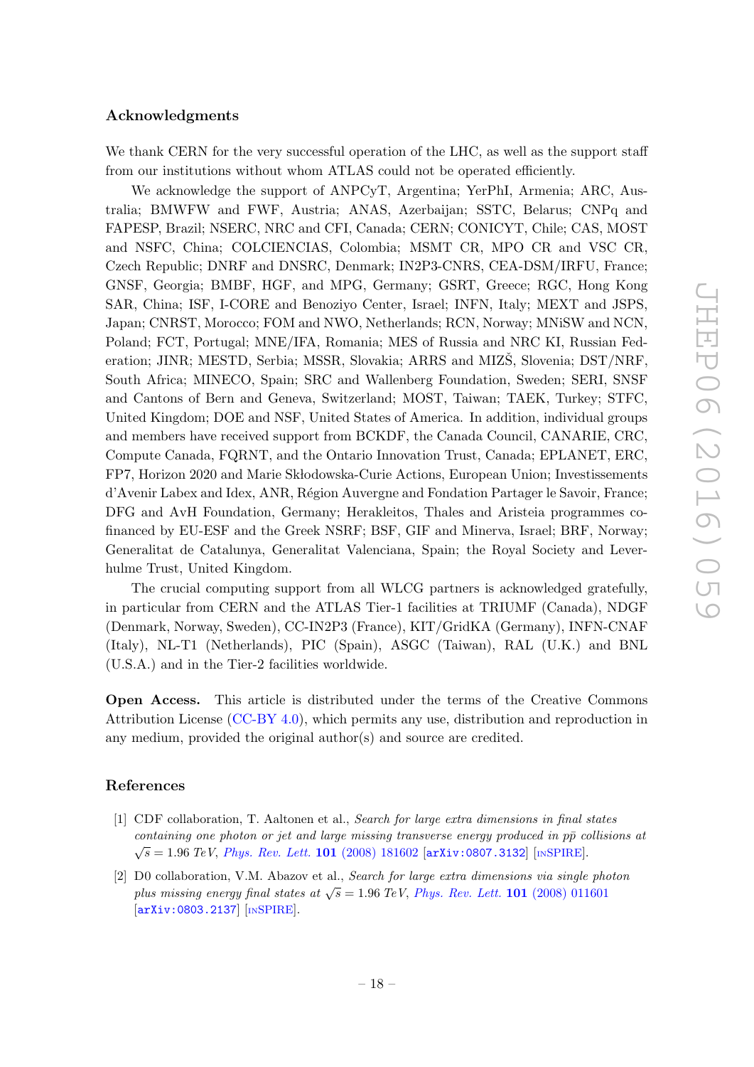## Acknowledgments

We thank CERN for the very successful operation of the LHC, as well as the support staff from our institutions without whom ATLAS could not be operated efficiently.

We acknowledge the support of ANPCyT, Argentina; YerPhI, Armenia; ARC, Australia; BMWFW and FWF, Austria; ANAS, Azerbaijan; SSTC, Belarus; CNPq and FAPESP, Brazil; NSERC, NRC and CFI, Canada; CERN; CONICYT, Chile; CAS, MOST and NSFC, China; COLCIENCIAS, Colombia; MSMT CR, MPO CR and VSC CR, Czech Republic; DNRF and DNSRC, Denmark; IN2P3-CNRS, CEA-DSM/IRFU, France; GNSF, Georgia; BMBF, HGF, and MPG, Germany; GSRT, Greece; RGC, Hong Kong SAR, China; ISF, I-CORE and Benoziyo Center, Israel; INFN, Italy; MEXT and JSPS, Japan; CNRST, Morocco; FOM and NWO, Netherlands; RCN, Norway; MNiSW and NCN, Poland; FCT, Portugal; MNE/IFA, Romania; MES of Russia and NRC KI, Russian Federation; JINR; MESTD, Serbia; MSSR, Slovakia; ARRS and MIZŠ, Slovenia; DST/NRF, South Africa; MINECO, Spain; SRC and Wallenberg Foundation, Sweden; SERI, SNSF and Cantons of Bern and Geneva, Switzerland; MOST, Taiwan; TAEK, Turkey; STFC, United Kingdom; DOE and NSF, United States of America. In addition, individual groups and members have received support from BCKDF, the Canada Council, CANARIE, CRC, Compute Canada, FQRNT, and the Ontario Innovation Trust, Canada; EPLANET, ERC, FP7, Horizon 2020 and Marie Skłodowska-Curie Actions, European Union; Investissements d'Avenir Labex and Idex, ANR, Région Auvergne and Fondation Partager le Savoir, France; DFG and AvH Foundation, Germany; Herakleitos, Thales and Aristeia programmes co-financed by EU-ESF and the Greek NSRF; BSF, GIF and Minerva, Israel; BRF, Norway; Generalitat de Catalunya, Generalitat Valenciana, Spain; the Royal Society and Leverhulme Trust, United Kingdom.

The crucial computing support from all WLCG partners is acknowledged gratefully, in particular from CERN and the ATLAS Tier-1 facilities at TRIUMF (Canada), NDGF (Denmark, Norway, Sweden), CC-IN2P3 (France), KIT/GridKA (Germany), INFN-CNAF (Italy), NL-T1 (Netherlands), PIC (Spain), ASGC (Taiwan), RAL (U.K.) and BNL (U.S.A.) and in the Tier-2 facilities worldwide.

**Open Access.** This article is distributed under the terms of the Creative Commons Attribution License (CC-BY 4.0), which permits any use, distribution and reproduction in any medium, provided the original author(s) and source are credited.

## References

[1] CDF collaboration, T. Aaltonen et al., *Search for large extra dimensions in final states containing one photon or jet and large missing transverse energy produced in $p\bar{p}$ collisions at $\sqrt{s} = 1.96$ TeV*, Phys. Rev. Lett. **101** (2008) 181602 [arXiv:0807.3132] [INSPIRE].

[2] D0 collaboration, V.M. Abazov et al., *Search for large extra dimensions via single photon plus missing energy final states at $\sqrt{s} = 1.96$ TeV*, Phys. Rev. Lett. **101** (2008) 011601 [arXiv:0803.2137] [INSPIRE].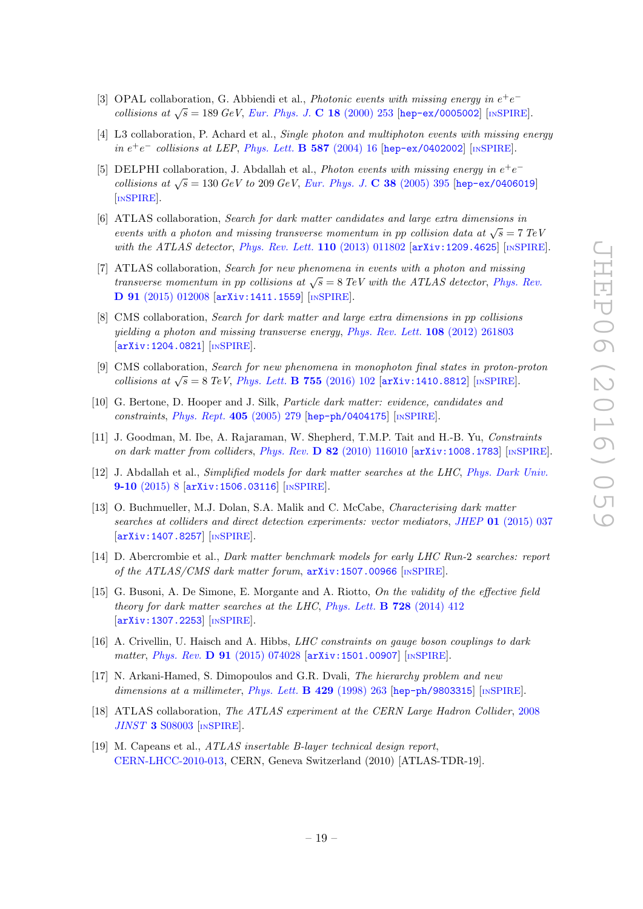[3] OPAL collaboration, G. Abbiendi et al., *Photonic events with missing energy in $e^+e^-$ collisions at $\sqrt{s} = 189$ GeV*, *Eur. Phys. J.* **C 18** (2000) 253 [hep-ex/0005002] [INSPIRE].

[4] L3 collaboration, P. Achard et al., *Single photon and multiphoton events with missing energy in $e^+e^-$ collisions at LEP*, *Phys. Lett.* **B 587** (2004) 16 [hep-ex/0402002] [INSPIRE].

[5] DELPHI collaboration, J. Abdallah et al., *Photon events with missing energy in $e^+e^-$ collisions at $\sqrt{s} = 130$ GeV to 209 GeV*, *Eur. Phys. J.* **C 38** (2005) 395 [hep-ex/0406019] [INSPIRE].

[6] ATLAS collaboration, *Search for dark matter candidates and large extra dimensions in events with a photon and missing transverse momentum in pp collision data at $\sqrt{s} = 7$ TeV with the ATLAS detector*, *Phys. Rev. Lett.* **110** (2013) 011802 [arXiv:1209.4625] [INSPIRE].

[7] ATLAS collaboration, *Search for new phenomena in events with a photon and missing transverse momentum in pp collisions at $\sqrt{s} = 8$ TeV with the ATLAS detector*, *Phys. Rev.* **D 91** (2015) 012008 [arXiv:1411.1559] [INSPIRE].

[8] CMS collaboration, *Search for dark matter and large extra dimensions in pp collisions yielding a photon and missing transverse energy*, *Phys. Rev. Lett.* **108** (2012) 261803 [arXiv:1204.0821] [INSPIRE].

[9] CMS collaboration, *Search for new phenomena in monophoton final states in proton-proton collisions at $\sqrt{s} = 8$ TeV*, *Phys. Lett.* **B 755** (2016) 102 [arXiv:1410.8812] [INSPIRE].

[10] G. Bertone, D. Hooper and J. Silk, *Particle dark matter: evidence, candidates and constraints*, *Phys. Rept.* **405** (2005) 279 [hep-ph/0404175] [INSPIRE].

[11] J. Goodman, M. Ibe, A. Rajaraman, W. Shepherd, T.M.P. Tait and H.-B. Yu, *Constraints on dark matter from colliders*, *Phys. Rev.* **D 82** (2010) 116010 [arXiv:1008.1783] [INSPIRE].

[12] J. Abdallah et al., *Simplified models for dark matter searches at the LHC*, *Phys. Dark Univ.* **9-10** (2015) 8 [arXiv:1506.03116] [INSPIRE].

[13] O. Buchmueller, M.J. Dolan, S.A. Malik and C. McCabe, *Characterising dark matter searches at colliders and direct detection experiments: vector mediators*, *JHEP* **01** (2015) 037 [arXiv:1407.8257] [INSPIRE].

[14] D. Abercrombie et al., *Dark matter benchmark models for early LHC Run-2 searches: report of the ATLAS/CMS dark matter forum*, arXiv:1507.00966 [INSPIRE].

[15] G. Busoni, A. De Simone, E. Morgante and A. Riotto, *On the validity of the effective field theory for dark matter searches at the LHC*, *Phys. Lett.* **B 728** (2014) 412 [arXiv:1307.2253] [INSPIRE].

[16] A. Crivellin, U. Haisch and A. Hibbs, *LHC constraints on gauge boson couplings to dark matter*, *Phys. Rev.* **D 91** (2015) 074028 [arXiv:1501.00907] [INSPIRE].

[17] N. Arkani-Hamed, S. Dimopoulos and G.R. Dvali, *The hierarchy problem and new dimensions at a millimeter*, *Phys. Lett.* **B 429** (1998) 263 [hep-ph/9803315] [INSPIRE].

[18] ATLAS collaboration, *The ATLAS experiment at the CERN Large Hadron Collider*, 2008 *JINST* **3** S08003 [INSPIRE].

[19] M. Capeans et al., *ATLAS insertable B-layer technical design report*, CERN-LHCC-2010-013, CERN, Geneva Switzerland (2010) [ATLAS-TDR-19].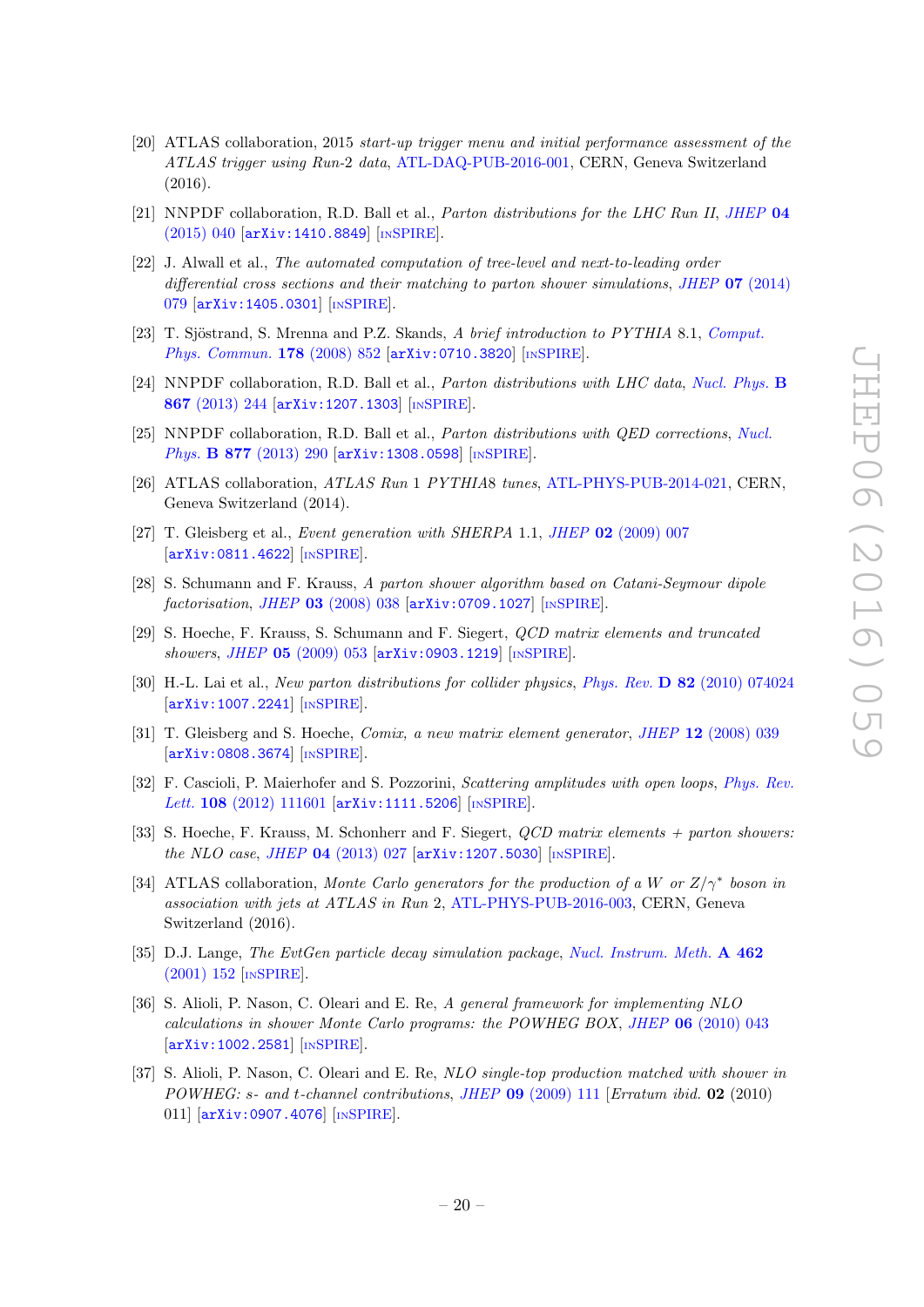[20] ATLAS collaboration, 2015 *start-up trigger menu and initial performance assessment of the ATLAS trigger using Run-2 data*, ATL-DAQ-PUB-2016-001, CERN, Geneva Switzerland (2016).

[21] NNPDF collaboration, R.D. Ball et al., *Parton distributions for the LHC Run II*, JHEP **04** (2015) 040 [arXiv:1410.8849] [INSPIRE].

[22] J. Alwall et al., *The automated computation of tree-level and next-to-leading order differential cross sections and their matching to parton shower simulations*, JHEP **07** (2014) 079 [arXiv:1405.0301] [INSPIRE].

[23] T. Sjöstrand, S. Mrenna and P.Z. Skands, *A brief introduction to PYTHIA 8.1*, Comput. Phys. Commun. **178** (2008) 852 [arXiv:0710.3820] [INSPIRE].

[24] NNPDF collaboration, R.D. Ball et al., *Parton distributions with LHC data*, Nucl. Phys. **B 867** (2013) 244 [arXiv:1207.1303] [INSPIRE].

[25] NNPDF collaboration, R.D. Ball et al., *Parton distributions with QED corrections*, Nucl. Phys. **B 877** (2013) 290 [arXiv:1308.0598] [INSPIRE].

[26] ATLAS collaboration, *ATLAS Run 1 PYTHIA8 tunes*, ATL-PHYS-PUB-2014-021, CERN, Geneva Switzerland (2014).

[27] T. Gleisberg et al., *Event generation with SHERPA 1.1*, JHEP **02** (2009) 007 [arXiv:0811.4622] [INSPIRE].

[28] S. Schumann and F. Krauss, *A parton shower algorithm based on Catani-Seymour dipole factorisation*, JHEP **03** (2008) 038 [arXiv:0709.1027] [INSPIRE].

[29] S. Hoeche, F. Krauss, S. Schumann and F. Siegert, *QCD matrix elements and truncated showers*, JHEP **05** (2009) 053 [arXiv:0903.1219] [INSPIRE].

[30] H.-L. Lai et al., *New parton distributions for collider physics*, Phys. Rev. **D 82** (2010) 074024 [arXiv:1007.2241] [INSPIRE].

[31] T. Gleisberg and S. Hoeche, *Comix, a new matrix element generator*, JHEP **12** (2008) 039 [arXiv:0808.3674] [INSPIRE].

[32] F. Cascioli, P. Maierhofer and S. Pozzorini, *Scattering amplitudes with open loops*, Phys. Rev. Lett. **108** (2012) 111601 [arXiv:1111.5206] [INSPIRE].

[33] S. Hoeche, F. Krauss, M. Schonherr and F. Siegert, *QCD matrix elements + parton showers: the NLO case*, JHEP **04** (2013) 027 [arXiv:1207.5030] [INSPIRE].

[34] ATLAS collaboration, *Monte Carlo generators for the production of a W or $Z/\gamma^*$ boson in association with jets at ATLAS in Run 2*, ATL-PHYS-PUB-2016-003, CERN, Geneva Switzerland (2016).

[35] D.J. Lange, *The EvtGen particle decay simulation package*, Nucl. Instrum. Meth. **A 462** (2001) 152 [INSPIRE].

[36] S. Alioli, P. Nason, C. Oleari and E. Re, *A general framework for implementing NLO calculations in shower Monte Carlo programs: the POWHEG BOX*, JHEP **06** (2010) 043 [arXiv:1002.2581] [INSPIRE].

[37] S. Alioli, P. Nason, C. Oleari and E. Re, *NLO single-top production matched with shower in POWHEG: s- and t-channel contributions*, JHEP **09** (2009) 111 [*Erratum ibid.* **02** (2010) 011] [arXiv:0907.4076] [INSPIRE].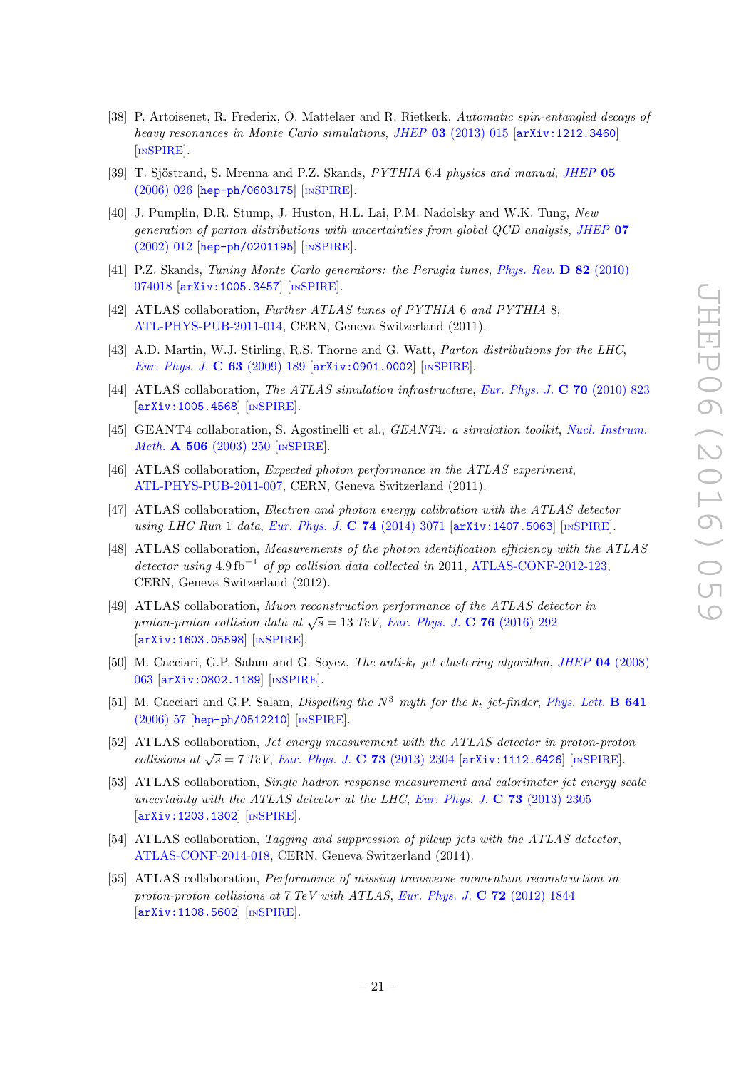[38] P. Artoisenet, R. Frederix, O. Mattelaer and R. Rietkerk, *Automatic spin-entangled decays of heavy resonances in Monte Carlo simulations*, JHEP **03** (2013) 015 [arXiv:1212.3460] [INSPIRE].

[39] T. Sjöstrand, S. Mrenna and P.Z. Skands, *PYTHIA 6.4 physics and manual*, JHEP **05** (2006) 026 [hep-ph/0603175] [INSPIRE].

[40] J. Pumplin, D.R. Stump, J. Huston, H.L. Lai, P.M. Nadolsky and W.K. Tung, *New generation of parton distributions with uncertainties from global QCD analysis*, JHEP **07** (2002) 012 [hep-ph/0201195] [INSPIRE].

[41] P.Z. Skands, *Tuning Monte Carlo generators: the Perugia tunes*, Phys. Rev. **D 82** (2010) 074018 [arXiv:1005.3457] [INSPIRE].

[42] ATLAS collaboration, *Further ATLAS tunes of PYTHIA 6 and PYTHIA 8*, ATL-PHYS-PUB-2011-014, CERN, Geneva Switzerland (2011).

[43] A.D. Martin, W.J. Stirling, R.S. Thorne and G. Watt, *Parton distributions for the LHC*, Eur. Phys. J. **C 63** (2009) 189 [arXiv:0901.0002] [INSPIRE].

[44] ATLAS collaboration, *The ATLAS simulation infrastructure*, Eur. Phys. J. **C 70** (2010) 823 [arXiv:1005.4568] [INSPIRE].

[45] GEANT4 collaboration, S. Agostinelli et al., *GEANT4: a simulation toolkit*, Nucl. Instrum. Meth. **A 506** (2003) 250 [INSPIRE].

[46] ATLAS collaboration, *Expected photon performance in the ATLAS experiment*, ATL-PHYS-PUB-2011-007, CERN, Geneva Switzerland (2011).

[47] ATLAS collaboration, *Electron and photon energy calibration with the ATLAS detector using LHC Run 1 data*, Eur. Phys. J. **C 74** (2014) 3071 [arXiv:1407.5063] [INSPIRE].

[48] ATLAS collaboration, *Measurements of the photon identification efficiency with the ATLAS detector using* $4.9\,\mathrm{fb}^{-1}$ *of pp collision data collected in* 2011, ATLAS-CONF-2012-123, CERN, Geneva Switzerland (2012).

[49] ATLAS collaboration, *Muon reconstruction performance of the ATLAS detector in proton-proton collision data at* $\sqrt{s} = 13$ *TeV*, Eur. Phys. J. **C 76** (2016) 292 [arXiv:1603.05598] [INSPIRE].

[50] M. Cacciari, G.P. Salam and G. Soyez, *The anti-*$k_t$ *jet clustering algorithm*, JHEP **04** (2008) 063 [arXiv:0802.1189] [INSPIRE].

[51] M. Cacciari and G.P. Salam, *Dispelling the* $N^3$ *myth for the* $k_t$ *jet-finder*, Phys. Lett. **B 641** (2006) 57 [hep-ph/0512210] [INSPIRE].

[52] ATLAS collaboration, *Jet energy measurement with the ATLAS detector in proton-proton collisions at* $\sqrt{s} = 7$ *TeV*, Eur. Phys. J. **C 73** (2013) 2304 [arXiv:1112.6426] [INSPIRE].

[53] ATLAS collaboration, *Single hadron response measurement and calorimeter jet energy scale uncertainty with the ATLAS detector at the LHC*, Eur. Phys. J. **C 73** (2013) 2305 [arXiv:1203.1302] [INSPIRE].

[54] ATLAS collaboration, *Tagging and suppression of pileup jets with the ATLAS detector*, ATLAS-CONF-2014-018, CERN, Geneva Switzerland (2014).

[55] ATLAS collaboration, *Performance of missing transverse momentum reconstruction in proton-proton collisions at* 7 *TeV with ATLAS*, Eur. Phys. J. **C 72** (2012) 1844 [arXiv:1108.5602] [INSPIRE].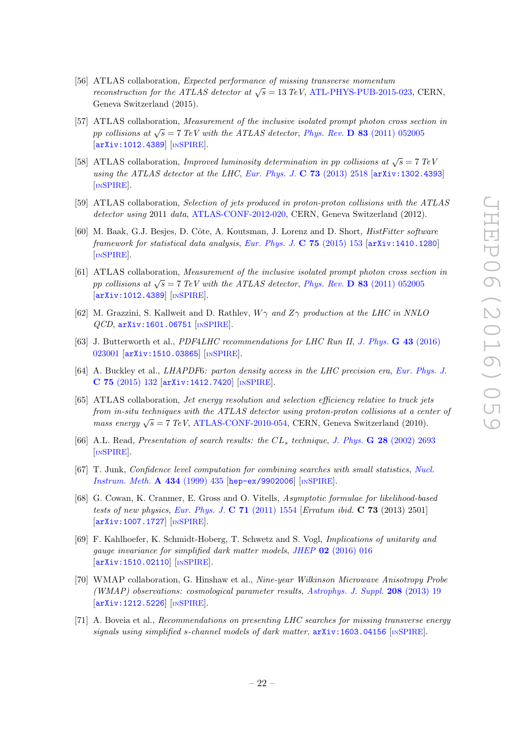[56] ATLAS collaboration, *Expected performance of missing transverse momentum reconstruction for the ATLAS detector at* $\sqrt{s} = 13$ *TeV*, ATL-PHYS-PUB-2015-023, CERN, Geneva Switzerland (2015).

[57] ATLAS collaboration, *Measurement of the inclusive isolated prompt photon cross section in pp collisions at* $\sqrt{s} = 7$ *TeV with the ATLAS detector*, Phys. Rev. **D 83** (2011) 052005 [arXiv:1012.4389] [INSPIRE].

[58] ATLAS collaboration, *Improved luminosity determination in pp collisions at* $\sqrt{s} = 7$ *TeV using the ATLAS detector at the LHC*, Eur. Phys. J. **C 73** (2013) 2518 [arXiv:1302.4393] [INSPIRE].

[59] ATLAS collaboration, *Selection of jets produced in proton-proton collisions with the ATLAS detector using* 2011 *data*, ATLAS-CONF-2012-020, CERN, Geneva Switzerland (2012).

[60] M. Baak, G.J. Besjes, D. Côte, A. Koutsman, J. Lorenz and D. Short, *HistFitter software framework for statistical data analysis*, Eur. Phys. J. **C 75** (2015) 153 [arXiv:1410.1280] [INSPIRE].

[61] ATLAS collaboration, *Measurement of the inclusive isolated prompt photon cross section in pp collisions at* $\sqrt{s} = 7$ *TeV with the ATLAS detector*, Phys. Rev. **D 83** (2011) 052005 [arXiv:1012.4389] [INSPIRE].

[62] M. Grazzini, S. Kallweit and D. Rathlev, *$W\gamma$ and $Z\gamma$ production at the LHC in NNLO QCD*, arXiv:1601.06751 [INSPIRE].

[63] J. Butterworth et al., *PDF4LHC recommendations for LHC Run II*, J. Phys. **G 43** (2016) 023001 [arXiv:1510.03865] [INSPIRE].

[64] A. Buckley et al., *LHAPDF6: parton density access in the LHC precision era*, Eur. Phys. J. **C 75** (2015) 132 [arXiv:1412.7420] [INSPIRE].

[65] ATLAS collaboration, *Jet energy resolution and selection efficiency relative to track jets from in-situ techniques with the ATLAS detector using proton-proton collisions at a center of mass energy* $\sqrt{s} = 7$ *TeV*, ATLAS-CONF-2010-054, CERN, Geneva Switzerland (2010).

[66] A.L. Read, *Presentation of search results: the $CL_s$ technique*, J. Phys. **G 28** (2002) 2693 [INSPIRE].

[67] T. Junk, *Confidence level computation for combining searches with small statistics*, Nucl. Instrum. Meth. **A 434** (1999) 435 [hep-ex/9902006] [INSPIRE].

[68] G. Cowan, K. Cranmer, E. Gross and O. Vitells, *Asymptotic formulae for likelihood-based tests of new physics*, Eur. Phys. J. **C 71** (2011) 1554 [*Erratum ibid.* **C 73** (2013) 2501] [arXiv:1007.1727] [INSPIRE].

[69] F. Kahlhoefer, K. Schmidt-Hoberg, T. Schwetz and S. Vogl, *Implications of unitarity and gauge invariance for simplified dark matter models*, JHEP **02** (2016) 016 [arXiv:1510.02110] [INSPIRE].

[70] WMAP collaboration, G. Hinshaw et al., *Nine-year Wilkinson Microwave Anisotropy Probe (WMAP) observations: cosmological parameter results*, Astrophys. J. Suppl. **208** (2013) 19 [arXiv:1212.5226] [INSPIRE].

[71] A. Boveia et al., *Recommendations on presenting LHC searches for missing transverse energy signals using simplified s-channel models of dark matter*, arXiv:1603.04156 [INSPIRE].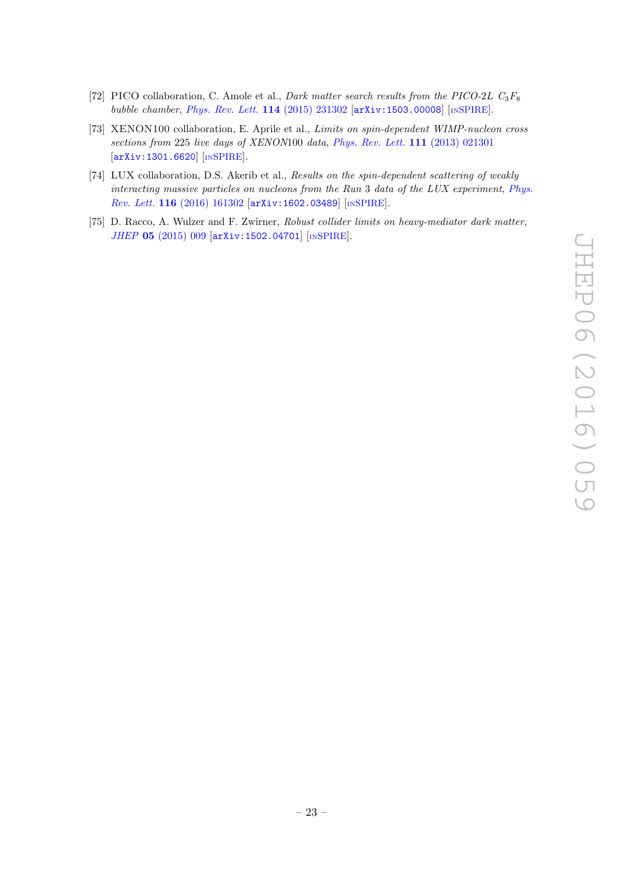- [72] PICO collaboration, C. Amole et al., *Dark matter search results from the PICO-2L $C_3F_8$ bubble chamber*, *Phys. Rev. Lett.* **114** (2015) 231302 [arXiv:1503.00008] [INSPIRE].
- [73] XENON100 collaboration, E. Aprile et al., *Limits on spin-dependent WIMP-nucleon cross sections from* 225 *live days of XENON*100 *data*, *Phys. Rev. Lett.* **111** (2013) 021301 [arXiv:1301.6620] [INSPIRE].
- [74] LUX collaboration, D.S. Akerib et al., *Results on the spin-dependent scattering of weakly interacting massive particles on nucleons from the Run* 3 *data of the LUX experiment*, *Phys. Rev. Lett.* **116** (2016) 161302 [arXiv:1602.03489] [INSPIRE].
- [75] D. Racco, A. Wulzer and F. Zwirner, *Robust collider limits on heavy-mediator dark matter*, *JHEP* **05** (2015) 009 [arXiv:1502.04701] [INSPIRE].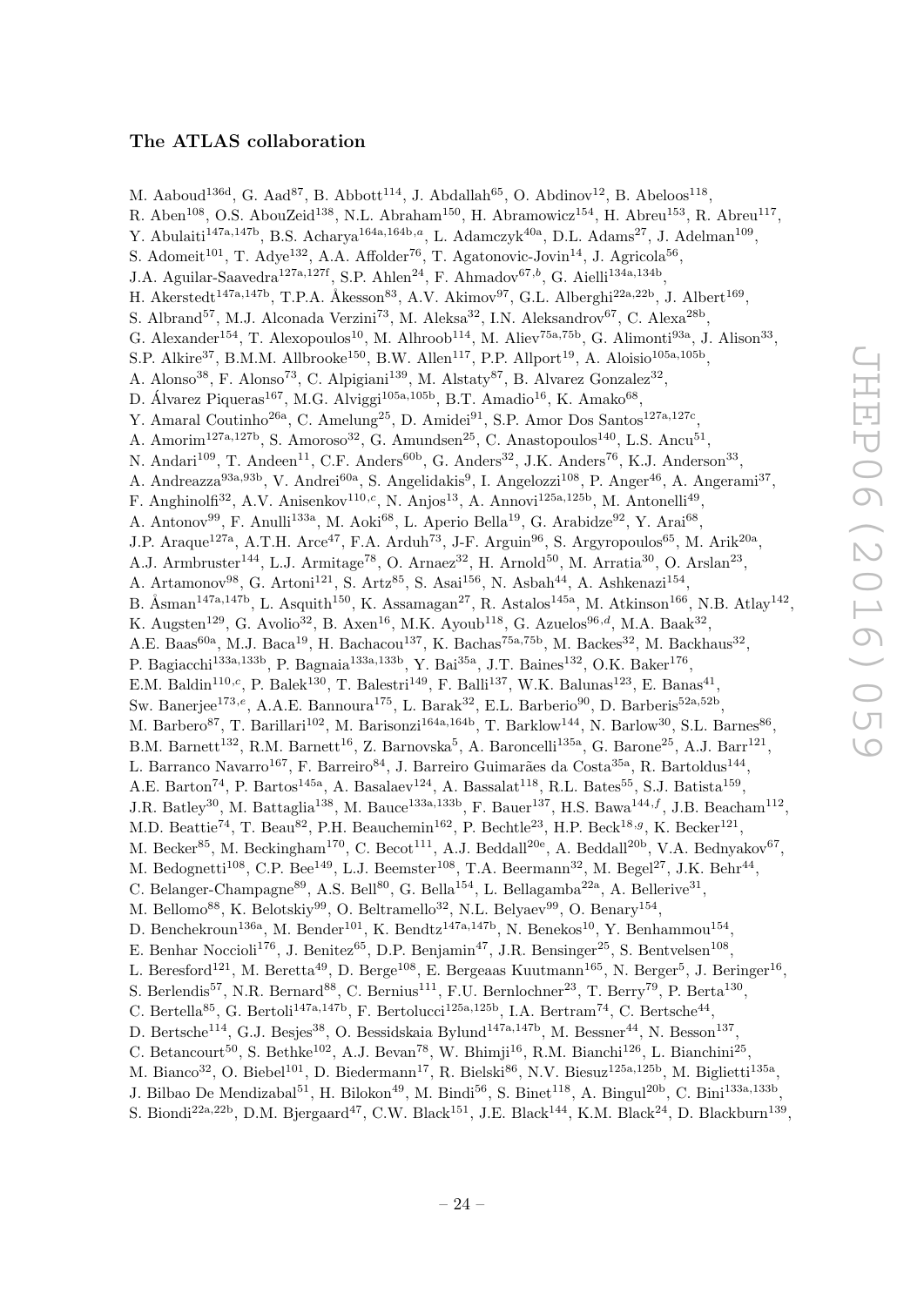### The ATLAS collaboration

M. Aaboud[136d], G. Aad[87], B. Abbott[114], J. Abdallah[65], O. Abdinov[12], B. Abeloos[118], R. Aben[108], O.S. AbouZeid[138], N.L. Abraham[150], H. Abramowicz[154], H. Abreu[153], R. Abreu[117], Y. Abulaiti[147a,147b], B.S. Acharya[164a,164b,a], L. Adamczyk[40a], D.L. Adams[27], J. Adelman[109], S. Adomeit[101], T. Adye[132], A.A. Affolder[76], T. Agatonovic-Jovin[14], J. Agricola[56], J.A. Aguilar-Saavedra[127a,127f], S.P. Ahlen[24], F. Ahmadov[67,b], G. Aielli[134a,134b], H. Akerstedt[147a,147b], T.P.A. Åkesson[83], A.V. Akimov[97], G.L. Alberghi[22a,22b], J. Albert[169], S. Albrand[57], M.J. Alconada Verzini[73], M. Aleksa[32], I.N. Aleksandrov[67], C. Alexa[28b], G. Alexander[154], T. Alexopoulos[10], M. Alhroob[114], M. Aliev[75a,75b], G. Alimonti[93a], J. Alison[33], S.P. Alkire[37], B.M.M. Allbrooke[150], B.W. Allen[117], P.P. Allport[19], A. Aloisio[105a,105b], A. Alonso[38], F. Alonso[73], C. Alpigiani[139], M. Alstaty[87], B. Alvarez Gonzalez[32], D. Álvarez Piqueras[167], M.G. Alviggi[105a,105b], B.T. Amadio[16], K. Amako[68], Y. Amaral Coutinho[26a], C. Amelung[25], D. Amidei[91], S.P. Amor Dos Santos[127a,127c], A. Amorim[127a,127b], S. Amoroso[32], G. Amundsen[25], C. Anastopoulos[140], L.S. Ancu[51], N. Andari[109], T. Andeen[11], C.F. Anders[60b], G. Anders[32], J.K. Anders[76], K.J. Anderson[33], A. Andreazza[93a,93b], V. Andrei[60a], S. Angelidakis[9], I. Angelozzi[108], P. Anger[46], A. Angerami[37], F. Anghinolfi[32], A.V. Anisenkov[110,c], N. Anjos[13], A. Annovi[125a,125b], M. Antonelli[49], A. Antonov[99], F. Anulli[133a], M. Aoki[68], L. Aperio Bella[19], G. Arabidze[92], Y. Arai[68], J.P. Araque[127a], A.T.H. Arce[47], F.A. Arduh[73], J-F. Arguin[96], S. Argyropoulos[65], M. Arik[20a], A.J. Armbruster[144], L.J. Armitage[78], O. Arnaez[32], H. Arnold[50], M. Arratia[30], O. Arslan[23], A. Artamonov[98], G. Artoni[121], S. Artz[85], S. Asai[156], N. Asbah[44], A. Ashkenazi[154], B. Åsman[147a,147b], L. Asquith[150], K. Assamagan[27], R. Astalos[145a], M. Atkinson[166], N.B. Atlay[142], K. Augsten[129], G. Avolio[32], B. Axen[16], M.K. Ayoub[118], G. Azuelos[96,d], M.A. Baak[32], A.E. Baas[60a], M.J. Baca[19], H. Bachacou[137], K. Bachas[75a,75b], M. Backes[32], M. Backhaus[32], P. Bagiacchi[133a,133b], P. Bagnaia[133a,133b], Y. Bai[35a], J.T. Baines[132], O.K. Baker[176], E.M. Baldin[110,c], P. Balek[130], T. Balestri[149], F. Balli[137], W.K. Balunas[123], E. Banas[41], Sw. Banerjee[173,e], A.A.E. Bannoura[175], L. Barak[32], E.L. Barberio[90], D. Barberis[52a,52b], M. Barbero[87], T. Barillari[102], M. Barisonzi[164a,164b], T. Barklow[144], N. Barlow[30], S.L. Barnes[86], B.M. Barnett[132], R.M. Barnett[16], Z. Barnovska[5], A. Baroncelli[135a], G. Barone[25], A.J. Barr[121], L. Barranco Navarro[167], F. Barreiro[84], J. Barreiro Guimarães da Costa[35a], R. Bartoldus[144], A.E. Barton[74], P. Bartos[145a], A. Basalaev[124], A. Bassalat[118], R.L. Bates[55], S.J. Batista[159], J.R. Batley[30], M. Battaglia[138], M. Bauce[133a,133b], F. Bauer[137], H.S. Bawa[144,f], J.B. Beacham[112], M.D. Beattie[74], T. Beau[82], P.H. Beauchemin[162], P. Bechtle[23], H.P. Beck[18,g], K. Becker[121], M. Becker[85], M. Beckingham[170], C. Becot[111], A.J. Beddall[20e], A. Beddall[20b], V.A. Bednyakov[67], M. Bedognetti[108], C.P. Bee[149], L.J. Beemster[108], T.A. Beermann[32], M. Begel[27], J.K. Behr[44], C. Belanger-Champagne[89], A.S. Bell[80], G. Bella[154], L. Bellagamba[22a], A. Bellerive[31], M. Bellomo[88], K. Belotskiy[99], O. Beltramello[32], N.L. Belyaev[99], O. Benary[154], D. Benchekroun[136a], M. Bender[101], K. Bendtz[147a,147b], N. Benekos[10], Y. Benhammou[154], E. Benhar Noccioli[176], J. Benitez[65], D.P. Benjamin[47], J.R. Bensinger[25], S. Bentvelsen[108], L. Beresford[121], M. Beretta[49], D. Berge[108], E. Bergeaas Kuutmann[165], N. Berger[5], J. Beringer[16], S. Berlendis[57], N.R. Bernard[88], C. Bernius[111], F.U. Bernlochner[23], T. Berry[79], P. Berta[130], C. Bertella[85], G. Bertoli[147a,147b], F. Bertolucci[125a,125b], I.A. Bertram[74], C. Bertsche[44], D. Bertsche[114], G.J. Besjes[38], O. Bessidskaia Bylund[147a,147b], M. Bessner[44], N. Besson[137], C. Betancourt[50], S. Bethke[102], A.J. Bevan[78], W. Bhimji[16], R.M. Bianchi[126], L. Bianchini[25], M. Bianco[32], O. Biebel[101], D. Biedermann[17], R. Bielski[86], N.V. Biesuz[125a,125b], M. Biglietti[135a], J. Bilbao De Mendizabal[51], H. Bilokon[49], M. Bindi[56], S. Binet[118], A. Bingul[20b], C. Bini[133a,133b], S. Biondi[22a,22b], D.M. Bjergaard[47], C.W. Black[151], J.E. Black[144], K.M. Black[24], D. Blackburn[139],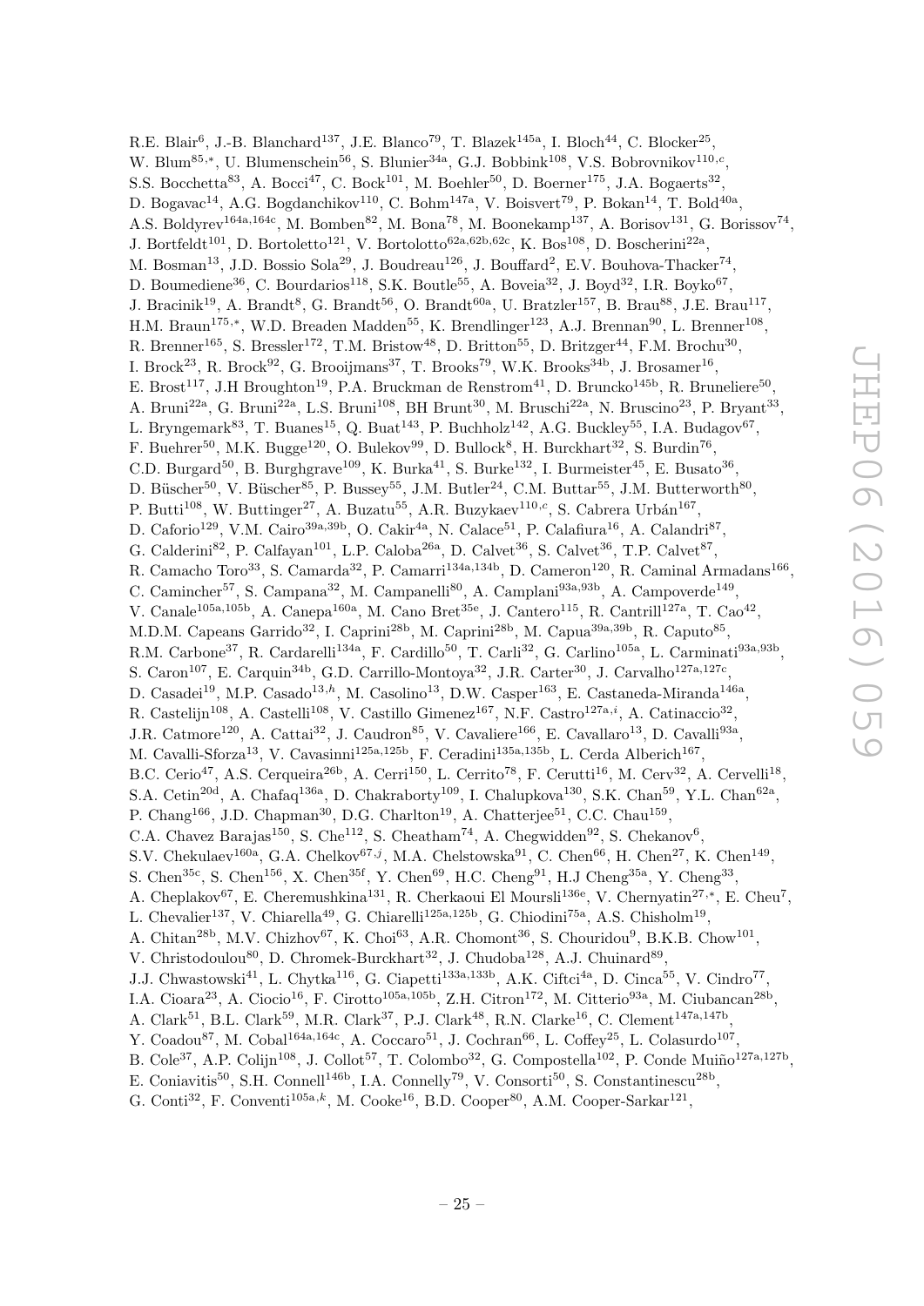R.E. Blair[6], J.-B. Blanchard[137], J.E. Blanco[79], T. Blazek[145a], I. Bloch[44], C. Blocker[25], W. Blum[85,*], U. Blumenschein[56], S. Blunier[34a], G.J. Bobbink[108], V.S. Bobrovnikov[110,c], S.S. Bocchetta[83], A. Bocci[47], C. Bock[101], M. Boehler[50], D. Boerner[175], J.A. Bogaerts[32], D. Bogavac[14], A.G. Bogdanchikov[110], C. Bohm[147a], V. Boisvert[79], P. Bokan[14], T. Bold[40a], A.S. Boldyrev[164a,164c], M. Bomben[82], M. Bona[78], M. Boonekamp[137], A. Borisov[131], G. Borissov[74], J. Bortfeldt[101], D. Bortoletto[121], V. Bortolotto[62a,62b,62c], K. Bos[108], D. Boscherini[22a], M. Bosman[13], J.D. Bossio Sola[29], J. Boudreau[126], J. Bouffard[2], E.V. Bouhova-Thacker[74], D. Boumediene[36], C. Bourdarios[118], S.K. Boutle[55], A. Boveia[32], J. Boyd[32], I.R. Boyko[67], J. Bracinik[19], A. Brandt[8], G. Brandt[56], O. Brandt[60a], U. Bratzler[157], B. Brau[88], J.E. Brau[117], H.M. Braun[175,*], W.D. Breaden Madden[55], K. Brendlinger[123], A.J. Brennan[90], L. Brenner[108], R. Brenner[165], S. Bressler[172], T.M. Bristow[48], D. Britton[55], D. Britzger[44], F.M. Brochu[30], I. Brock[23], R. Brock[92], G. Brooijmans[37], T. Brooks[79], W.K. Brooks[34b], J. Brosamer[16], E. Brost[117], J.H Broughton[19], P.A. Bruckman de Renstrom[41], D. Bruncko[145b], R. Bruneliere[50], A. Bruni[22a], G. Bruni[22a], L.S. Bruni[108], BH Brunt[30], M. Bruschi[22a], N. Bruscino[23], P. Bryant[33], L. Bryngemark[83], T. Buanes[15], Q. Buat[143], P. Buchholz[142], A.G. Buckley[55], I.A. Budagov[67], F. Buehrer[50], M.K. Bugge[120], O. Bulekov[99], D. Bullock[8], H. Burckhart[32], S. Burdin[76], C.D. Burgard[50], B. Burghgrave[109], K. Burka[41], S. Burke[132], I. Burmeister[45], E. Busato[36], D. Büscher[50], V. Büscher[85], P. Bussey[55], J.M. Butler[24], C.M. Buttar[55], J.M. Butterworth[80], P. Butti[108], W. Buttinger[27], A. Buzatu[55], A.R. Buzykaev[110,c], S. Cabrera Urbán[167], D. Caforio[129], V.M. Cairo[39a,39b], O. Cakir[4a], N. Calace[51], P. Calafiura[16], A. Calandri[87], G. Calderini[82], P. Calfayan[101], L.P. Caloba[26a], D. Calvet[36], S. Calvet[36], T.P. Calvet[87], R. Camacho Toro[33], S. Camarda[32], P. Camarri[134a,134b], D. Cameron[120], R. Caminal Armadans[166], C. Camincher[57], S. Campana[32], M. Campanelli[80], A. Camplani[93a,93b], A. Campoverde[149], V. Canale[105a,105b], A. Canepa[160a], M. Cano Bret[35e], J. Cantero[115], R. Cantrill[127a], T. Cao[42], M.D.M. Capeans Garrido[32], I. Caprini[28b], M. Caprini[28b], M. Capua[39a,39b], R. Caputo[85], R.M. Carbone[37], R. Cardarelli[134a], F. Cardillo[50], T. Carli[32], G. Carlino[105a], L. Carminati[93a,93b], S. Caron[107], E. Carquin[34b], G.D. Carrillo-Montoya[32], J.R. Carter[30], J. Carvalho[127a,127c], D. Casadei[19], M.P. Casado[13,h], M. Casolino[13], D.W. Casper[163], E. Castaneda-Miranda[146a], R. Castelijn[108], A. Castelli[108], V. Castillo Gimenez[167], N.F. Castro[127a,i], A. Catinaccio[32], J.R. Catmore[120], A. Cattai[32], J. Caudron[85], V. Cavaliere[166], E. Cavallaro[13], D. Cavalli[93a], M. Cavalli-Sforza[13], V. Cavasinni[125a,125b], F. Ceradini[135a,135b], L. Cerda Alberich[167], B.C. Cerio[47], A.S. Cerqueira[26b], A. Cerri[150], L. Cerrito[78], F. Cerutti[16], M. Cerv[32], A. Cervelli[18], S.A. Cetin[20d], A. Chafaq[136a], D. Chakraborty[109], I. Chalupkova[130], S.K. Chan[59], Y.L. Chan[62a], P. Chang[166], J.D. Chapman[30], D.G. Charlton[19], A. Chatterjee[51], C.C. Chau[159], C.A. Chavez Barajas[150], S. Che[112], S. Cheatham[74], A. Chegwidden[92], S. Chekanov[6], S.V. Chekulaev[160a], G.A. Chelkov[67,j], M.A. Chelstowska[91], C. Chen[66], H. Chen[27], K. Chen[149], S. Chen[35c], S. Chen[156], X. Chen[35f], Y. Chen[69], H.C. Cheng[91], H.J Cheng[35a], Y. Cheng[33], A. Cheplakov[67], E. Cheremushkina[131], R. Cherkaoui El Moursli[136e], V. Chernyatin[27,*], E. Cheu[7], L. Chevalier[137], V. Chiarella[49], G. Chiarelli[125a,125b], G. Chiodini[75a], A.S. Chisholm[19], A. Chitan[28b], M.V. Chizhov[67], K. Choi[63], A.R. Chomont[36], S. Chouridou[9], B.K.B. Chow[101], V. Christodoulou[80], D. Chromek-Burckhart[32], J. Chudoba[128], A.J. Chuinard[89], J.J. Chwastowski[41], L. Chytka[116], G. Ciapetti[133a,133b], A.K. Ciftci[4a], D. Cinca[55], V. Cindro[77], I.A. Cioara[23], A. Ciocio[16], F. Cirotto[105a,105b], Z.H. Citron[172], M. Citterio[93a], M. Ciubancan[28b], A. Clark[51], B.L. Clark[59], M.R. Clark[37], P.J. Clark[48], R.N. Clarke[16], C. Clement[147a,147b], Y. Coadou[87], M. Cobal[164a,164c], A. Coccaro[51], J. Cochran[66], L. Coffey[25], L. Colasurdo[107], B. Cole[37], A.P. Colijn[108], J. Collot[57], T. Colombo[32], G. Compostella[102], P. Conde Muiño[127a,127b], E. Coniavitis[50], S.H. Connell[146b], I.A. Connelly[79], V. Consorti[50], S. Constantinescu[28b], G. Conti[32], F. Conventi[105a,k], M. Cooke[16], B.D. Cooper[80], A.M. Cooper-Sarkar[121],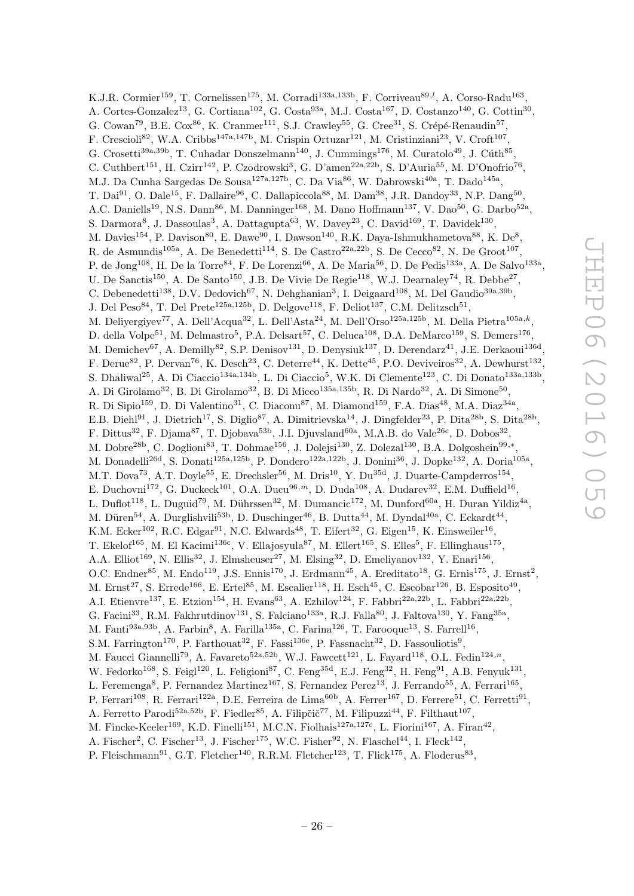K.J.R. Cormier[159], T. Cornelissen[175], M. Corradi[133a,133b], F. Corriveau[89,l], A. Corso-Radu[163], A. Cortes-Gonzalez[13], G. Cortiana[102], G. Costa[93a], M.J. Costa[167], D. Costanzo[140], G. Cottin[30], G. Cowan[79], B.E. Cox[86], K. Cranmer[111], S.J. Crawley[55], G. Cree[31], S. Crépé-Renaudin[57], F. Crescioli[82], W.A. Cribbs[147a,147b], M. Crispin Ortuzar[121], M. Cristinziani[23], V. Croft[107], G. Crosetti[39a,39b], T. Cuhadar Donszelmann[140], J. Cummings[176], M. Curatolo[49], J. Cúth[85], C. Cuthbert[151], H. Czirr[142], P. Czodrowski[3], G. D'amen[22a,22b], S. D'Auria[55], M. D'Onofrio[76], M.J. Da Cunha Sargedas De Sousa[127a,127b], C. Da Via[86], W. Dabrowski[40a], T. Dado[145a], T. Dai[91], O. Dale[15], F. Dallaire[96], C. Dallapiccola[88], M. Dam[38], J.R. Dandoy[33], N.P. Dang[50], A.C. Daniells[19], N.S. Dann[86], M. Danninger[168], M. Dano Hoffmann[137], V. Dao[50], G. Darbo[52a], S. Darmora[8], J. Dassoulas[3], A. Dattagupta[63], W. Davey[23], C. David[169], T. Davidek[130], M. Davies[154], P. Davison[80], E. Dawe[90], I. Dawson[140], R.K. Daya-Ishmukhametova[88], K. De[8], R. de Asmundis[105a], A. De Benedetti[114], S. De Castro[22a,22b], S. De Cecco[82], N. De Groot[107], P. de Jong[108], H. De la Torre[84], F. De Lorenzi[66], A. De Maria[56], D. De Pedis[133a], A. De Salvo[133a], U. De Sanctis[150], A. De Santo[150], J.B. De Vivie De Regie[118], W.J. Dearnaley[74], R. Debbe[27], C. Debenedetti[138], D.V. Dedovich[67], N. Dehghanian[3], I. Deigaard[108], M. Del Gaudio[39a,39b], J. Del Peso[84], T. Del Prete[125a,125b], D. Delgove[118], F. Deliot[137], C.M. Delitzsch[51], M. Deliyergiyev[77], A. Dell'Acqua[32], L. Dell'Asta[24], M. Dell'Orso[125a,125b], M. Della Pietra[105a,k], D. della Volpe[51], M. Delmastro[5], P.A. Delsart[57], C. Deluca[108], D.A. DeMarco[159], S. Demers[176], M. Demichev[67], A. Demilly[82], S.P. Denisov[131], D. Denysiuk[137], D. Derendarz[41], J.E. Derkaoui[136d], F. Derue[82], P. Dervan[76], K. Desch[23], C. Deterre[44], K. Dette[45], P.O. Deviveiros[32], A. Dewhurst[132], S. Dhaliwal[25], A. Di Ciaccio[134a,134b], L. Di Ciaccio[5], W.K. Di Clemente[123], C. Di Donato[133a,133b], A. Di Girolamo[32], B. Di Girolamo[32], B. Di Micco[135a,135b], R. Di Nardo[32], A. Di Simone[50], R. Di Sipio[159], D. Di Valentino[31], C. Diaconu[87], M. Diamond[159], F.A. Dias[48], M.A. Diaz[34a], E.B. Diehl[91], J. Dietrich[17], S. Diglio[87], A. Dimitrievska[14], J. Dingfelder[23], P. Dita[28b], S. Dita[28b], F. Dittus[32], F. Djama[87], T. Djobava[53b], J.I. Djuvsland[60a], M.A.B. do Vale[26c], D. Dobos[32], M. Dobre[28b], C. Doglioni[83], T. Dohmae[156], J. Dolejsi[130], Z. Dolezal[130], B.A. Dolgoshein[99,*], M. Donadelli[26d], S. Donati[125a,125b], P. Dondero[122a,122b], J. Donini[36], J. Dopke[132], A. Doria[105a], M.T. Dova[73], A.T. Doyle[55], E. Drechsler[56], M. Dris[10], Y. Du[35d], J. Duarte-Campderros[154], E. Duchovni[172], G. Duckeck[101], O.A. Ducu[96,m], D. Duda[108], A. Dudarev[32], E.M. Duffield[16], L. Duflot[118], L. Duguid[79], M. Dührssen[32], M. Dumancic[172], M. Dunford[60a], H. Duran Yildiz[4a], M. Düren[54], A. Durglishvili[53b], D. Duschinger[46], B. Dutta[44], M. Dyndal[40a], C. Eckardt[44], K.M. Ecker[102], R.C. Edgar[91], N.C. Edwards[48], T. Eifert[32], G. Eigen[15], K. Einsweiler[16], T. Ekelof[165], M. El Kacimi[136c], V. Ellajosyula[87], M. Ellert[165], S. Elles[5], F. Ellinghaus[175], A.A. Elliot[169], N. Ellis[32], J. Elmsheuser[27], M. Elsing[32], D. Emeliyanov[132], Y. Enari[156], O.C. Endner[85], M. Endo[119], J.S. Ennis[170], J. Erdmann[45], A. Ereditato[18], G. Ernis[175], J. Ernst[2], M. Ernst[27], S. Errede[166], E. Ertel[85], M. Escalier[118], H. Esch[45], C. Escobar[126], B. Esposito[49], A.I. Etienvre[137], E. Etzion[154], H. Evans[63], A. Ezhilov[124], F. Fabbri[22a,22b], L. Fabbri[22a,22b], G. Facini[33], R.M. Fakhrutdinov[131], S. Falciano[133a], R.J. Falla[80], J. Faltova[130], Y. Fang[35a], M. Fanti[93a,93b], A. Farbin[8], A. Farilla[135a], C. Farina[126], T. Farooque[13], S. Farrell[16], S.M. Farrington[170], P. Farthouat[32], F. Fassi[136e], P. Fassnacht[32], D. Fassouliotis[9], M. Faucci Giannelli[79], A. Favareto[52a,52b], W.J. Fawcett[121], L. Fayard[118], O.L. Fedin[124,n], W. Fedorko[168], S. Feigl[120], L. Feligioni[87], C. Feng[35d], E.J. Feng[32], H. Feng[91], A.B. Fenyuk[131], L. Feremenga[8], P. Fernandez Martinez[167], S. Fernandez Perez[13], J. Ferrando[55], A. Ferrari[165], P. Ferrari[108], R. Ferrari[122a], D.E. Ferreira de Lima[60b], A. Ferrer[167], D. Ferrere[51], C. Ferretti[91], A. Ferretto Parodi[52a,52b], F. Fiedler[85], A. Filipčič[77], M. Filipuzzi[44], F. Filthaut[107], M. Fincke-Keeler[169], K.D. Finelli[151], M.C.N. Fiolhais[127a,127c], L. Fiorini[167], A. Firan[42], A. Fischer[2], C. Fischer[13], J. Fischer[175], W.C. Fisher[92], N. Flaschel[44], I. Fleck[142], P. Fleischmann[91], G.T. Fletcher[140], R.R.M. Fletcher[123], T. Flick[175], A. Floderus[83],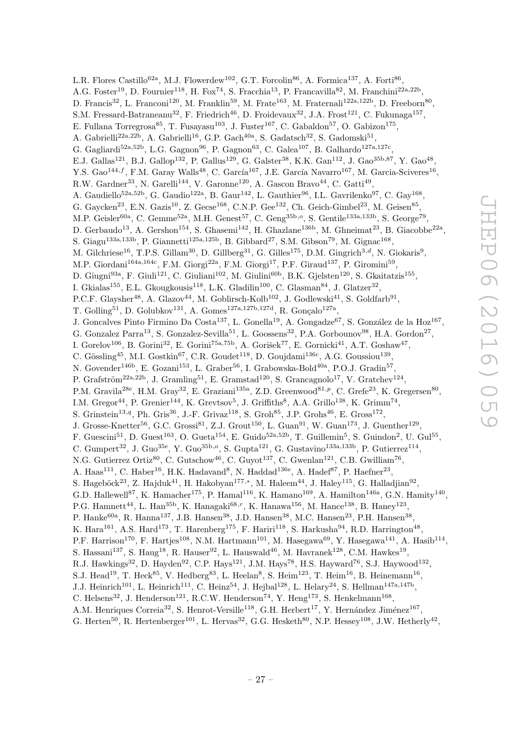L.R. Flores Castillo[62a], M.J. Flowerdew[102], G.T. Forcolin[86], A. Formica[137], A. Forti[86], A.G. Foster[19], D. Fournier[118], H. Fox[74], S. Fracchia[13], P. Francavilla[82], M. Franchini[22a,22b], D. Francis[32], L. Franconi[120], M. Franklin[59], M. Frate[163], M. Fraternali[122a,122b], D. Freeborn[80], S.M. Fressard-Batraneanu[32], F. Friedrich[46], D. Froidevaux[32], J.A. Frost[121], C. Fukunaga[157], E. Fullana Torregrosa[85], T. Fusayasu[103], J. Fuster[167], C. Gabaldon[57], O. Gabizon[175], A. Gabrielli[22a,22b], A. Gabrielli[16], G.P. Gach[40a], S. Gadatsch[32], S. Gadomski[51], G. Gagliardi[52a,52b], L.G. Gagnon[96], P. Gagnon[63], C. Galea[107], B. Galhardo[127a,127c], E.J. Gallas[121], B.J. Gallop[132], P. Gallus[129], G. Galster[38], K.K. Gan[112], J. Gao[35b,87], Y. Gao[48], Y.S. Gao[144,f], F.M. Garay Walls[48], C. García[167], J.E. García Navarro[167], M. Garcia-Sciveres[16], R.W. Gardner[33], N. Garelli[144], V. Garonne[120], A. Gascon Bravo[44], C. Gatti[49], A. Gaudiello[52a,52b], G. Gaudio[122a], B. Gaur[142], L. Gauthier[96], I.L. Gavrilenko[97], C. Gay[168], G. Gaycken[23], E.N. Gazis[10], Z. Gecse[168], C.N.P. Gee[132], Ch. Geich-Gimbel[23], M. Geisen[85], M.P. Geisler[60a], C. Gemme[52a], M.H. Genest[57], C. Geng[35b,o], S. Gentile[133a,133b], S. George[79], D. Gerbaudo[13], A. Gershon[154], S. Ghasemi[142], H. Ghazlane[136b], M. Ghneimat[23], B. Giacobbe[22a], S. Giagu[133a,133b], P. Giannetti[125a,125b], B. Gibbard[27], S.M. Gibson[79], M. Gignac[168], M. Gilchriese[16], T.P.S. Gillam[30], D. Gillberg[31], G. Gilles[175], D.M. Gingrich[3,d], N. Giokaris[9], M.P. Giordani[164a,164c], F.M. Giorgi[22a], F.M. Giorgi[17], P.F. Giraud[137], P. Giromini[59], D. Giugni[93a], F. Giuli[121], C. Giuliani[102], M. Giulini[60b], B.K. Gjelsten[120], S. Gkaitatzis[155], I. Gkialas[155], E.L. Gkougkousis[118], L.K. Gladilin[100], C. Glasman[84], J. Glatzer[32], P.C.F. Glaysher[48], A. Glazov[44], M. Goblirsch-Kolb[102], J. Godlewski[41], S. Goldfarb[91], T. Golling[51], D. Golubkov[131], A. Gomes[127a,127b,127d], R. Gonçalo[127a], J. Goncalves Pinto Firmino Da Costa[137], L. Gonella[19], A. Gongadze[67], S. González de la Hoz[167], G. Gonzalez Parra[13], S. Gonzalez-Sevilla[51], L. Goossens[32], P.A. Gorbounov[98], H.A. Gordon[27], I. Gorelov[106], B. Gorini[32], E. Gorini[75a,75b], A. Gorišek[77], E. Gornicki[41], A.T. Goshaw[47], C. Gössling[45], M.I. Gostkin[67], C.R. Goudet[118], D. Goujdami[136c], A.G. Goussiou[139], N. Govender[146b], E. Gozani[153], L. Graber[56], I. Grabowska-Bold[40a], P.O.J. Gradin[57], P. Grafström[22a,22b], J. Gramling[51], E. Gramstad[120], S. Grancagnolo[17], V. Gratchev[124], P.M. Gravila[28e], H.M. Gray[32], E. Graziani[135a], Z.D. Greenwood[81,p], C. Grefe[23], K. Gregersen[80], I.M. Gregor[44], P. Grenier[144], K. Grevtsov[5], J. Griffiths[8], A.A. Grillo[138], K. Grimm[74], S. Grinstein[13,q], Ph. Gris[36], J.-F. Grivaz[118], S. Groh[85], J.P. Grohs[46], E. Gross[172], J. Grosse-Knetter[56], G.C. Grossi[81], Z.J. Grout[150], L. Guan[91], W. Guan[173], J. Guenther[129], F. Guescini[51], D. Guest[163], O. Gueta[154], E. Guido[52a,52b], T. Guillemin[5], S. Guindon[2], U. Gul[55], C. Gumpert[32], J. Guo[35e], Y. Guo[35b,o], S. Gupta[121], G. Gustavino[133a,133b], P. Gutierrez[114], N.G. Gutierrez Ortiz[80], C. Gutschow[46], C. Guyot[137], C. Gwenlan[121], C.B. Gwilliam[76], A. Haas[111], C. Haber[16], H.K. Hadavand[8], N. Haddad[136e], A. Hadef[87], P. Haefner[23], S. Hageböck[23], Z. Hajduk[41], H. Hakobyan[177,*], M. Haleem[44], J. Haley[115], G. Halladjian[92], G.D. Hallewell[87], K. Hamacher[175], P. Hamal[116], K. Hamano[169], A. Hamilton[146a], G.N. Hamity[140], P.G. Hamnett[44], L. Han[35b], K. Hanagaki[68,r], K. Hanawa[156], M. Hance[138], B. Haney[123], P. Hanke[60a], R. Hanna[137], J.B. Hansen[38], J.D. Hansen[38], M.C. Hansen[23], P.H. Hansen[38], K. Hara[161], A.S. Hard[173], T. Harenberg[175], F. Hariri[118], S. Harkusha[94], R.D. Harrington[48], P.F. Harrison[170], F. Hartjes[108], N.M. Hartmann[101], M. Hasegawa[69], Y. Hasegawa[141], A. Hasib[114], S. Hassani[137], S. Haug[18], R. Hauser[92], L. Hauswald[46], M. Havranek[128], C.M. Hawkes[19], R.J. Hawkings[32], D. Hayden[92], C.P. Hays[121], J.M. Hays[78], H.S. Hayward[76], S.J. Haywood[132], S.J. Head[19], T. Heck[85], V. Hedberg[83], L. Heelan[8], S. Heim[123], T. Heim[16], B. Heinemann[16], J.J. Heinrich[101], L. Heinrich[111], C. Heinz[54], J. Hejbal[128], L. Helary[24], S. Hellman[147a,147b], C. Helsens[32], J. Henderson[121], R.C.W. Henderson[74], Y. Heng[173], S. Henkelmann[168], A.M. Henriques Correia[32], S. Henrot-Versille[118], G.H. Herbert[17], Y. Hernández Jiménez[167], G. Herten[50], R. Hertenberger[101], L. Hervas[32], G.G. Hesketh[80], N.P. Hessey[108], J.W. Hetherly[42],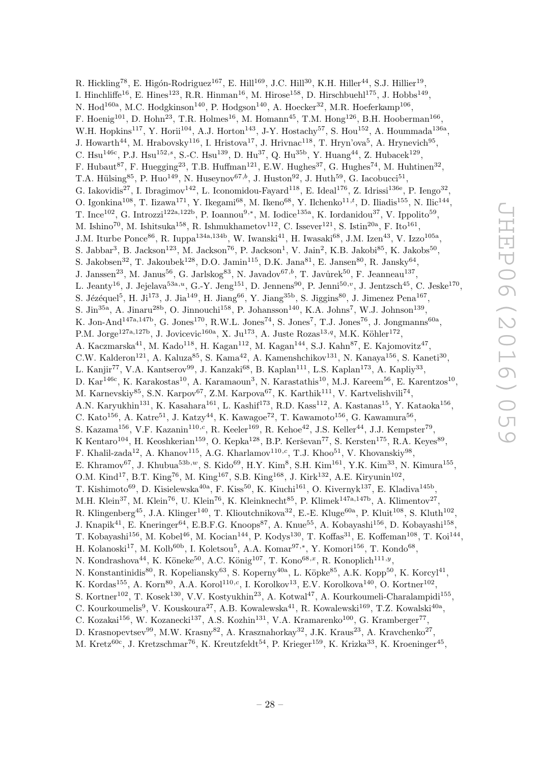R. Hickling[78], E. Higón-Rodriguez[167], E. Hill[169], J.C. Hill[30], K.H. Hiller[44], S.J. Hillier[19], I. Hinchliffe[16], E. Hines[123], R.R. Hinman[16], M. Hirose[158], D. Hirschbuehl[175], J. Hobbs[149], N. Hod[160a], M.C. Hodgkinson[140], P. Hodgson[140], A. Hoecker[32], M.R. Hoeferkamp[106], F. Hoenig[101], D. Hohn[23], T.R. Holmes[16], M. Homann[45], T.M. Hong[126], B.H. Hooberman[166], W.H. Hopkins[117], Y. Horii[104], A.J. Horton[143], J-Y. Hostachy[57], S. Hou[152], A. Hoummada[136a], J. Howarth[44], M. Hrabovsky[116], I. Hristova[17], J. Hrivnac[118], T. Hryn'ova[5], A. Hrynevich[95], C. Hsu[146c], P.J. Hsu[152,s], S.-C. Hsu[139], D. Hu[37], Q. Hu[35b], Y. Huang[44], Z. Hubacek[129], F. Hubaut[87], F. Huegging[23], T.B. Huffman[121], E.W. Hughes[37], G. Hughes[74], M. Huhtinen[32], T.A. Hülsing[85], P. Huo[149], N. Huseynov[67,b], J. Huston[92], J. Huth[59], G. Iacobucci[51], G. Iakovidis[27], I. Ibragimov[142], L. Iconomidou-Fayard[118], E. Ideal[176], Z. Idrissi[136e], P. Iengo[32], O. Igonkina[108], T. Iizawa[171], Y. Ikegami[68], M. Ikeno[68], Y. Ilchenko[11,t], D. Iliadis[155], N. Ilic[144], T. Ince[102], G. Introzzi[122a,122b], P. Ioannou[9,*], M. Iodice[135a], K. Iordanidou[37], V. Ippolito[59], M. Ishino[70], M. Ishitsuka[158], R. Ishmukhametov[112], C. Issever[121], S. Istin[20a], F. Ito[161], J.M. Iturbe Ponce[86], R. Iuppa[134a,134b], W. Iwanski[41], H. Iwasaki[68], J.M. Izen[43], V. Izzo[105a], S. Jabbar[3], B. Jackson[123], M. Jackson[76], P. Jackson[1], V. Jain[2], K.B. Jakobi[85], K. Jakobs[50], S. Jakobsen[32], T. Jakoubek[128], D.O. Jamin[115], D.K. Jana[81], E. Jansen[80], R. Jansky[64], J. Janssen[23], M. Janus[56], G. Jarlskog[83], N. Javadov[67,b], T. Javůrek[50], F. Jeanneau[137], L. Jeanty[16], J. Jejelava[53a,u], G.-Y. Jeng[151], D. Jennens[90], P. Jenni[50,v], J. Jentzsch[45], C. Jeske[170], S. Jézéquel[5], H. Ji[173], J. Jia[149], H. Jiang[66], Y. Jiang[35b], S. Jiggins[80], J. Jimenez Pena[167], S. Jin[35a], A. Jinaru[28b], O. Jinnouchi[158], P. Johansson[140], K.A. Johns[7], W.J. Johnson[139], K. Jon-And[147a,147b], G. Jones[170], R.W.L. Jones[74], S. Jones[7], T.J. Jones[76], J. Jongmanns[60a], P.M. Jorge[127a,127b], J. Jovicevic[160a], X. Ju[173], A. Juste Rozas[13,q], M.K. Köhler[172], A. Kaczmarska[41], M. Kado[118], H. Kagan[112], M. Kagan[144], S.J. Kahn[87], E. Kajomovitz[47], C.W. Kalderon[121], A. Kaluza[85], S. Kama[42], A. Kamenshchikov[131], N. Kanaya[156], S. Kaneti[30], L. Kanjir[77], V.A. Kantserov[99], J. Kanzaki[68], B. Kaplan[111], L.S. Kaplan[173], A. Kapliy[33], D. Kar[146c], K. Karakostas[10], A. Karamaoun[3], N. Karastathis[10], M.J. Kareem[56], E. Karentzos[10], M. Karnevskiy[85], S.N. Karpov[67], Z.M. Karpova[67], K. Karthik[111], V. Kartvelishvili[74], A.N. Karyukhin[131], K. Kasahara[161], L. Kashif[173], R.D. Kass[112], A. Kastanas[15], Y. Kataoka[156], C. Kato[156], A. Katre[51], J. Katzy[44], K. Kawagoe[72], T. Kawamoto[156], G. Kawamura[56], S. Kazama[156], V.F. Kazanin[110,c], R. Keeler[169], R. Kehoe[42], J.S. Keller[44], J.J. Kempster[79], K Kentaro[104], H. Keoshkerian[159], O. Kepka[128], B.P. Kerševan[77], S. Kersten[175], R.A. Keyes[89], F. Khalil-zada[12], A. Khanov[115], A.G. Kharlamov[110,c], T.J. Khoo[51], V. Khovanskiy[98], E. Khramov[67], J. Khubua[53b,w], S. Kido[69], H.Y. Kim[8], S.H. Kim[161], Y.K. Kim[33], N. Kimura[155], O.M. Kind[17], B.T. King[76], M. King[167], S.B. King[168], J. Kirk[132], A.E. Kiryunin[102], T. Kishimoto[69], D. Kisielewska[40a], F. Kiss[50], K. Kiuchi[161], O. Kivernyk[137], E. Kladiva[145b], M.H. Klein[37], M. Klein[76], U. Klein[76], K. Kleinknecht[85], P. Klimek[147a,147b], A. Klimentov[27], R. Klingenberg[45], J.A. Klinger[140], T. Klioutchnikova[32], E.-E. Kluge[60a], P. Kluit[108], S. Kluth[102], J. Knapik[41], E. Kneringer[64], E.B.F.G. Knoops[87], A. Knue[55], A. Kobayashi[156], D. Kobayashi[158], T. Kobayashi[156], M. Kobel[46], M. Kocian[144], P. Kodys[130], T. Koffas[31], E. Koffeman[108], T. Koi[144], H. Kolanoski[17], M. Kolb[60b], I. Koletsou[5], A.A. Komar[97,*], Y. Komori[156], T. Kondo[68], N. Kondrashova[44], K. Köneke[50], A.C. König[107], T. Kono[68,x], R. Konoplich[111,y], N. Konstantinidis[80], R. Kopeliansky[63], S. Koperny[40a], L. Köpke[85], A.K. Kopp[50], K. Korcyl[41], K. Kordas[155], A. Korn[80], A.A. Korol[110,c], I. Korolkov[13], E.V. Korolkova[140], O. Kortner[102], S. Kortner[102], T. Kosek[130], V.V. Kostyukhin[23], A. Kotwal[47], A. Kourkoumeli-Charalampidi[155], C. Kourkoumelis[9], V. Kouskoura[27], A.B. Kowalewska[41], R. Kowalewski[169], T.Z. Kowalski[40a], C. Kozakai[156], W. Kozanecki[137], A.S. Kozhin[131], V.A. Kramarenko[100], G. Kramberger[77], D. Krasnopevtsev[99], M.W. Krasny[82], A. Krasznahorkay[32], J.K. Kraus[23], A. Kravchenko[27], M. Kretz[60c], J. Kretzschmar[76], K. Kreutzfeldt[54], P. Krieger[159], K. Krizka[33], K. Kroeninger[45],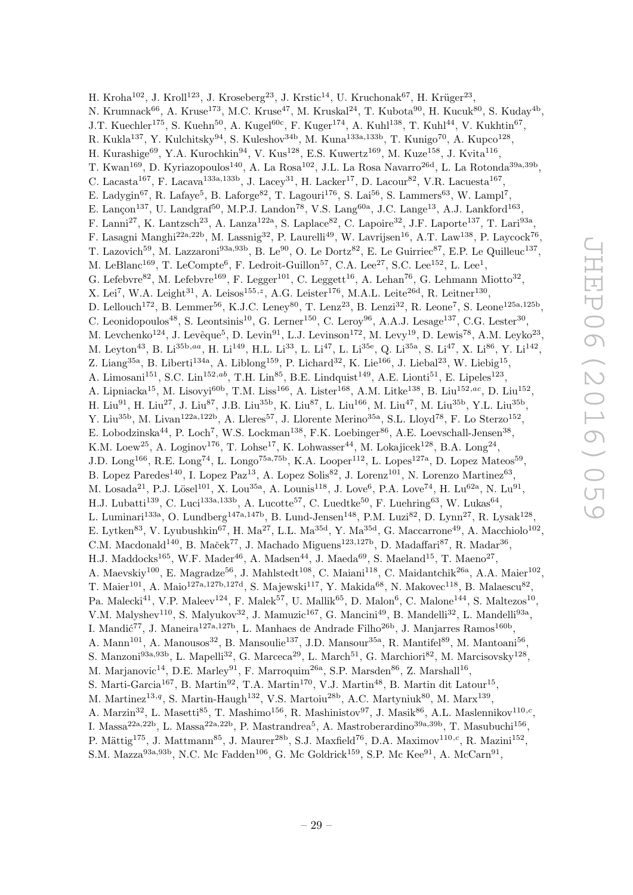H. Kroha[102], J. Kroll[123], J. Kroseberg[23], J. Krstic[14], U. Kruchonak[67], H. Krüger[23], N. Krumnack[66], A. Kruse[173], M.C. Kruse[47], M. Kruskal[24], T. Kubota[90], H. Kucuk[80], S. Kuday[4b], J.T. Kuechler[175], S. Kuehn[50], A. Kugel[60c], F. Kuger[174], A. Kuhl[138], T. Kuhl[44], V. Kukhtin[67], R. Kukla[137], Y. Kulchitsky[94], S. Kuleshov[34b], M. Kuna[133a,133b], T. Kunigo[70], A. Kupco[128], H. Kurashige[69], Y.A. Kurochkin[94], V. Kus[128], E.S. Kuwertz[169], M. Kuze[158], J. Kvita[116], T. Kwan[169], D. Kyriazopoulos[140], A. La Rosa[102], J.L. La Rosa Navarro[26d], L. La Rotonda[39a,39b], C. Lacasta[167], F. Lacava[133a,133b], J. Lacey[31], H. Lacker[17], D. Lacour[82], V.R. Lacuesta[167], E. Ladygin[67], R. Lafaye[5], B. Laforge[82], T. Lagouri[176], S. Lai[56], S. Lammers[63], W. Lampl[7], E. Lançon[137], U. Landgraf[50], M.P.J. Landon[78], V.S. Lang[60a], J.C. Lange[13], A.J. Lankford[163], F. Lanni[27], K. Lantzsch[23], A. Lanza[122a], S. Laplace[82], C. Lapoire[32], J.F. Laporte[137], T. Lari[93a], F. Lasagni Manghi[22a,22b], M. Lassnig[32], P. Laurelli[49], W. Lavrijsen[16], A.T. Law[138], P. Laycock[76], T. Lazovich[59], M. Lazzaroni[93a,93b], B. Le[90], O. Le Dortz[82], E. Le Guirriec[87], E.P. Le Quilleuc[137], M. LeBlanc[169], T. LeCompte[6], F. Ledroit-Guillon[57], C.A. Lee[27], S.C. Lee[152], L. Lee[1], G. Lefebvre[82], M. Lefebvre[169], F. Legger[101], C. Leggett[16], A. Lehan[76], G. Lehmann Miotto[32], X. Lei[7], W.A. Leight[31], A. Leisos[155,z], A.G. Leister[176], M.A.L. Leite[26d], R. Leitner[130], D. Lellouch[172], B. Lemmer[56], K.J.C. Leney[80], T. Lenz[23], B. Lenzi[32], R. Leone[7], S. Leone[125a,125b], C. Leonidopoulos[48], S. Leontsinis[10], G. Lerner[150], C. Leroy[96], A.A.J. Lesage[137], C.G. Lester[30], M. Levchenko[124], J. Levêque[5], D. Levin[91], L.J. Levinson[172], M. Levy[19], D. Lewis[78], A.M. Leyko[23], M. Leyton[43], B. Li[35b,aa], H. Li[149], H.L. Li[33], L. Li[47], L. Li[35e], Q. Li[35a], S. Li[47], X. Li[86], Y. Li[142], Z. Liang[35a], B. Liberti[134a], A. Liblong[159], P. Lichard[32], K. Lie[166], J. Liebal[23], W. Liebig[15], A. Limosani[151], S.C. Lin[152,ab], T.H. Lin[85], B.E. Lindquist[149], A.E. Lionti[51], E. Lipeles[123], A. Lipniacka[15], M. Lisovyi[60b], T.M. Liss[166], A. Lister[168], A.M. Litke[138], B. Liu[152,ac], D. Liu[152], H. Liu[91], H. Liu[27], J. Liu[87], J.B. Liu[35b], K. Liu[87], L. Liu[166], M. Liu[47], M. Liu[35b], Y.L. Liu[35b], Y. Liu[35b], M. Livan[122a,122b], A. Lleres[57], J. Llorente Merino[35a], S.L. Lloyd[78], F. Lo Sterzo[152], E. Lobodzinska[44], P. Loch[7], W.S. Lockman[138], F.K. Loebinger[86], A.E. Loevschall-Jensen[38], K.M. Loew[25], A. Loginov[176], T. Lohse[17], K. Lohwasser[44], M. Lokajicek[128], B.A. Long[24], J.D. Long[166], R.E. Long[74], L. Longo[75a,75b], K.A. Looper[112], L. Lopes[127a], D. Lopez Mateos[59], B. Lopez Paredes[140], I. Lopez Paz[13], A. Lopez Solis[82], J. Lorenz[101], N. Lorenzo Martinez[63], M. Losada[21], P.J. Lösel[101], X. Lou[35a], A. Lounis[118], J. Love[6], P.A. Love[74], H. Lu[62a], N. Lu[91], H.J. Lubatti[139], C. Luci[133a,133b], A. Lucotte[57], C. Luedtke[50], F. Luehring[63], W. Lukas[64], L. Luminari[133a], O. Lundberg[147a,147b], B. Lund-Jensen[148], P.M. Luzi[82], D. Lynn[27], R. Lysak[128], E. Lytken[83], V. Lyubushkin[67], H. Ma[27], L.L. Ma[35d], Y. Ma[35d], G. Maccarrone[49], A. Macchiolo[102], C.M. Macdonald[140], B. Maček[77], J. Machado Miguens[123,127b], D. Madaffari[87], R. Madar[36], H.J. Maddocks[165], W.F. Mader[46], A. Madsen[44], J. Maeda[69], S. Maeland[15], T. Maeno[27], A. Maevskiy[100], E. Magradze[56], J. Mahlstedt[108], C. Maiani[118], C. Maidantchik[26a], A.A. Maier[102], T. Maier[101], A. Maio[127a,127b,127d], S. Majewski[117], Y. Makida[68], N. Makovec[118], B. Malaescu[82], Pa. Malecki[41], V.P. Maleev[124], F. Malek[57], U. Mallik[65], D. Malon[6], C. Malone[144], S. Maltezos[10], V.M. Malyshev[110], S. Malyukov[32], J. Mamuzic[167], G. Mancini[49], B. Mandelli[32], L. Mandelli[93a], I. Mandić[77], J. Maneira[127a,127b], L. Manhaes de Andrade Filho[26b], J. Manjarres Ramos[160b], A. Mann[101], A. Manousos[32], B. Mansoulie[137], J.D. Mansour[35a], R. Mantifel[89], M. Mantoani[56], S. Manzoni[93a,93b], L. Mapelli[32], G. Marceca[29], L. March[51], G. Marchiori[82], M. Marcisovsky[128], M. Marjanovic[14], D.E. Marley[91], F. Marroquim[26a], S.P. Marsden[86], Z. Marshall[16], S. Marti-Garcia[167], B. Martin[92], T.A. Martin[170], V.J. Martin[48], B. Martin dit Latour[15], M. Martinez[13,q], S. Martin-Haugh[132], V.S. Martoiu[28b], A.C. Martyniuk[80], M. Marx[139], A. Marzin[32], L. Masetti[85], T. Mashimo[156], R. Mashinistov[97], J. Masik[86], A.L. Maslennikov[110,c], I. Massa[22a,22b], L. Massa[22a,22b], P. Mastrandrea[5], A. Mastroberardino[39a,39b], T. Masubuchi[156], P. Mättig[175], J. Mattmann[85], J. Maurer[28b], S.J. Maxfield[76], D.A. Maximov[110,c], R. Mazini[152], S.M. Mazza[93a,93b], N.C. Mc Fadden[106], G. Mc Goldrick[159], S.P. Mc Kee[91], A. McCarn[91],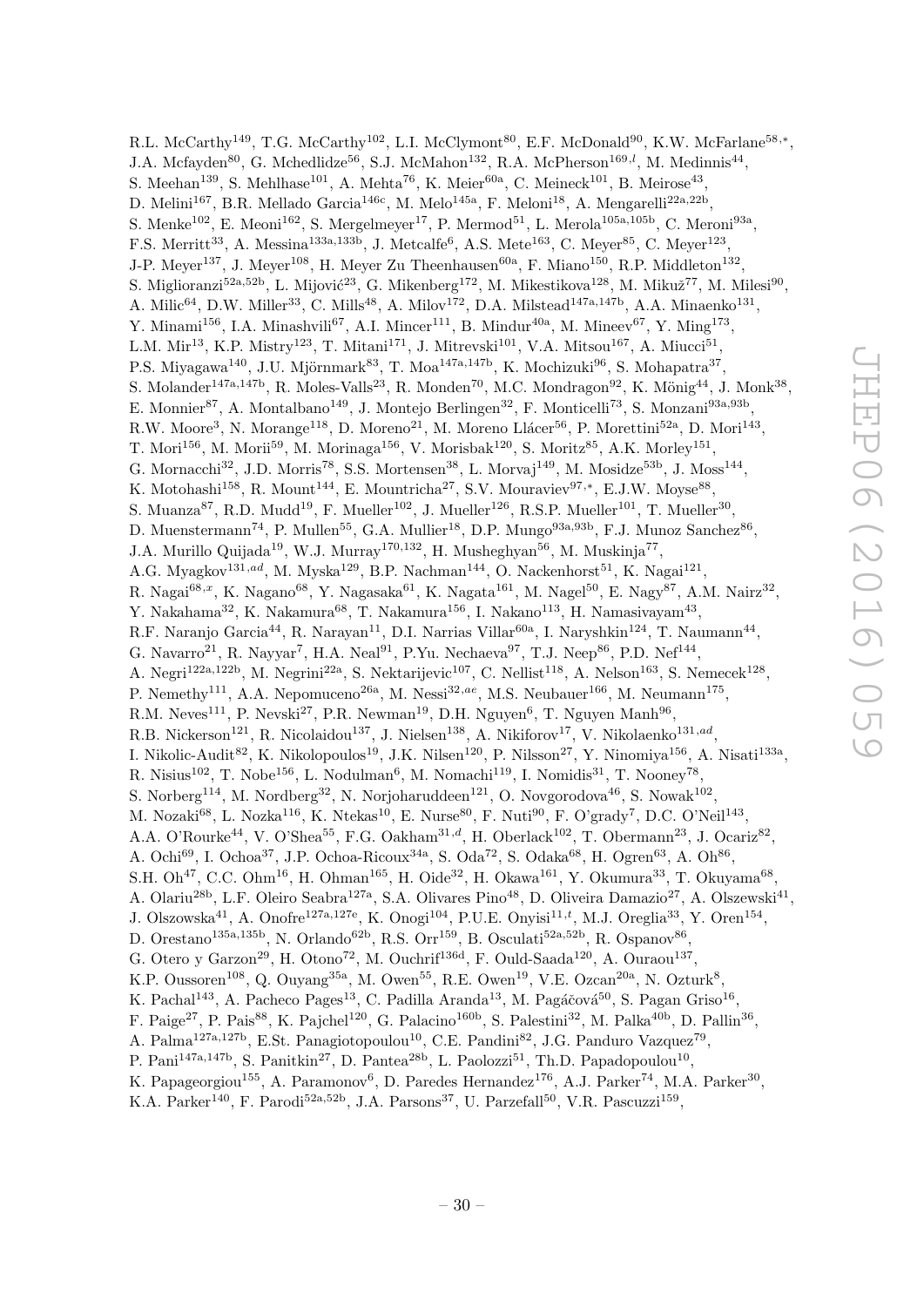R.L. McCarthy[149], T.G. McCarthy[102], L.I. McClymont[80], E.F. McDonald[90], K.W. McFarlane[58,*], J.A. Mcfayden[80], G. Mchedlidze[56], S.J. McMahon[132], R.A. McPherson[169,l], M. Medinnis[44], S. Meehan[139], S. Mehlhase[101], A. Mehta[76], K. Meier[60a], C. Meineck[101], B. Meirose[43], D. Melini[167], B.R. Mellado Garcia[146c], M. Melo[145a], F. Meloni[18], A. Mengarelli[22a,22b], S. Menke[102], E. Meoni[162], S. Mergelmeyer[17], P. Mermod[51], L. Merola[105a,105b], C. Meroni[93a], F.S. Merritt[33], A. Messina[133a,133b], J. Metcalfe[6], A.S. Mete[163], C. Meyer[85], C. Meyer[123], J-P. Meyer[137], J. Meyer[108], H. Meyer Zu Theenhausen[60a], F. Miano[150], R.P. Middleton[132], S. Miglioranzi[52a,52b], L. Mijović[23], G. Mikenberg[172], M. Mikestikova[128], M. Mikuž[77], M. Milesi[90], A. Milic[64], D.W. Miller[33], C. Mills[48], A. Milov[172], D.A. Milstead[147a,147b], A.A. Minaenko[131], Y. Minami[156], I.A. Minashvili[67], A.I. Mincer[111], B. Mindur[40a], M. Mineev[67], Y. Ming[173], L.M. Mir[13], K.P. Mistry[123], T. Mitani[171], J. Mitrevski[101], V.A. Mitsou[167], A. Miucci[51], P.S. Miyagawa[140], J.U. Mjörnmark[83], T. Moa[147a,147b], K. Mochizuki[96], S. Mohapatra[37], S. Molander[147a,147b], R. Moles-Valls[23], R. Monden[70], M.C. Mondragon[92], K. Mönig[44], J. Monk[38], E. Monnier[87], A. Montalbano[149], J. Montejo Berlingen[32], F. Monticelli[73], S. Monzani[93a,93b], R.W. Moore[3], N. Morange[118], D. Moreno[21], M. Moreno Llácer[56], P. Morettini[52a], D. Mori[143], T. Mori[156], M. Morii[59], M. Morinaga[156], V. Morisbak[120], S. Moritz[85], A.K. Morley[151], G. Mornacchi[32], J.D. Morris[78], S.S. Mortensen[38], L. Morvaj[149], M. Mosidze[53b], J. Moss[144], K. Motohashi[158], R. Mount[144], E. Mountricha[27], S.V. Mouraviev[97,*], E.J.W. Moyse[88], S. Muanza[87], R.D. Mudd[19], F. Mueller[102], J. Mueller[126], R.S.P. Mueller[101], T. Mueller[30], D. Muenstermann[74], P. Mullen[55], G.A. Mullier[18], D.P. Mungo[93a,93b], F.J. Munoz Sanchez[86], J.A. Murillo Quijada[19], W.J. Murray[170,132], H. Musheghyan[56], M. Muskinja[77], A.G. Myagkov[131,ad], M. Myska[129], B.P. Nachman[144], O. Nackenhorst[51], K. Nagai[121], R. Nagai[68,x], K. Nagano[68], Y. Nagasaka[61], K. Nagata[161], M. Nagel[50], E. Nagy[87], A.M. Nairz[32], Y. Nakahama[32], K. Nakamura[68], T. Nakamura[156], I. Nakano[113], H. Namasivayam[43], R.F. Naranjo Garcia[44], R. Narayan[11], D.I. Narrias Villar[60a], I. Naryshkin[124], T. Naumann[44], G. Navarro[21], R. Nayyar[7], H.A. Neal[91], P.Yu. Nechaeva[97], T.J. Neep[86], P.D. Nef[144], A. Negri[122a,122b], M. Negrini[22a], S. Nektarijevic[107], C. Nellist[118], A. Nelson[163], S. Nemecek[128], P. Nemethy[111], A.A. Nepomuceno[26a], M. Nessi[32,ae], M.S. Neubauer[166], M. Neumann[175], R.M. Neves[111], P. Nevski[27], P.R. Newman[19], D.H. Nguyen[6], T. Nguyen Manh[96], R.B. Nickerson[121], R. Nicolaidou[137], J. Nielsen[138], A. Nikiforov[17], V. Nikolaenko[131,ad], I. Nikolic-Audit[82], K. Nikolopoulos[19], J.K. Nilsen[120], P. Nilsson[27], Y. Ninomiya[156], A. Nisati[133a], R. Nisius[102], T. Nobe[156], L. Nodulman[6], M. Nomachi[119], I. Nomidis[31], T. Nooney[78], S. Norberg[114], M. Nordberg[32], N. Norjoharuddeen[121], O. Novgorodova[46], S. Nowak[102], M. Nozaki[68], L. Nozka[116], K. Ntekas[10], E. Nurse[80], F. Nuti[90], F. O'grady[7], D.C. O'Neil[143], A.A. O'Rourke[44], V. O'Shea[55], F.G. Oakham[31,d], H. Oberlack[102], T. Obermann[23], J. Ocariz[82], A. Ochi[69], I. Ochoa[37], J.P. Ochoa-Ricoux[34a], S. Oda[72], S. Odaka[68], H. Ogren[63], A. Oh[86], S.H. Oh[47], C.C. Ohm[16], H. Ohman[165], H. Oide[32], H. Okawa[161], Y. Okumura[33], T. Okuyama[68], A. Olariu[28b], L.F. Oleiro Seabra[127a], S.A. Olivares Pino[48], D. Oliveira Damazio[27], A. Olszewski[41], J. Olszowska[41], A. Onofre[127a,127e], K. Onogi[104], P.U.E. Onyisi[11,t], M.J. Oreglia[33], Y. Oren[154], D. Orestano[135a,135b], N. Orlando[62b], R.S. Orr[159], B. Osculati[52a,52b], R. Ospanov[86], G. Otero y Garzon[29], H. Otono[72], M. Ouchrif[136d], F. Ould-Saada[120], A. Ouraou[137], K.P. Oussoren[108], Q. Ouyang[35a], M. Owen[55], R.E. Owen[19], V.E. Ozcan[20a], N. Ozturk[8], K. Pachal[143], A. Pacheco Pages[13], C. Padilla Aranda[13], M. Pagáčová[50], S. Pagan Griso[16], F. Paige[27], P. Pais[88], K. Pajchel[120], G. Palacino[160b], S. Palestini[32], M. Palka[40b], D. Pallin[36], A. Palma[127a,127b], E.St. Panagiotopoulou[10], C.E. Pandini[82], J.G. Panduro Vazquez[79], P. Pani[147a,147b], S. Panitkin[27], D. Pantea[28b], L. Paolozzi[51], Th.D. Papadopoulou[10], K. Papageorgiou[155], A. Paramonov[6], D. Paredes Hernandez[176], A.J. Parker[74], M.A. Parker[30], K.A. Parker[140], F. Parodi[52a,52b], J.A. Parsons[37], U. Parzefall[50], V.R. Pascuzzi[159],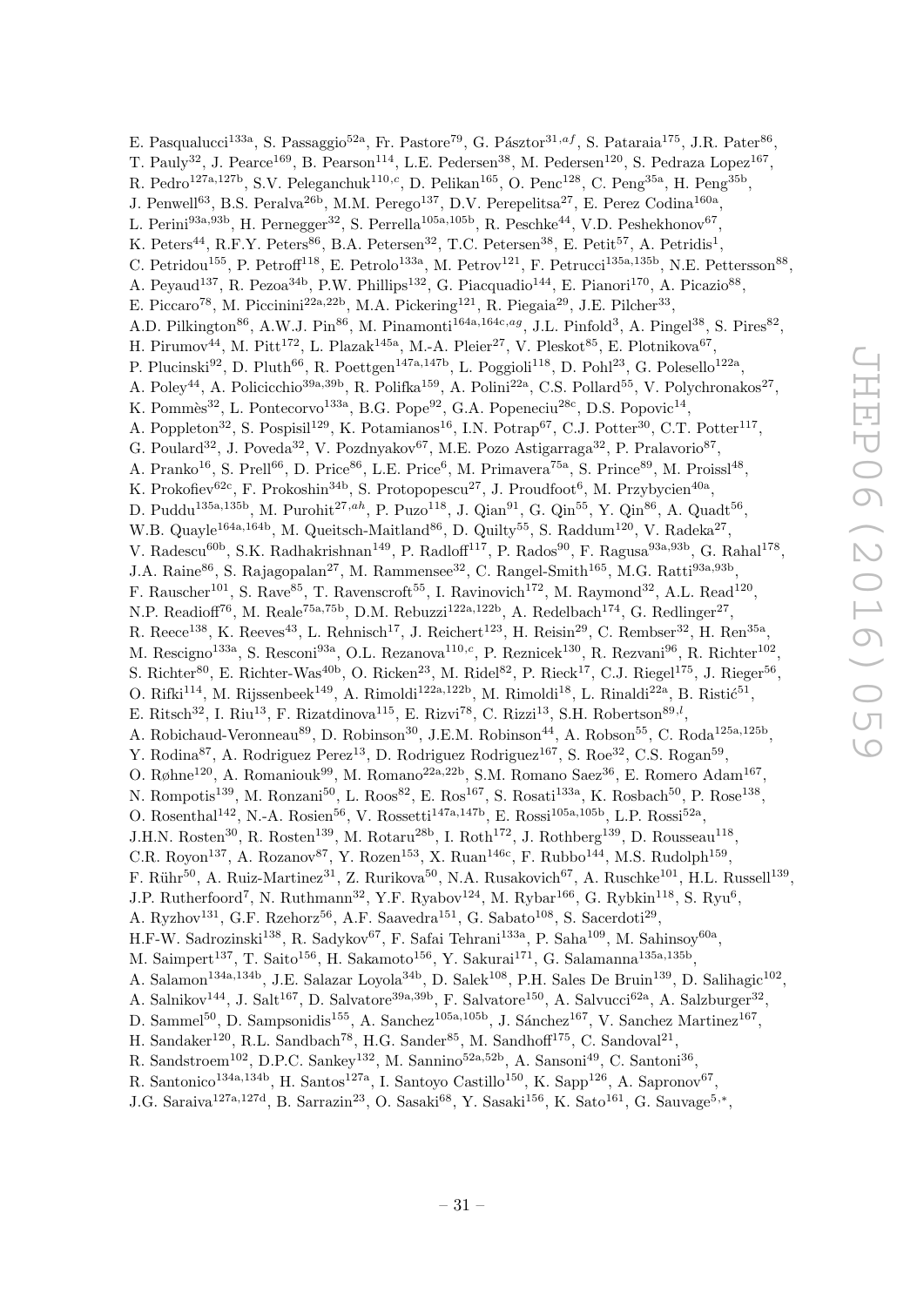E. Pasqualucci[133a], S. Passaggio[52a], Fr. Pastore[79], G. Pásztor[31,af], S. Pataraia[175], J.R. Pater[86], T. Pauly[32], J. Pearce[169], B. Pearson[114], L.E. Pedersen[38], M. Pedersen[120], S. Pedraza Lopez[167], R. Pedro[127a,127b], S.V. Peleganchuk[110,c], D. Pelikan[165], O. Penc[128], C. Peng[35a], H. Peng[35b], J. Penwell[63], B.S. Peralva[26b], M.M. Perego[137], D.V. Perepelitsa[27], E. Perez Codina[160a], L. Perini[93a,93b], H. Pernegger[32], S. Perrella[105a,105b], R. Peschke[44], V.D. Peshekhonov[67], K. Peters[44], R.F.Y. Peters[86], B.A. Petersen[32], T.C. Petersen[38], E. Petit[57], A. Petridis[1], C. Petridou[155], P. Petroff[118], E. Petrolo[133a], M. Petrov[121], F. Petrucci[135a,135b], N.E. Pettersson[88], A. Peyaud[137], R. Pezoa[34b], P.W. Phillips[132], G. Piacquadio[144], E. Pianori[170], A. Picazio[88], E. Piccaro[78], M. Piccinini[22a,22b], M.A. Pickering[121], R. Piegaia[29], J.E. Pilcher[33], A.D. Pilkington[86], A.W.J. Pin[86], M. Pinamonti[164a,164c,ag], J.L. Pinfold[3], A. Pingel[38], S. Pires[82], H. Pirumov[44], M. Pitt[172], L. Plazak[145a], M.-A. Pleier[27], V. Pleskot[85], E. Plotnikova[67], P. Plucinski[92], D. Pluth[66], R. Poettgen[147a,147b], L. Poggioli[118], D. Pohl[23], G. Polesello[122a], A. Poley[44], A. Policicchio[39a,39b], R. Polifka[159], A. Polini[22a], C.S. Pollard[55], V. Polychronakos[27], K. Pommès[32], L. Pontecorvo[133a], B.G. Pope[92], G.A. Popeneciu[28c], D.S. Popovic[14], A. Poppleton[32], S. Pospisil[129], K. Potamianos[16], I.N. Potrap[67], C.J. Potter[30], C.T. Potter[117], G. Poulard[32], J. Poveda[32], V. Pozdnyakov[67], M.E. Pozo Astigarraga[32], P. Pralavorio[87], A. Pranko[16], S. Prell[66], D. Price[86], L.E. Price[6], M. Primavera[75a], S. Prince[89], M. Proissl[48], K. Prokofiev[62c], F. Prokoshin[34b], S. Protopopescu[27], J. Proudfoot[6], M. Przybycien[40a], D. Puddu[135a,135b], M. Purohit[27,ah], P. Puzo[118], J. Qian[91], G. Qin[55], Y. Qin[86], A. Quadt[56], W.B. Quayle[164a,164b], M. Queitsch-Maitland[86], D. Quilty[55], S. Raddum[120], V. Radeka[27], V. Radescu[60b], S.K. Radhakrishnan[149], P. Radloff[117], P. Rados[90], F. Ragusa[93a,93b], G. Rahal[178], J.A. Raine[86], S. Rajagopalan[27], M. Rammensee[32], C. Rangel-Smith[165], M.G. Ratti[93a,93b], F. Rauscher[101], S. Rave[85], T. Ravenscroft[55], I. Ravinovich[172], M. Raymond[32], A.L. Read[120], N.P. Readioff[76], M. Reale[75a,75b], D.M. Rebuzzi[122a,122b], A. Redelbach[174], G. Redlinger[27], R. Reece[138], K. Reeves[43], L. Rehnisch[17], J. Reichert[123], H. Reisin[29], C. Rembser[32], H. Ren[35a], M. Rescigno[133a], S. Resconi[93a], O.L. Rezanova[110,c], P. Reznicek[130], R. Rezvani[96], R. Richter[102], S. Richter[80], E. Richter-Was[40b], O. Ricken[23], M. Ridel[82], P. Rieck[17], C.J. Riegel[175], J. Rieger[56], O. Rifki[114], M. Rijssenbeek[149], A. Rimoldi[122a,122b], M. Rimoldi[18], L. Rinaldi[22a], B. Ristić[51], E. Ritsch[32], I. Riu[13], F. Rizatdinova[115], E. Rizvi[78], C. Rizzi[13], S.H. Robertson[89,l], A. Robichaud-Veronneau[89], D. Robinson[30], J.E.M. Robinson[44], A. Robson[55], C. Roda[125a,125b], Y. Rodina[87], A. Rodriguez Perez[13], D. Rodriguez Rodriguez[167], S. Roe[32], C.S. Rogan[59], O. Røhne[120], A. Romaniouk[99], M. Romano[22a,22b], S.M. Romano Saez[36], E. Romero Adam[167], N. Rompotis[139], M. Ronzani[50], L. Roos[82], E. Ros[167], S. Rosati[133a], K. Rosbach[50], P. Rose[138], O. Rosenthal[142], N.-A. Rosien[56], V. Rossetti[147a,147b], E. Rossi[105a,105b], L.P. Rossi[52a], J.H.N. Rosten[30], R. Rosten[139], M. Rotaru[28b], I. Roth[172], J. Rothberg[139], D. Rousseau[118], C.R. Royon[137], A. Rozanov[87], Y. Rozen[153], X. Ruan[146c], F. Rubbo[144], M.S. Rudolph[159], F. Rühr[50], A. Ruiz-Martinez[31], Z. Rurikova[50], N.A. Rusakovich[67], A. Ruschke[101], H.L. Russell[139], J.P. Rutherfoord[7], N. Ruthmann[32], Y.F. Ryabov[124], M. Rybar[166], G. Rybkin[118], S. Ryu[6], A. Ryzhov[131], G.F. Rzehorz[56], A.F. Saavedra[151], G. Sabato[108], S. Sacerdoti[29], H.F-W. Sadrozinski[138], R. Sadykov[67], F. Safai Tehrani[133a], P. Saha[109], M. Sahinsoy[60a], M. Saimpert[137], T. Saito[156], H. Sakamoto[156], Y. Sakurai[171], G. Salamanna[135a,135b], A. Salamon[134a,134b], J.E. Salazar Loyola[34b], D. Salek[108], P.H. Sales De Bruin[139], D. Salihagic[102], A. Salnikov[144], J. Salt[167], D. Salvatore[39a,39b], F. Salvatore[150], A. Salvucci[62a], A. Salzburger[32], D. Sammel[50], D. Sampsonidis[155], A. Sanchez[105a,105b], J. Sánchez[167], V. Sanchez Martinez[167], H. Sandaker[120], R.L. Sandbach[78], H.G. Sander[85], M. Sandhoff[175], C. Sandoval[21], R. Sandstroem[102], D.P.C. Sankey[132], M. Sannino[52a,52b], A. Sansoni[49], C. Santoni[36], R. Santonico[134a,134b], H. Santos[127a], I. Santoyo Castillo[150], K. Sapp[126], A. Sapronov[67], J.G. Saraiva[127a,127d], B. Sarrazin[23], O. Sasaki[68], Y. Sasaki[156], K. Sato[161], G. Sauvage[5,*],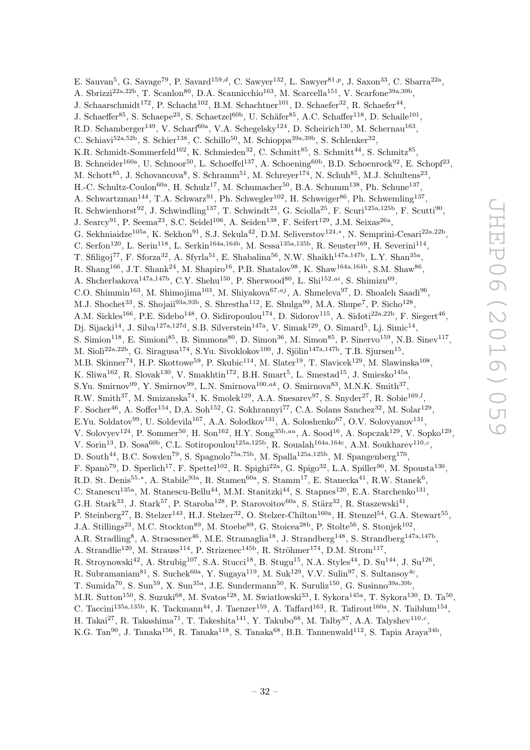E. Sauvan[5], G. Savage[79], P. Savard[159,d], C. Sawyer[132], L. Sawyer[81,p], J. Saxon[33], C. Sbarra[22a], A. Sbrizzi[22a,22b], T. Scanlon[80], D.A. Scannicchio[163], M. Scarcella[151], V. Scarfone[39a,39b], J. Schaarschmidt[172], P. Schacht[102], B.M. Schachtner[101], D. Schaefer[32], R. Schaefer[44], J. Schaeffer[85], S. Schaepe[23], S. Schaetzel[60b], U. Schäfer[85], A.C. Schaffer[118], D. Schaile[101], R.D. Schamberger[149], V. Scharf[60a], V.A. Schegelsky[124], D. Scheirich[130], M. Schernau[163], C. Schiavi[52a,52b], S. Schier[138], C. Schillo[50], M. Schioppa[39a,39b], S. Schlenker[32], K.R. Schmidt-Sommerfeld[102], K. Schmieden[32], C. Schmitt[85], S. Schmitt[44], S. Schmitz[85], B. Schneider[160a], U. Schnoor[50], L. Schoeffel[137], A. Schoening[60b], B.D. Schoenrock[92], E. Schopf[23], M. Schott[85], J. Schovancova[8], S. Schramm[51], M. Schreyer[174], N. Schuh[85], M.J. Schultens[23], H.-C. Schultz-Coulon[60a], H. Schulz[17], M. Schumacher[50], B.A. Schumm[138], Ph. Schune[137], A. Schwartzman[144], T.A. Schwarz[91], Ph. Schwegler[102], H. Schweiger[86], Ph. Schwemling[137], R. Schwienhorst[92], J. Schwindling[137], T. Schwindt[23], G. Sciolla[25], F. Scuri[125a,125b], F. Scutti[90], J. Searcy[91], P. Seema[23], S.C. Seidel[106], A. Seiden[138], F. Seifert[129], J.M. Seixas[26a], G. Sekhniaidze[105a], K. Sekhon[91], S.J. Sekula[42], D.M. Seliverstov[124,*], N. Semprini-Cesari[22a,22b], C. Serfon[120], L. Serin[118], L. Serkin[164a,164b], M. Sessa[135a,135b], R. Seuster[169], H. Severini[114], T. Sfiligoj[77], F. Sforza[32], A. Sfyrla[51], E. Shabalina[56], N.W. Shaikh[147a,147b], L.Y. Shan[35a], R. Shang[166], J.T. Shank[24], M. Shapiro[16], P.B. Shatalov[98], K. Shaw[164a,164b], S.M. Shaw[86], A. Shcherbakova[147a,147b], C.Y. Shehu[150], P. Sherwood[80], L. Shi[152,ai], S. Shimizu[69], C.O. Shimmin[163], M. Shimojima[103], M. Shiyakova[67,aj], A. Shmeleva[97], D. Shoaleh Saadi[96], M.J. Shochet[33], S. Shojaii[93a,93b], S. Shrestha[112], E. Shulga[99], M.A. Shupe[7], P. Sicho[128], A.M. Sickles[166], P.E. Sidebo[148], O. Sidiropoulou[174], D. Sidorov[115], A. Sidoti[22a,22b], F. Siegert[46], Dj. Sijacki[14], J. Silva[127a,127d], S.B. Silverstein[147a], V. Simak[129], O. Simard[5], Lj. Simic[14], S. Simion[118], E. Simioni[85], B. Simmons[80], D. Simon[36], M. Simon[85], P. Sinervo[159], N.B. Sinev[117], M. Sioli[22a,22b], G. Siragusa[174], S.Yu. Sivoklokov[100], J. Sjölin[147a,147b], T.B. Sjursen[15], M.B. Skinner[74], H.P. Skottowe[59], P. Skubic[114], M. Slater[19], T. Slavicek[129], M. Slawinska[108], K. Sliwa[162], R. Slovak[130], V. Smakhtin[172], B.H. Smart[5], L. Smestad[15], J. Smiesko[145a], S.Yu. Smirnov[99], Y. Smirnov[99], L.N. Smirnova[100,ak], O. Smirnova[83], M.N.K. Smith[37], R.W. Smith[37], M. Smizanska[74], K. Smolek[129], A.A. Snesarev[97], S. Snyder[27], R. Sobie[169,l], F. Socher[46], A. Soffer[154], D.A. Soh[152], G. Sokhrannyi[77], C.A. Solans Sanchez[32], M. Solar[129], E.Yu. Soldatov[99], U. Soldevila[167], A.A. Solodkov[131], A. Soloshenko[67], O.V. Solovyanov[131], V. Solovyev[124], P. Sommer[50], H. Son[162], H.Y. Song[35b,aa], A. Sood[16], A. Sopczak[129], V. Sopko[129], V. Sorin[13], D. Sosa[60b], C.L. Sotiropoulou[125a,125b], R. Soualah[164a,164c], A.M. Soukharev[110,c], D. South[44], B.C. Sowden[79], S. Spagnolo[75a,75b], M. Spalla[125a,125b], M. Spangenberg[170], F. Spanò[79], D. Sperlich[17], F. Spettel[102], R. Spighi[22a], G. Spigo[32], L.A. Spiller[90], M. Spousta[130], R.D. St. Denis[55,*], A. Stabile[93a], R. Stamen[60a], S. Stamm[17], E. Stanecka[41], R.W. Stanek[6], C. Stanescu[135a], M. Stanescu-Bellu[44], M.M. Stanitzki[44], S. Stapnes[120], E.A. Starchenko[131], G.H. Stark[33], J. Stark[57], P. Staroba[128], P. Starovoitov[60a], S. Stärz[32], R. Staszewski[41], P. Steinberg[27], B. Stelzer[143], H.J. Stelzer[32], O. Stelzer-Chilton[160a], H. Stenzel[54], G.A. Stewart[55], J.A. Stillings[23], M.C. Stockton[89], M. Stoebe[89], G. Stoicea[28b], P. Stolte[56], S. Stonjek[102], A.R. Stradling[8], A. Straessner[46], M.E. Stramaglia[18], J. Strandberg[148], S. Strandberg[147a,147b], A. Strandlie[120], M. Strauss[114], P. Strizenec[145b], R. Ströhmer[174], D.M. Strom[117], R. Stroynowski[42], A. Strubig[107], S.A. Stucci[18], B. Stugu[15], N.A. Styles[44], D. Su[144], J. Su[126], R. Subramaniam[81], S. Suchek[60a], Y. Sugaya[119], M. Suk[129], V.V. Sulin[97], S. Sultansoy[4c], T. Sumida[70], S. Sun[59], X. Sun[35a], J.E. Sundermann[50], K. Suruliz[150], G. Susinno[39a,39b], M.R. Sutton[150], S. Suzuki[68], M. Svatos[128], M. Swiatlowski[33], I. Sykora[145a], T. Sykora[130], D. Ta[50], C. Taccini[135a,135b], K. Tackmann[44], J. Taenzer[159], A. Taffard[163], R. Tafirout[160a], N. Taiblum[154], H. Takai[27], R. Takashima[71], T. Takeshita[141], Y. Takubo[68], M. Talby[87], A.A. Talyshev[110,c], K.G. Tan[90], J. Tanaka[156], R. Tanaka[118], S. Tanaka[68], B.B. Tannenwald[112], S. Tapia Araya[34b],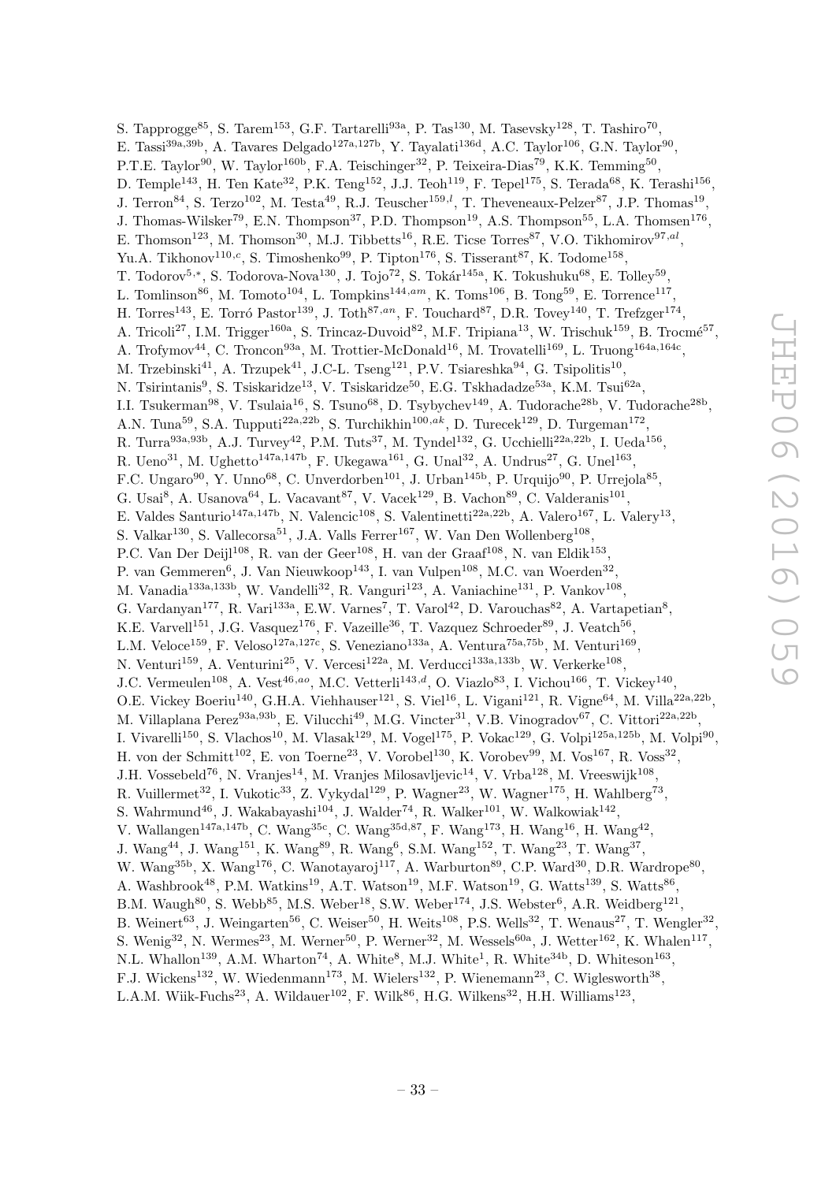S. Tapprogge[85], S. Tarem[153], G.F. Tartarelli[93a], P. Tas[130], M. Tasevsky[128], T. Tashiro[70], E. Tassi[39a,39b], A. Tavares Delgado[127a,127b], Y. Tayalati[136d], A.C. Taylor[106], G.N. Taylor[90], P.T.E. Taylor[90], W. Taylor[160b], F.A. Teischinger[32], P. Teixeira-Dias[79], K.K. Temming[50], D. Temple[143], H. Ten Kate[32], P.K. Teng[152], J.J. Teoh[119], F. Tepel[175], S. Terada[68], K. Terashi[156], J. Terron[84], S. Terzo[102], M. Testa[49], R.J. Teuscher[159,l], T. Theveneaux-Pelzer[87], J.P. Thomas[19], J. Thomas-Wilsker[79], E.N. Thompson[37], P.D. Thompson[19], A.S. Thompson[55], L.A. Thomsen[176], E. Thomson[123], M. Thomson[30], M.J. Tibbetts[16], R.E. Ticse Torres[87], V.O. Tikhomirov[97,al], Yu.A. Tikhonov[110,c], S. Timoshenko[99], P. Tipton[176], S. Tisserant[87], K. Todome[158], T. Todorov[5,*], S. Todorova-Nova[130], J. Tojo[72], S. Tokár[145a], K. Tokushuku[68], E. Tolley[59], L. Tomlinson[86], M. Tomoto[104], L. Tompkins[144,am], K. Toms[106], B. Tong[59], E. Torrence[117], H. Torres[143], E. Torró Pastor[139], J. Toth[87,an], F. Touchard[87], D.R. Tovey[140], T. Trefzger[174], A. Tricoli[27], I.M. Trigger[160a], S. Trincaz-Duvoid[82], M.F. Tripiana[13], W. Trischuk[159], B. Trocmé[57], A. Trofymov[44], C. Troncon[93a], M. Trottier-McDonald[16], M. Trovatelli[169], L. Truong[164a,164c], M. Trzebinski[41], A. Trzupek[41], J.C-L. Tseng[121], P.V. Tsiareshka[94], G. Tsipolitis[10], N. Tsirintanis[9], S. Tsiskaridze[13], V. Tsiskaridze[50], E.G. Tskhadadze[53a], K.M. Tsui[62a], I.I. Tsukerman[98], V. Tsulaia[16], S. Tsuno[68], D. Tsybychev[149], A. Tudorache[28b], V. Tudorache[28b], A.N. Tuna[59], S.A. Tupputi[22a,22b], S. Turchikhin[100,ak], D. Turecek[129], D. Turgeman[172], R. Turra[93a,93b], A.J. Turvey[42], P.M. Tuts[37], M. Tyndel[132], G. Ucchielli[22a,22b], I. Ueda[156], R. Ueno[31], M. Ughetto[147a,147b], F. Ukegawa[161], G. Unal[32], A. Undrus[27], G. Unel[163], F.C. Ungaro[90], Y. Unno[68], C. Unverdorben[101], J. Urban[145b], P. Urquijo[90], P. Urrejola[85], G. Usai[8], A. Usanova[64], L. Vacavant[87], V. Vacek[129], B. Vachon[89], C. Valderanis[101], E. Valdes Santurio[147a,147b], N. Valencic[108], S. Valentinetti[22a,22b], A. Valero[167], L. Valery[13], S. Valkar[130], S. Vallecorsa[51], J.A. Valls Ferrer[167], W. Van Den Wollenberg[108], P.C. Van Der Deijl[108], R. van der Geer[108], H. van der Graaf[108], N. van Eldik[153], P. van Gemmeren[6], J. Van Nieuwkoop[143], I. van Vulpen[108], M.C. van Woerden[32], M. Vanadia[133a,133b], W. Vandelli[32], R. Vanguri[123], A. Vaniachine[131], P. Vankov[108], G. Vardanyan[177], R. Vari[133a], E.W. Varnes[7], T. Varol[42], D. Varouchas[82], A. Vartapetian[8], K.E. Varvell[151], J.G. Vasquez[176], F. Vazeille[36], T. Vazquez Schroeder[89], J. Veatch[56], L.M. Veloce[159], F. Veloso[127a,127c], S. Veneziano[133a], A. Ventura[75a,75b], M. Venturi[169], N. Venturi[159], A. Venturini[25], V. Vercesi[122a], M. Verducci[133a,133b], W. Verkerke[108], J.C. Vermeulen[108], A. Vest[46,ao], M.C. Vetterli[143,d], O. Viazlo[83], I. Vichou[166], T. Vickey[140], O.E. Vickey Boeriu[140], G.H.A. Viehhauser[121], S. Viel[16], L. Vigani[121], R. Vigne[64], M. Villa[22a,22b], M. Villaplana Perez[93a,93b], E. Vilucchi[49], M.G. Vincter[31], V.B. Vinogradov[67], C. Vittori[22a,22b], I. Vivarelli[150], S. Vlachos[10], M. Vlasak[129], M. Vogel[175], P. Vokac[129], G. Volpi[125a,125b], M. Volpi[90], H. von der Schmitt[102], E. von Toerne[23], V. Vorobel[130], K. Vorobev[99], M. Vos[167], R. Voss[32], J.H. Vossebeld[76], N. Vranjes[14], M. Vranjes Milosavljevic[14], V. Vrba[128], M. Vreeswijk[108], R. Vuillermet[32], I. Vukotic[33], Z. Vykydal[129], P. Wagner[23], W. Wagner[175], H. Wahlberg[73], S. Wahrmund[46], J. Wakabayashi[104], J. Walder[74], R. Walker[101], W. Walkowiak[142], V. Wallangen[147a,147b], C. Wang[35c], C. Wang[35d,87], F. Wang[173], H. Wang[16], H. Wang[42], J. Wang[44], J. Wang[151], K. Wang[89], R. Wang[6], S.M. Wang[152], T. Wang[23], T. Wang[37], W. Wang[35b], X. Wang[176], C. Wanotayaroj[117], A. Warburton[89], C.P. Ward[30], D.R. Wardrope[80], A. Washbrook[48], P.M. Watkins[19], A.T. Watson[19], M.F. Watson[19], G. Watts[139], S. Watts[86], B.M. Waugh[80], S. Webb[85], M.S. Weber[18], S.W. Weber[174], J.S. Webster[6], A.R. Weidberg[121], B. Weinert[63], J. Weingarten[56], C. Weiser[50], H. Weits[108], P.S. Wells[32], T. Wenaus[27], T. Wengler[32], S. Wenig[32], N. Wermes[23], M. Werner[50], P. Werner[32], M. Wessels[60a], J. Wetter[162], K. Whalen[117], N.L. Whallon[139], A.M. Wharton[74], A. White[8], M.J. White[1], R. White[34b], D. Whiteson[163], F.J. Wickens[132], W. Wiedenmann[173], M. Wielers[132], P. Wienemann[23], C. Wiglesworth[38], L.A.M. Wiik-Fuchs[23], A. Wildauer[102], F. Wilk[86], H.G. Wilkens[32], H.H. Williams[123],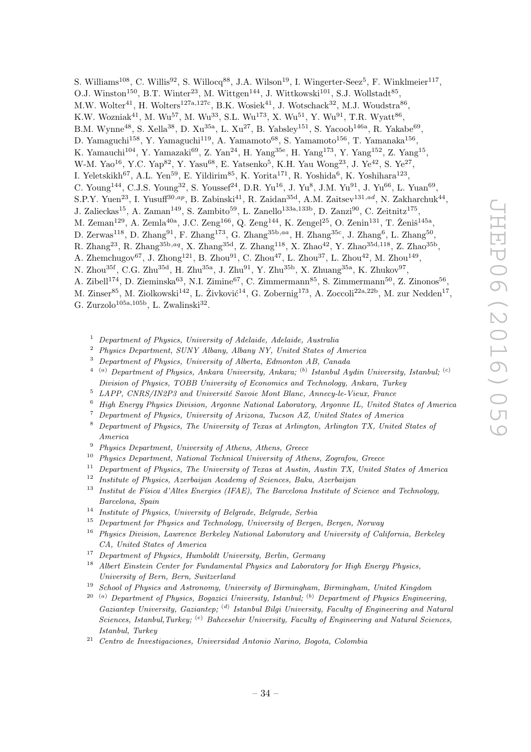S. Williams[108], C. Willis[92], S. Willocq[88], J.A. Wilson[19], I. Wingerter-Seez[5], F. Winklmeier[117], O.J. Winston[150], B.T. Winter[23], M. Wittgen[144], J. Wittkowski[101], S.J. Wollstadt[85], M.W. Wolter[41], H. Wolters[127a,127c], B.K. Wosiek[41], J. Wotschack[32], M.J. Woudstra[86], K.W. Wozniak[41], M. Wu[57], M. Wu[33], S.L. Wu[173], X. Wu[51], Y. Wu[91], T.R. Wyatt[86], B.M. Wynne[48], S. Xella[38], D. Xu[35a], L. Xu[27], B. Yabsley[151], S. Yacoob[146a], R. Yakabe[69], D. Yamaguchi[158], Y. Yamaguchi[119], A. Yamamoto[68], S. Yamamoto[156], T. Yamanaka[156], K. Yamauchi[104], Y. Yamazaki[69], Z. Yan[24], H. Yang[35e], H. Yang[173], Y. Yang[152], Z. Yang[15], W-M. Yao[16], Y.C. Yap[82], Y. Yasu[68], E. Yatsenko[5], K.H. Yau Wong[23], J. Ye[42], S. Ye[27], I. Yeletskikh[67], A.L. Yen[59], E. Yildirim[85], K. Yorita[171], R. Yoshida[6], K. Yoshihara[123], C. Young[144], C.J.S. Young[32], S. Youssef[24], D.R. Yu[16], J. Yu[8], J.M. Yu[91], J. Yu[66], L. Yuan[69], S.P.Y. Yuen[23], I. Yusuff[30,ap], B. Zabinski[41], R. Zaidan[35d], A.M. Zaitsev[131,ad], N. Zakharchuk[44], J. Zalieckas[15], A. Zaman[149], S. Zambito[59], L. Zanello[133a,133b], D. Zanzi[90], C. Zeitnitz[175], M. Zeman[129], A. Zemla[40a], J.C. Zeng[166], Q. Zeng[144], K. Zengel[25], O. Zenin[131], T. Ženiš[145a], D. Zerwas[118], D. Zhang[91], F. Zhang[173], G. Zhang[35b,aa], H. Zhang[35c], J. Zhang[6], L. Zhang[50], R. Zhang[23], R. Zhang[35b,aq], X. Zhang[35d], Z. Zhang[118], X. Zhao[42], Y. Zhao[35d,118], Z. Zhao[35b], A. Zhemchugov[67], J. Zhong[121], B. Zhou[91], C. Zhou[47], L. Zhou[37], L. Zhou[42], M. Zhou[149], N. Zhou[35f], C.G. Zhu[35d], H. Zhu[35a], J. Zhu[91], Y. Zhu[35b], X. Zhuang[35a], K. Zhukov[97], A. Zibell[174], D. Zieminska[63], N.I. Zimine[67], C. Zimmermann[85], S. Zimmermann[50], Z. Zinonos[56], M. Zinser[85], M. Ziolkowski[142], L. Živković[14], G. Zobernig[173], A. Zoccoli[22a,22b], M. zur Nedden[17], G. Zurzolo[105a,105b], L. Zwalinski[32].

[1] *Department of Physics, University of Adelaide, Adelaide, Australia*

[2] *Physics Department, SUNY Albany, Albany NY, United States of America*

[3] *Department of Physics, University of Alberta, Edmonton AB, Canada*

[4] [(a)] *Department of Physics, Ankara University, Ankara;* [(b)] *Istanbul Aydin University, Istanbul;* [(c)] *Division of Physics, TOBB University of Economics and Technology, Ankara, Turkey*

[5] *LAPP, CNRS/IN2P3 and Université Savoie Mont Blanc, Annecy-le-Vieux, France*

[6] *High Energy Physics Division, Argonne National Laboratory, Argonne IL, United States of America*

[7] *Department of Physics, University of Arizona, Tucson AZ, United States of America*

[8] *Department of Physics, The University of Texas at Arlington, Arlington TX, United States of America*

[9] *Physics Department, University of Athens, Athens, Greece*

[10] *Physics Department, National Technical University of Athens, Zografou, Greece*

[11] *Department of Physics, The University of Texas at Austin, Austin TX, United States of America*

[12] *Institute of Physics, Azerbaijan Academy of Sciences, Baku, Azerbaijan*

[13] *Institut de Física d'Altes Energies (IFAE), The Barcelona Institute of Science and Technology, Barcelona, Spain*

[14] *Institute of Physics, University of Belgrade, Belgrade, Serbia*

[15] *Department for Physics and Technology, University of Bergen, Bergen, Norway*

[16] *Physics Division, Lawrence Berkeley National Laboratory and University of California, Berkeley CA, United States of America*

[17] *Department of Physics, Humboldt University, Berlin, Germany*

[18] *Albert Einstein Center for Fundamental Physics and Laboratory for High Energy Physics, University of Bern, Bern, Switzerland*

[19] *School of Physics and Astronomy, University of Birmingham, Birmingham, United Kingdom*

[20] [(a)] *Department of Physics, Bogazici University, Istanbul;* [(b)] *Department of Physics Engineering, Gaziantep University, Gaziantep;* [(d)] *Istanbul Bilgi University, Faculty of Engineering and Natural Sciences, Istanbul,Turkey;* [(e)] *Bahcesehir University, Faculty of Engineering and Natural Sciences, Istanbul, Turkey*

[21] *Centro de Investigaciones, Universidad Antonio Narino, Bogota, Colombia*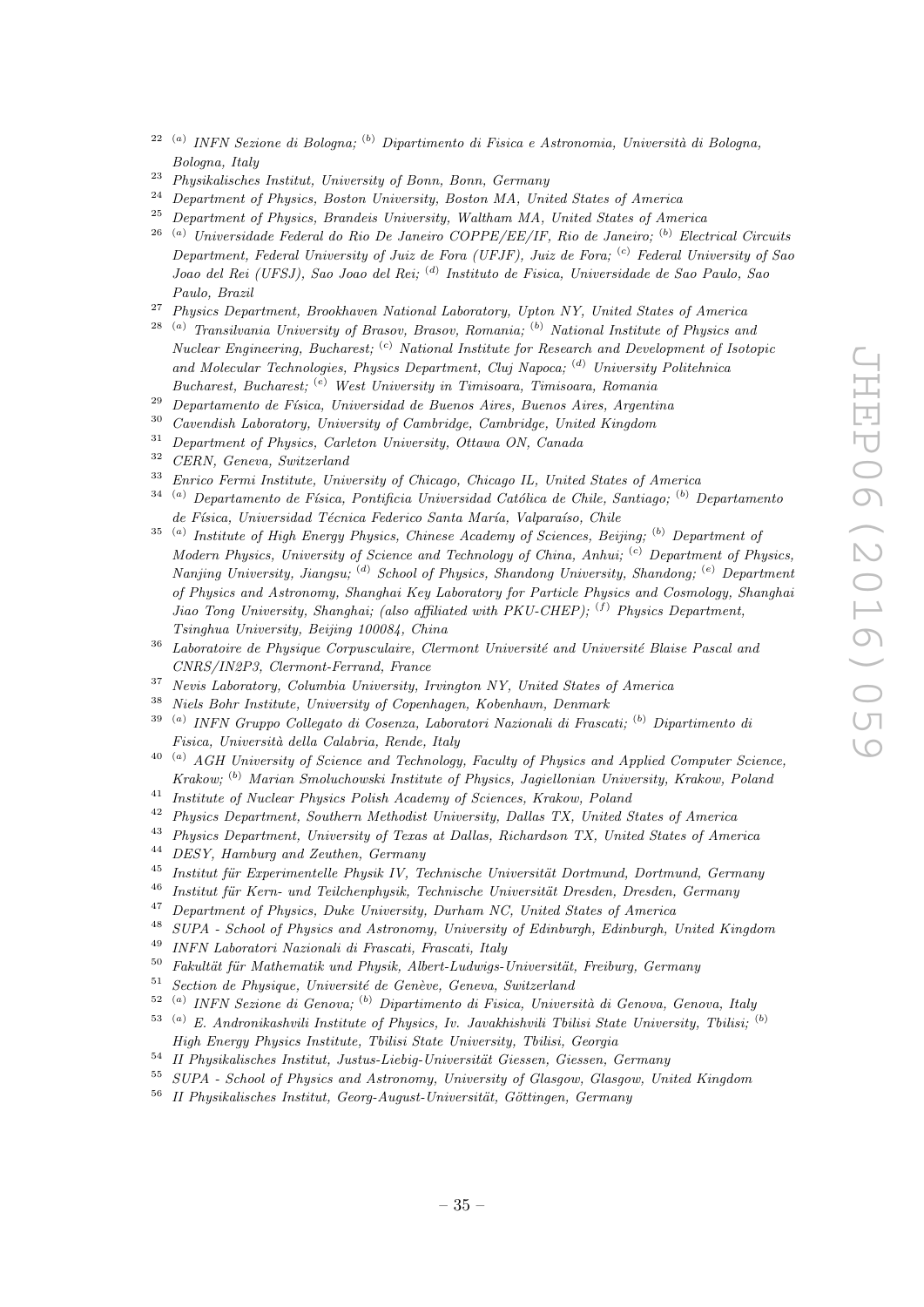[22] [(a)] *INFN Sezione di Bologna;* [(b)] *Dipartimento di Fisica e Astronomia, Università di Bologna, Bologna, Italy*

[23] *Physikalisches Institut, University of Bonn, Bonn, Germany*

[24] *Department of Physics, Boston University, Boston MA, United States of America*

[25] *Department of Physics, Brandeis University, Waltham MA, United States of America*

[26] [(a)] *Universidade Federal do Rio De Janeiro COPPE/EE/IF, Rio de Janeiro;* [(b)] *Electrical Circuits Department, Federal University of Juiz de Fora (UFJF), Juiz de Fora;* [(c)] *Federal University of Sao Joao del Rei (UFSJ), Sao Joao del Rei;* [(d)] *Instituto de Fisica, Universidade de Sao Paulo, Sao Paulo, Brazil*

[27] *Physics Department, Brookhaven National Laboratory, Upton NY, United States of America*

[28] [(a)] *Transilvania University of Brasov, Brasov, Romania;* [(b)] *National Institute of Physics and Nuclear Engineering, Bucharest;* [(c)] *National Institute for Research and Development of Isotopic and Molecular Technologies, Physics Department, Cluj Napoca;* [(d)] *University Politehnica Bucharest, Bucharest;* [(e)] *West University in Timisoara, Timisoara, Romania*

[29] *Departamento de Física, Universidad de Buenos Aires, Buenos Aires, Argentina*

[30] *Cavendish Laboratory, University of Cambridge, Cambridge, United Kingdom*

[31] *Department of Physics, Carleton University, Ottawa ON, Canada*

[32] *CERN, Geneva, Switzerland*

[33] *Enrico Fermi Institute, University of Chicago, Chicago IL, United States of America*

[34] [(a)] *Departamento de Física, Pontificia Universidad Católica de Chile, Santiago;* [(b)] *Departamento de Física, Universidad Técnica Federico Santa María, Valparaíso, Chile*

[35] [(a)] *Institute of High Energy Physics, Chinese Academy of Sciences, Beijing;* [(b)] *Department of Modern Physics, University of Science and Technology of China, Anhui;* [(c)] *Department of Physics, Nanjing University, Jiangsu;* [(d)] *School of Physics, Shandong University, Shandong;* [(e)] *Department of Physics and Astronomy, Shanghai Key Laboratory for Particle Physics and Cosmology, Shanghai Jiao Tong University, Shanghai; (also affiliated with PKU-CHEP);* [(f)] *Physics Department, Tsinghua University, Beijing 100084, China*

[36] *Laboratoire de Physique Corpusculaire, Clermont Université and Université Blaise Pascal and CNRS/IN2P3, Clermont-Ferrand, France*

[37] *Nevis Laboratory, Columbia University, Irvington NY, United States of America*

[38] *Niels Bohr Institute, University of Copenhagen, Kobenhavn, Denmark*

[39] [(a)] *INFN Gruppo Collegato di Cosenza, Laboratori Nazionali di Frascati;* [(b)] *Dipartimento di Fisica, Università della Calabria, Rende, Italy*

[40] [(a)] *AGH University of Science and Technology, Faculty of Physics and Applied Computer Science, Krakow;* [(b)] *Marian Smoluchowski Institute of Physics, Jagiellonian University, Krakow, Poland*

[41] *Institute of Nuclear Physics Polish Academy of Sciences, Krakow, Poland*

[42] *Physics Department, Southern Methodist University, Dallas TX, United States of America*

[43] *Physics Department, University of Texas at Dallas, Richardson TX, United States of America*

[44] *DESY, Hamburg and Zeuthen, Germany*

[45] *Institut für Experimentelle Physik IV, Technische Universität Dortmund, Dortmund, Germany*

[46] *Institut für Kern- und Teilchenphysik, Technische Universität Dresden, Dresden, Germany*

[47] *Department of Physics, Duke University, Durham NC, United States of America*

[48] *SUPA - School of Physics and Astronomy, University of Edinburgh, Edinburgh, United Kingdom*

[49] *INFN Laboratori Nazionali di Frascati, Frascati, Italy*

[50] *Fakultät für Mathematik und Physik, Albert-Ludwigs-Universität, Freiburg, Germany*

[51] *Section de Physique, Université de Genève, Geneva, Switzerland*

[52] [(a)] *INFN Sezione di Genova;* [(b)] *Dipartimento di Fisica, Università di Genova, Genova, Italy*

[53] [(a)] *E. Andronikashvili Institute of Physics, Iv. Javakhishvili Tbilisi State University, Tbilisi;* [(b)] *High Energy Physics Institute, Tbilisi State University, Tbilisi, Georgia*

[54] *II Physikalisches Institut, Justus-Liebig-Universität Giessen, Giessen, Germany*

[55] *SUPA - School of Physics and Astronomy, University of Glasgow, Glasgow, United Kingdom*

[56] *II Physikalisches Institut, Georg-August-Universität, Göttingen, Germany*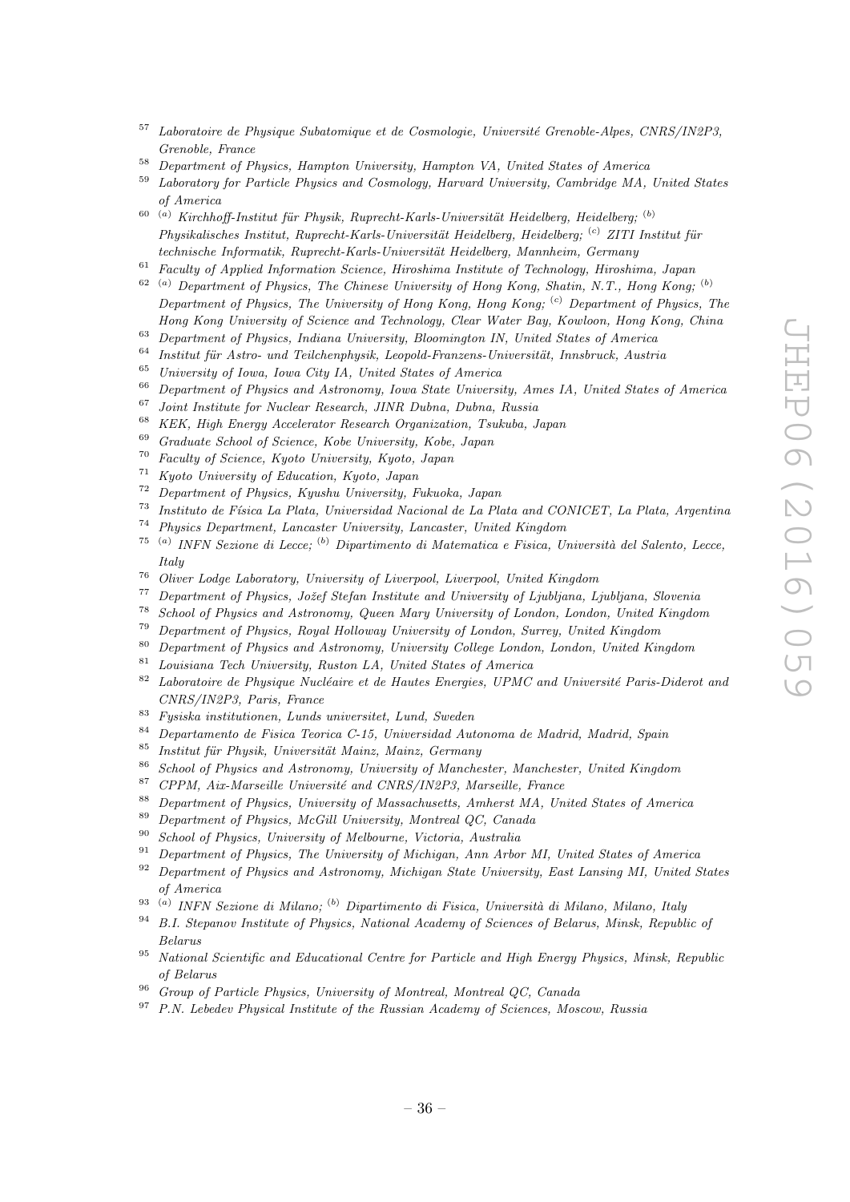[57] *Laboratoire de Physique Subatomique et de Cosmologie, Université Grenoble-Alpes, CNRS/IN2P3, Grenoble, France*

[58] *Department of Physics, Hampton University, Hampton VA, United States of America*

[59] *Laboratory for Particle Physics and Cosmology, Harvard University, Cambridge MA, United States of America*

[60] [(a)] *Kirchhoff-Institut für Physik, Ruprecht-Karls-Universität Heidelberg, Heidelberg;* [(b)] *Physikalisches Institut, Ruprecht-Karls-Universität Heidelberg, Heidelberg;* [(c)] *ZITI Institut für technische Informatik, Ruprecht-Karls-Universität Heidelberg, Mannheim, Germany*

[61] *Faculty of Applied Information Science, Hiroshima Institute of Technology, Hiroshima, Japan*

[62] [(a)] *Department of Physics, The Chinese University of Hong Kong, Shatin, N.T., Hong Kong;* [(b)] *Department of Physics, The University of Hong Kong, Hong Kong;* [(c)] *Department of Physics, The Hong Kong University of Science and Technology, Clear Water Bay, Kowloon, Hong Kong, China*

[63] *Department of Physics, Indiana University, Bloomington IN, United States of America*

[64] *Institut für Astro- und Teilchenphysik, Leopold-Franzens-Universität, Innsbruck, Austria*

[65] *University of Iowa, Iowa City IA, United States of America*

[66] *Department of Physics and Astronomy, Iowa State University, Ames IA, United States of America*

[67] *Joint Institute for Nuclear Research, JINR Dubna, Dubna, Russia*

[68] *KEK, High Energy Accelerator Research Organization, Tsukuba, Japan*

[69] *Graduate School of Science, Kobe University, Kobe, Japan*

[70] *Faculty of Science, Kyoto University, Kyoto, Japan*

[71] *Kyoto University of Education, Kyoto, Japan*

[72] *Department of Physics, Kyushu University, Fukuoka, Japan*

[73] *Instituto de Física La Plata, Universidad Nacional de La Plata and CONICET, La Plata, Argentina*

[74] *Physics Department, Lancaster University, Lancaster, United Kingdom*

[75] [(a)] *INFN Sezione di Lecce;* [(b)] *Dipartimento di Matematica e Fisica, Università del Salento, Lecce, Italy*

[76] *Oliver Lodge Laboratory, University of Liverpool, Liverpool, United Kingdom*

[77] *Department of Physics, Jožef Stefan Institute and University of Ljubljana, Ljubljana, Slovenia*

[78] *School of Physics and Astronomy, Queen Mary University of London, London, United Kingdom*

[79] *Department of Physics, Royal Holloway University of London, Surrey, United Kingdom*

[80] *Department of Physics and Astronomy, University College London, London, United Kingdom*

[81] *Louisiana Tech University, Ruston LA, United States of America*

[82] *Laboratoire de Physique Nucléaire et de Hautes Energies, UPMC and Université Paris-Diderot and CNRS/IN2P3, Paris, France*

[83] *Fysiska institutionen, Lunds universitet, Lund, Sweden*

[84] *Departamento de Fisica Teorica C-15, Universidad Autonoma de Madrid, Madrid, Spain*

[85] *Institut für Physik, Universität Mainz, Mainz, Germany*

[86] *School of Physics and Astronomy, University of Manchester, Manchester, United Kingdom*

[87] *CPPM, Aix-Marseille Université and CNRS/IN2P3, Marseille, France*

[88] *Department of Physics, University of Massachusetts, Amherst MA, United States of America*

[89] *Department of Physics, McGill University, Montreal QC, Canada*

[90] *School of Physics, University of Melbourne, Victoria, Australia*

[91] *Department of Physics, The University of Michigan, Ann Arbor MI, United States of America*

[92] *Department of Physics and Astronomy, Michigan State University, East Lansing MI, United States of America*

[93] [(a)] *INFN Sezione di Milano;* [(b)] *Dipartimento di Fisica, Università di Milano, Milano, Italy*

[94] *B.I. Stepanov Institute of Physics, National Academy of Sciences of Belarus, Minsk, Republic of Belarus*

[95] *National Scientific and Educational Centre for Particle and High Energy Physics, Minsk, Republic of Belarus*

[96] *Group of Particle Physics, University of Montreal, Montreal QC, Canada*

[97] *P.N. Lebedev Physical Institute of the Russian Academy of Sciences, Moscow, Russia*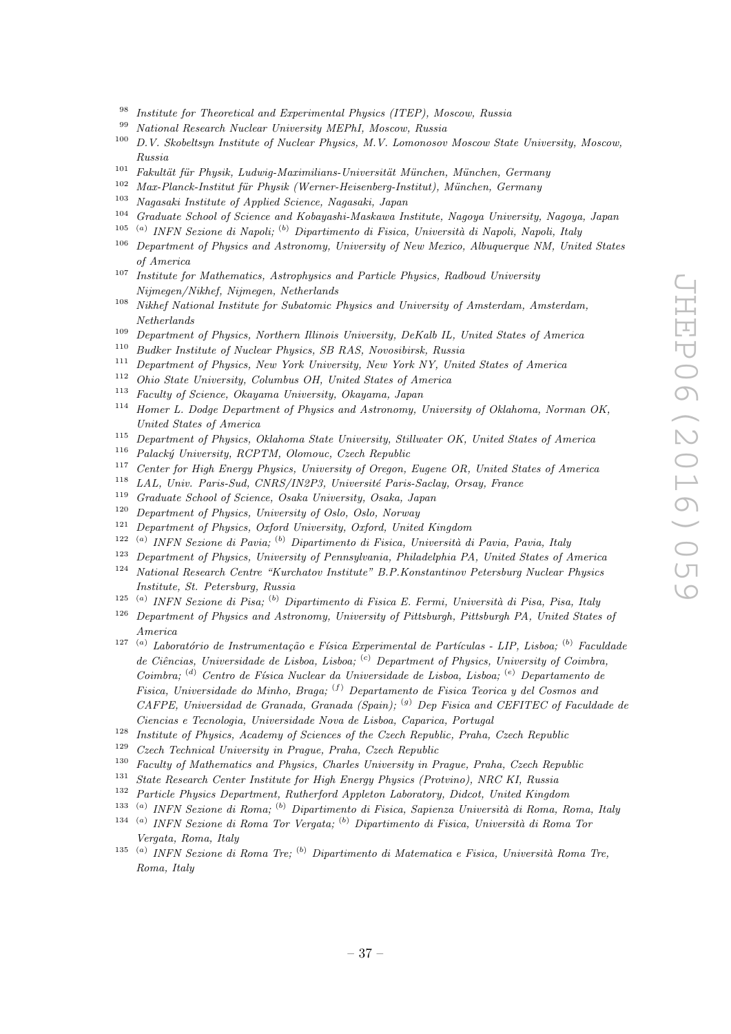[98] Institute for Theoretical and Experimental Physics (ITEP), Moscow, Russia
[99] National Research Nuclear University MEPhI, Moscow, Russia
[100] D.V. Skobeltsyn Institute of Nuclear Physics, M.V. Lomonosov Moscow State University, Moscow, Russia
[101] Fakultät für Physik, Ludwig-Maximilians-Universität München, München, Germany
[102] Max-Planck-Institut für Physik (Werner-Heisenberg-Institut), München, Germany
[103] Nagasaki Institute of Applied Science, Nagasaki, Japan
[104] Graduate School of Science and Kobayashi-Maskawa Institute, Nagoya University, Nagoya, Japan
[105] [(a)] INFN Sezione di Napoli; [(b)] Dipartimento di Fisica, Università di Napoli, Napoli, Italy
[106] Department of Physics and Astronomy, University of New Mexico, Albuquerque NM, United States of America
[107] Institute for Mathematics, Astrophysics and Particle Physics, Radboud University Nijmegen/Nikhef, Nijmegen, Netherlands
[108] Nikhef National Institute for Subatomic Physics and University of Amsterdam, Amsterdam, Netherlands
[109] Department of Physics, Northern Illinois University, DeKalb IL, United States of America
[110] Budker Institute of Nuclear Physics, SB RAS, Novosibirsk, Russia
[111] Department of Physics, New York University, New York NY, United States of America
[112] Ohio State University, Columbus OH, United States of America
[113] Faculty of Science, Okayama University, Okayama, Japan
[114] Homer L. Dodge Department of Physics and Astronomy, University of Oklahoma, Norman OK, United States of America
[115] Department of Physics, Oklahoma State University, Stillwater OK, United States of America
[116] Palacký University, RCPTM, Olomouc, Czech Republic
[117] Center for High Energy Physics, University of Oregon, Eugene OR, United States of America
[118] LAL, Univ. Paris-Sud, CNRS/IN2P3, Université Paris-Saclay, Orsay, France
[119] Graduate School of Science, Osaka University, Osaka, Japan
[120] Department of Physics, University of Oslo, Oslo, Norway
[121] Department of Physics, Oxford University, Oxford, United Kingdom
[122] [(a)] INFN Sezione di Pavia; [(b)] Dipartimento di Fisica, Università di Pavia, Pavia, Italy
[123] Department of Physics, University of Pennsylvania, Philadelphia PA, United States of America
[124] National Research Centre "Kurchatov Institute" B.P.Konstantinov Petersburg Nuclear Physics Institute, St. Petersburg, Russia
[125] [(a)] INFN Sezione di Pisa; [(b)] Dipartimento di Fisica E. Fermi, Università di Pisa, Pisa, Italy
[126] Department of Physics and Astronomy, University of Pittsburgh, Pittsburgh PA, United States of America
[127] [(a)] Laboratório de Instrumentação e Física Experimental de Partículas - LIP, Lisboa; [(b)] Faculdade de Ciências, Universidade de Lisboa, Lisboa; [(c)] Department of Physics, University of Coimbra, Coimbra; [(d)] Centro de Física Nuclear da Universidade de Lisboa, Lisboa; [(e)] Departamento de Fisica, Universidade do Minho, Braga; [(f)] Departamento de Fisica Teorica y del Cosmos and CAFPE, Universidad de Granada, Granada (Spain); [(g)] Dep Fisica and CEFITEC of Faculdade de Ciencias e Tecnologia, Universidade Nova de Lisboa, Caparica, Portugal
[128] Institute of Physics, Academy of Sciences of the Czech Republic, Praha, Czech Republic
[129] Czech Technical University in Prague, Praha, Czech Republic
[130] Faculty of Mathematics and Physics, Charles University in Prague, Praha, Czech Republic
[131] State Research Center Institute for High Energy Physics (Protvino), NRC KI, Russia
[132] Particle Physics Department, Rutherford Appleton Laboratory, Didcot, United Kingdom
[133] [(a)] INFN Sezione di Roma; [(b)] Dipartimento di Fisica, Sapienza Università di Roma, Roma, Italy
[134] [(a)] INFN Sezione di Roma Tor Vergata; [(b)] Dipartimento di Fisica, Università di Roma Tor Vergata, Roma, Italy
[135] [(a)] INFN Sezione di Roma Tre; [(b)] Dipartimento di Matematica e Fisica, Università Roma Tre, Roma, Italy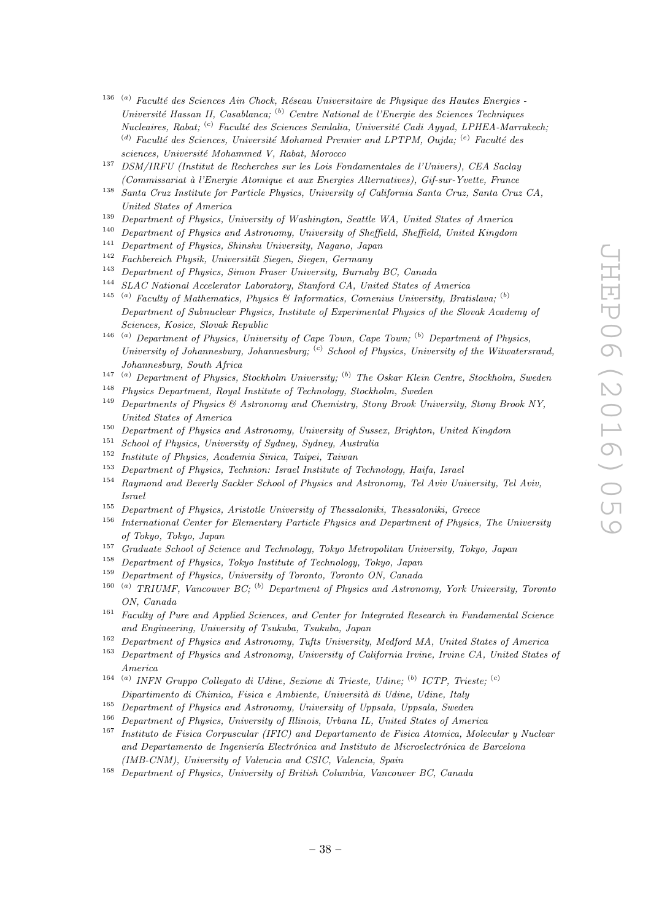[136] [(a)] *Faculté des Sciences Ain Chock, Réseau Universitaire de Physique des Hautes Energies - Université Hassan II, Casablanca;* [(b)] *Centre National de l'Energie des Sciences Techniques Nucleaires, Rabat;* [(c)] *Faculté des Sciences Semlalia, Université Cadi Ayyad, LPHEA-Marrakech;* [(d)] *Faculté des Sciences, Université Mohamed Premier and LPTPM, Oujda;* [(e)] *Faculté des sciences, Université Mohammed V, Rabat, Morocco*

[137] *DSM/IRFU (Institut de Recherches sur les Lois Fondamentales de l'Univers), CEA Saclay (Commissariat à l'Energie Atomique et aux Energies Alternatives), Gif-sur-Yvette, France*

[138] *Santa Cruz Institute for Particle Physics, University of California Santa Cruz, Santa Cruz CA, United States of America*

[139] *Department of Physics, University of Washington, Seattle WA, United States of America*

[140] *Department of Physics and Astronomy, University of Sheffield, Sheffield, United Kingdom*

[141] *Department of Physics, Shinshu University, Nagano, Japan*

[142] *Fachbereich Physik, Universität Siegen, Siegen, Germany*

[143] *Department of Physics, Simon Fraser University, Burnaby BC, Canada*

[144] *SLAC National Accelerator Laboratory, Stanford CA, United States of America*

[145] [(a)] *Faculty of Mathematics, Physics & Informatics, Comenius University, Bratislava;* [(b)] *Department of Subnuclear Physics, Institute of Experimental Physics of the Slovak Academy of Sciences, Kosice, Slovak Republic*

[146] [(a)] *Department of Physics, University of Cape Town, Cape Town;* [(b)] *Department of Physics, University of Johannesburg, Johannesburg;* [(c)] *School of Physics, University of the Witwatersrand, Johannesburg, South Africa*

[147] [(a)] *Department of Physics, Stockholm University;* [(b)] *The Oskar Klein Centre, Stockholm, Sweden*

[148] *Physics Department, Royal Institute of Technology, Stockholm, Sweden*

[149] *Departments of Physics & Astronomy and Chemistry, Stony Brook University, Stony Brook NY, United States of America*

[150] *Department of Physics and Astronomy, University of Sussex, Brighton, United Kingdom*

[151] *School of Physics, University of Sydney, Sydney, Australia*

[152] *Institute of Physics, Academia Sinica, Taipei, Taiwan*

[153] *Department of Physics, Technion: Israel Institute of Technology, Haifa, Israel*

[154] *Raymond and Beverly Sackler School of Physics and Astronomy, Tel Aviv University, Tel Aviv, Israel*

[155] *Department of Physics, Aristotle University of Thessaloniki, Thessaloniki, Greece*

[156] *International Center for Elementary Particle Physics and Department of Physics, The University of Tokyo, Tokyo, Japan*

[157] *Graduate School of Science and Technology, Tokyo Metropolitan University, Tokyo, Japan*

[158] *Department of Physics, Tokyo Institute of Technology, Tokyo, Japan*

[159] *Department of Physics, University of Toronto, Toronto ON, Canada*

[160] [(a)] *TRIUMF, Vancouver BC;* [(b)] *Department of Physics and Astronomy, York University, Toronto ON, Canada*

[161] *Faculty of Pure and Applied Sciences, and Center for Integrated Research in Fundamental Science and Engineering, University of Tsukuba, Tsukuba, Japan*

[162] *Department of Physics and Astronomy, Tufts University, Medford MA, United States of America*

[163] *Department of Physics and Astronomy, University of California Irvine, Irvine CA, United States of America*

[164] [(a)] *INFN Gruppo Collegato di Udine, Sezione di Trieste, Udine;* [(b)] *ICTP, Trieste;* [(c)] *Dipartimento di Chimica, Fisica e Ambiente, Università di Udine, Udine, Italy*

[165] *Department of Physics and Astronomy, University of Uppsala, Uppsala, Sweden*

[166] *Department of Physics, University of Illinois, Urbana IL, United States of America*

[167] *Instituto de Fisica Corpuscular (IFIC) and Departamento de Fisica Atomica, Molecular y Nuclear and Departamento de Ingeniería Electrónica and Instituto de Microelectrónica de Barcelona (IMB-CNM), University of Valencia and CSIC, Valencia, Spain*

[168] *Department of Physics, University of British Columbia, Vancouver BC, Canada*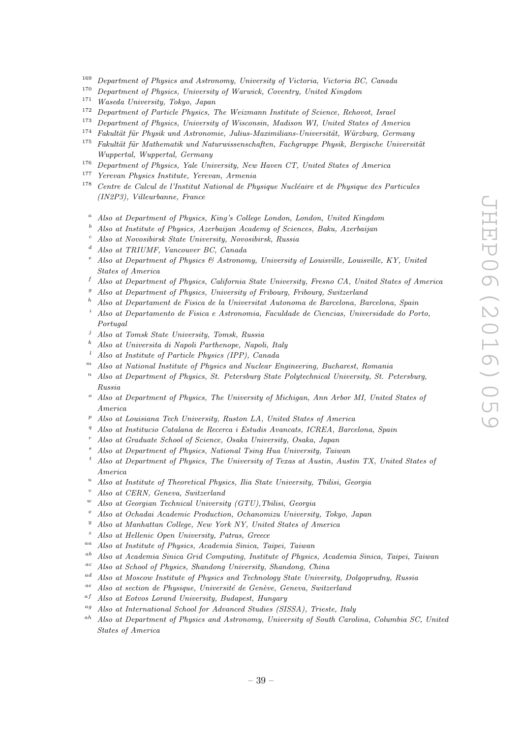[169] *Department of Physics and Astronomy, University of Victoria, Victoria BC, Canada*
[170] *Department of Physics, University of Warwick, Coventry, United Kingdom*
[171] *Waseda University, Tokyo, Japan*
[172] *Department of Particle Physics, The Weizmann Institute of Science, Rehovot, Israel*
[173] *Department of Physics, University of Wisconsin, Madison WI, United States of America*
[174] *Fakultät für Physik und Astronomie, Julius-Maximilians-Universität, Würzburg, Germany*
[175] *Fakultät für Mathematik und Naturwissenschaften, Fachgruppe Physik, Bergische Universität Wuppertal, Wuppertal, Germany*
[176] *Department of Physics, Yale University, New Haven CT, United States of America*
[177] *Yerevan Physics Institute, Yerevan, Armenia*
[178] *Centre de Calcul de l'Institut National de Physique Nucléaire et de Physique des Particules (IN2P3), Villeurbanne, France*

[a] *Also at Department of Physics, King's College London, London, United Kingdom*
[b] *Also at Institute of Physics, Azerbaijan Academy of Sciences, Baku, Azerbaijan*
[c] *Also at Novosibirsk State University, Novosibirsk, Russia*
[d] *Also at TRIUMF, Vancouver BC, Canada*
[e] *Also at Department of Physics & Astronomy, University of Louisville, Louisville, KY, United States of America*
[f] *Also at Department of Physics, California State University, Fresno CA, United States of America*
[g] *Also at Department of Physics, University of Fribourg, Fribourg, Switzerland*
[h] *Also at Departament de Fisica de la Universitat Autonoma de Barcelona, Barcelona, Spain*
[i] *Also at Departamento de Fisica e Astronomia, Faculdade de Ciencias, Universidade do Porto, Portugal*
[j] *Also at Tomsk State University, Tomsk, Russia*
[k] *Also at Universita di Napoli Parthenope, Napoli, Italy*
[l] *Also at Institute of Particle Physics (IPP), Canada*
[m] *Also at National Institute of Physics and Nuclear Engineering, Bucharest, Romania*
[n] *Also at Department of Physics, St. Petersburg State Polytechnical University, St. Petersburg, Russia*
[o] *Also at Department of Physics, The University of Michigan, Ann Arbor MI, United States of America*
[p] *Also at Louisiana Tech University, Ruston LA, United States of America*
[q] *Also at Institucio Catalana de Recerca i Estudis Avancats, ICREA, Barcelona, Spain*
[r] *Also at Graduate School of Science, Osaka University, Osaka, Japan*
[s] *Also at Department of Physics, National Tsing Hua University, Taiwan*
[t] *Also at Department of Physics, The University of Texas at Austin, Austin TX, United States of America*
[u] *Also at Institute of Theoretical Physics, Ilia State University, Tbilisi, Georgia*
[v] *Also at CERN, Geneva, Switzerland*
[w] *Also at Georgian Technical University (GTU),Tbilisi, Georgia*
[x] *Also at Ochadai Academic Production, Ochanomizu University, Tokyo, Japan*
[y] *Also at Manhattan College, New York NY, United States of America*
[z] *Also at Hellenic Open University, Patras, Greece*
[aa] *Also at Institute of Physics, Academia Sinica, Taipei, Taiwan*
[ab] *Also at Academia Sinica Grid Computing, Institute of Physics, Academia Sinica, Taipei, Taiwan*
[ac] *Also at School of Physics, Shandong University, Shandong, China*
[ad] *Also at Moscow Institute of Physics and Technology State University, Dolgoprudny, Russia*
[ae] *Also at section de Physique, Université de Genève, Geneva, Switzerland*
[af] *Also at Eotvos Lorand University, Budapest, Hungary*
[ag] *Also at International School for Advanced Studies (SISSA), Trieste, Italy*
[ah] *Also at Department of Physics and Astronomy, University of South Carolina, Columbia SC, United States of America*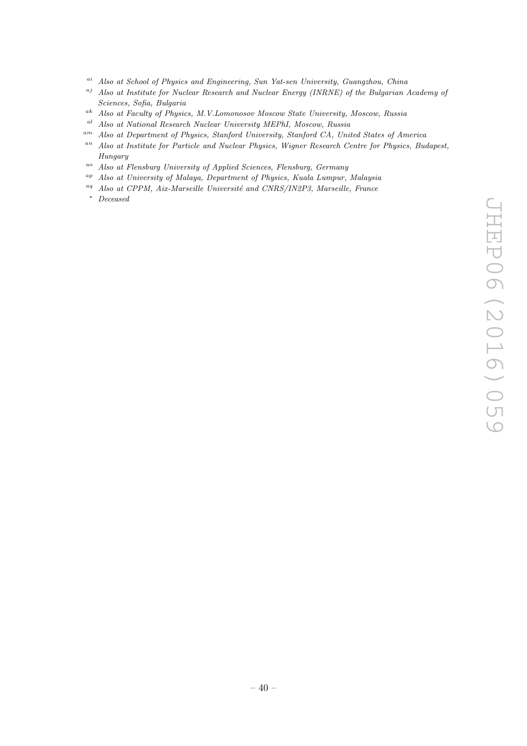[ai] *Also at School of Physics and Engineering, Sun Yat-sen University, Guangzhou, China*

[aj] *Also at Institute for Nuclear Research and Nuclear Energy (INRNE) of the Bulgarian Academy of Sciences, Sofia, Bulgaria*

[ak] *Also at Faculty of Physics, M.V.Lomonosov Moscow State University, Moscow, Russia*

[al] *Also at National Research Nuclear University MEPhI, Moscow, Russia*

[am] *Also at Department of Physics, Stanford University, Stanford CA, United States of America*

[an] *Also at Institute for Particle and Nuclear Physics, Wigner Research Centre for Physics, Budapest, Hungary*

[ao] *Also at Flensburg University of Applied Sciences, Flensburg, Germany*

[ap] *Also at University of Malaya, Department of Physics, Kuala Lumpur, Malaysia*

[aq] *Also at CPPM, Aix-Marseille Université and CNRS/IN2P3, Marseille, France*

[*] *Deceased*